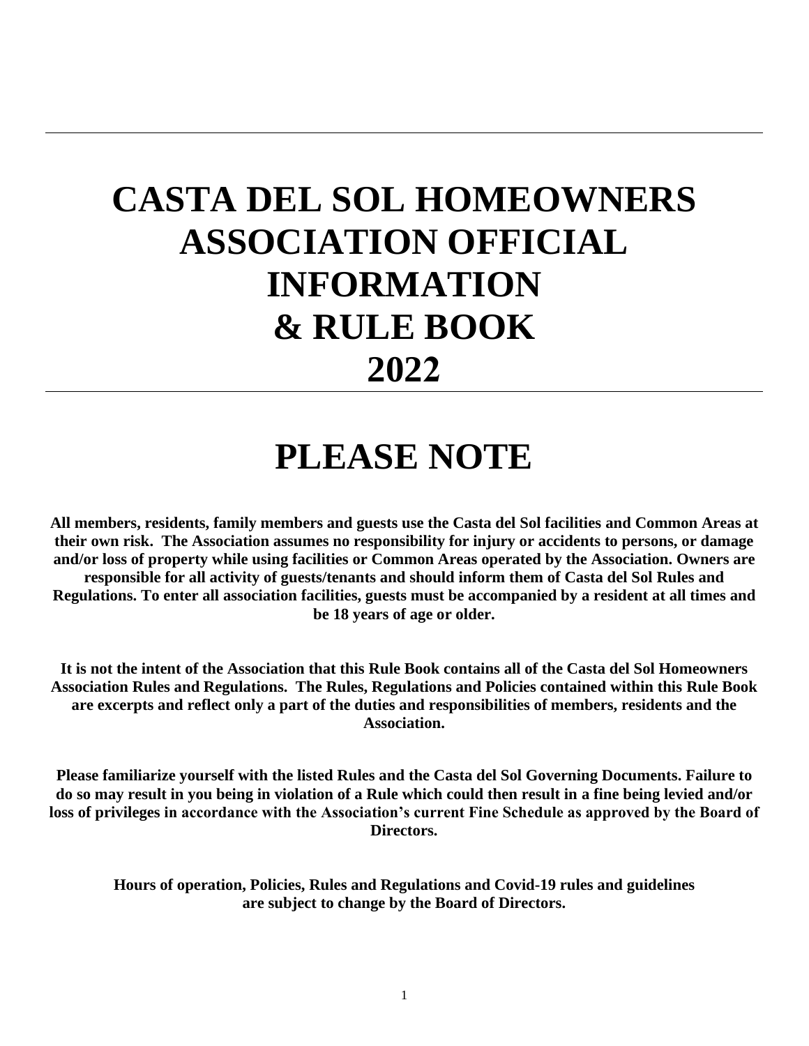# CASTA DEL SOL HOMEOWNERS ASSOCIATION OFFICIAL INFORMATION & RULE BOOK 2022

---

# PLEASE NOTE

**All members, residents, family members and guests use the Casta del Sol facilities and Common Areas at their own risk. The Association assumes no responsibility for injury or accidents to persons, or damage and/or loss of property while using facilities or Common Areas operated by the Association. Owners are responsible for all activity of guests/tenants and should inform them of Casta del Sol Rules and Regulations. To enter all association facilities, guests must be accompanied by a resident at all times and be 18 years of age or older.**

**It is not the intent of the Association that this Rule Book contains all of the Casta del Sol Homeowners Association Rules and Regulations. The Rules, Regulations and Policies contained within this Rule Book are excerpts and reflect only a part of the duties and responsibilities of members, residents and the Association.**

**Please familiarize yourself with the listed Rules and the Casta del Sol Governing Documents. Failure to do so may result in you being in violation of a Rule which could then result in a fine being levied and/or loss of privileges in accordance with the Association's current Fine Schedule as approved by the Board of Directors.**

**Hours of operation, Policies, Rules and Regulations and Covid-19 rules and guidelines are subject to change by the Board of Directors.**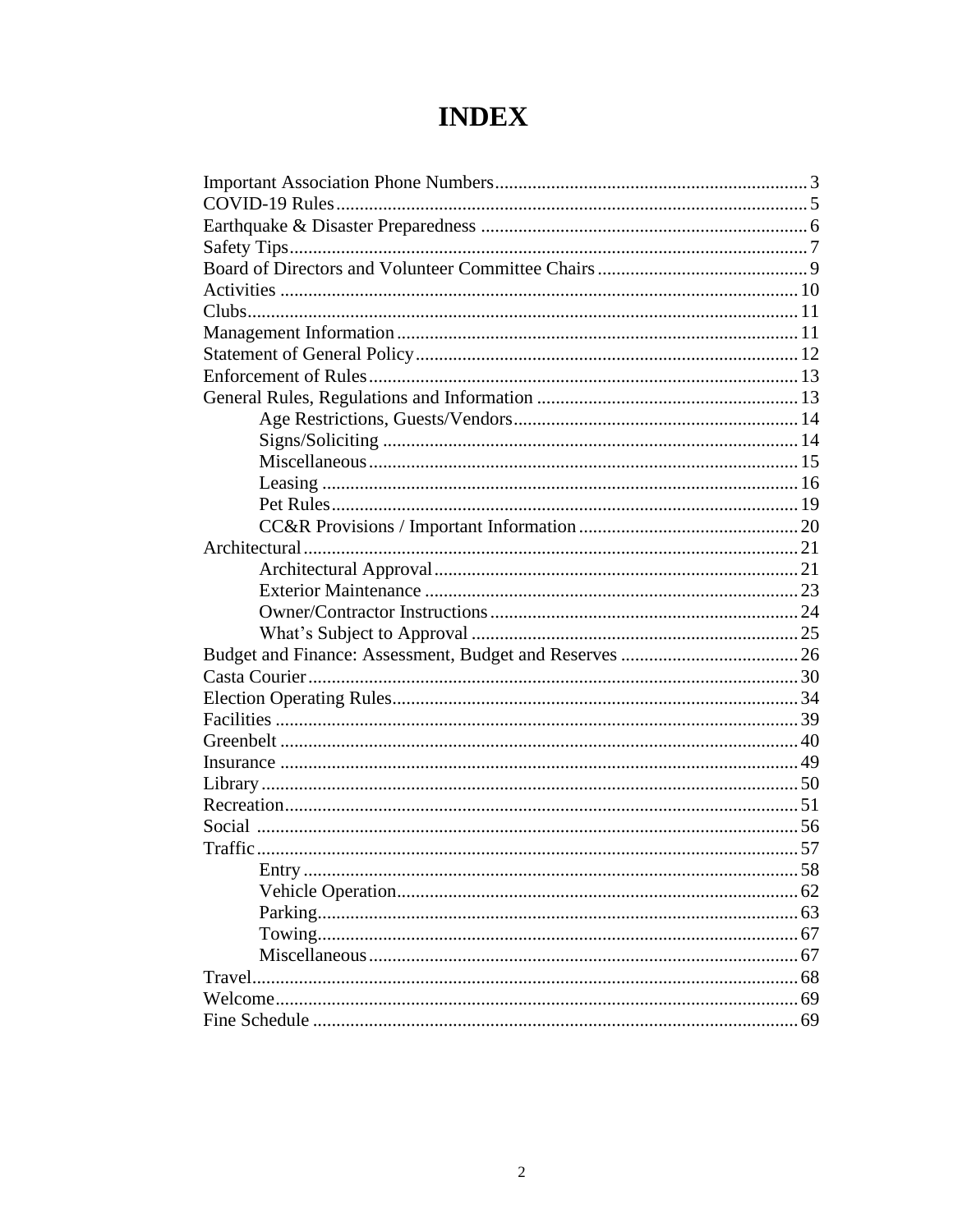# INDEX

| | |
|---|---|
| Important Association Phone Numbers | 3 |
| COVID-19 Rules | 5 |
| Earthquake & Disaster Preparedness | 6 |
| Safety Tips | 7 |
| Board of Directors and Volunteer Committee Chairs | 9 |
| Activities | 10 |
| Clubs | 11 |
| Management Information | 11 |
| Statement of General Policy | 12 |
| Enforcement of Rules | 13 |
| General Rules, Regulations and Information | 13 |
| &nbsp;&nbsp;&nbsp;&nbsp;Age Restrictions, Guests/Vendors | 14 |
| &nbsp;&nbsp;&nbsp;&nbsp;Signs/Soliciting | 14 |
| &nbsp;&nbsp;&nbsp;&nbsp;Miscellaneous | 15 |
| &nbsp;&nbsp;&nbsp;&nbsp;Leasing | 16 |
| &nbsp;&nbsp;&nbsp;&nbsp;Pet Rules | 19 |
| &nbsp;&nbsp;&nbsp;&nbsp;CC&R Provisions / Important Information | 20 |
| Architectural | 21 |
| &nbsp;&nbsp;&nbsp;&nbsp;Architectural Approval | 21 |
| &nbsp;&nbsp;&nbsp;&nbsp;Exterior Maintenance | 23 |
| &nbsp;&nbsp;&nbsp;&nbsp;Owner/Contractor Instructions | 24 |
| &nbsp;&nbsp;&nbsp;&nbsp;What's Subject to Approval | 25 |
| Budget and Finance: Assessment, Budget and Reserves | 26 |
| Casta Courier | 30 |
| Election Operating Rules | 34 |
| Facilities | 39 |
| Greenbelt | 40 |
| Insurance | 49 |
| Library | 50 |
| Recreation | 51 |
| Social | 56 |
| Traffic | 57 |
| &nbsp;&nbsp;&nbsp;&nbsp;Entry | 58 |
| &nbsp;&nbsp;&nbsp;&nbsp;Vehicle Operation | 62 |
| &nbsp;&nbsp;&nbsp;&nbsp;Parking | 63 |
| &nbsp;&nbsp;&nbsp;&nbsp;Towing | 67 |
| &nbsp;&nbsp;&nbsp;&nbsp;Miscellaneous | 67 |
| Travel | 68 |
| Welcome | 69 |
| Fine Schedule | 69 |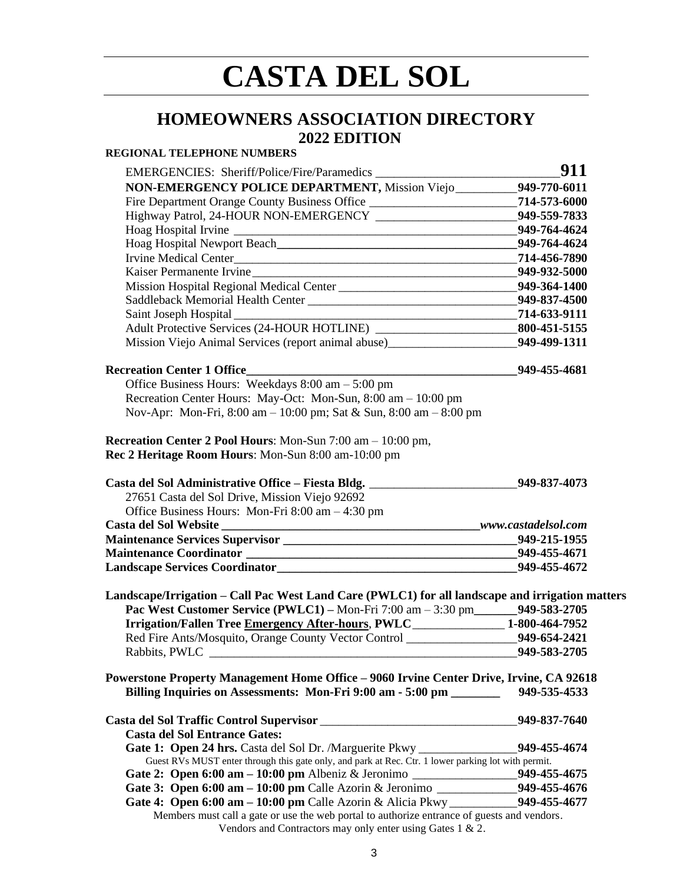# CASTA DEL SOL

## HOMEOWNERS ASSOCIATION DIRECTORY
## 2022 EDITION

**REGIONAL TELEPHONE NUMBERS**

| | |
|---|---|
| EMERGENCIES: Sheriff/Police/Fire/Paramedics | **911** |
| **NON-EMERGENCY POLICE DEPARTMENT,** Mission Viejo | **949-770-6011** |
| Fire Department Orange County Business Office | **714-573-6000** |
| Highway Patrol, 24-HOUR NON-EMERGENCY | **949-559-7833** |
| Hoag Hospital Irvine | **949-764-4624** |
| Hoag Hospital Newport Beach | **949-764-4624** |
| Irvine Medical Center | **714-456-7890** |
| Kaiser Permanente Irvine | **949-932-5000** |
| Mission Hospital Regional Medical Center | **949-364-1400** |
| Saddleback Memorial Health Center | **949-837-4500** |
| Saint Joseph Hospital | **714-633-9111** |
| Adult Protective Services (24-HOUR HOTLINE) | **800-451-5155** |
| Mission Viejo Animal Services (report animal abuse) | **949-499-1311** |

**Recreation Center 1 Office** — **949-455-4681**

Office Business Hours: Weekdays 8:00 am – 5:00 pm
Recreation Center Hours: May-Oct: Mon-Sun, 8:00 am – 10:00 pm
Nov-Apr: Mon-Fri, 8:00 am – 10:00 pm; Sat & Sun, 8:00 am – 8:00 pm

**Recreation Center 2 Pool Hours**: Mon-Sun 7:00 am – 10:00 pm,
**Rec 2 Heritage Room Hours**: Mon-Sun 8:00 am-10:00 pm

**Casta del Sol Administrative Office – Fiesta Bldg.** — **949-837-4073**

27651 Casta del Sol Drive, Mission Viejo 92692
Office Business Hours: Mon-Fri 8:00 am – 4:30 pm

| | |
|---|---|
| **Casta del Sol Website** | ***www.castadelsol.com*** |
| **Maintenance Services Supervisor** | **949-215-1955** |
| **Maintenance Coordinator** | **949-455-4671** |
| **Landscape Services Coordinator** | **949-455-4672** |

**Landscape/Irrigation – Call Pac West Land Care (PWLC1) for all landscape and irrigation matters**

| | |
|---|---|
| **Pac West Customer Service (PWLC1) –** Mon-Fri 7:00 am – 3:30 pm | **949-583-2705** |
| **Irrigation/Fallen Tree <u>Emergency After-hours</u>**, **PWLC** | **1-800-464-7952** |
| Red Fire Ants/Mosquito, Orange County Vector Control | **949-654-2421** |
| Rabbits, PWLC | **949-583-2705** |

**Powerstone Property Management Home Office – 9060 Irvine Center Drive, Irvine, CA 92618**
**Billing Inquiries on Assessments: Mon-Fri 9:00 am - 5:00 pm** — **949-535-4533**

**Casta del Sol Traffic Control Supervisor** — **949-837-7640**

**Casta del Sol Entrance Gates:**

| | |
|---|---|
| **Gate 1: Open 24 hrs.** Casta del Sol Dr. /Marguerite Pkwy | **949-455-4674** |
| Guest RVs MUST enter through this gate only, and park at Rec. Ctr. 1 lower parking lot with permit. | |
| **Gate 2: Open 6:00 am – 10:00 pm** Albeniz & Jeronimo | **949-455-4675** |
| **Gate 3: Open 6:00 am – 10:00 pm** Calle Azorin & Jeronimo | **949-455-4676** |
| **Gate 4: Open 6:00 am – 10:00 pm** Calle Azorin & Alicia Pkwy | **949-455-4677** |

Members must call a gate or use the web portal to authorize entrance of guests and vendors.
Vendors and Contractors may only enter using Gates 1 & 2.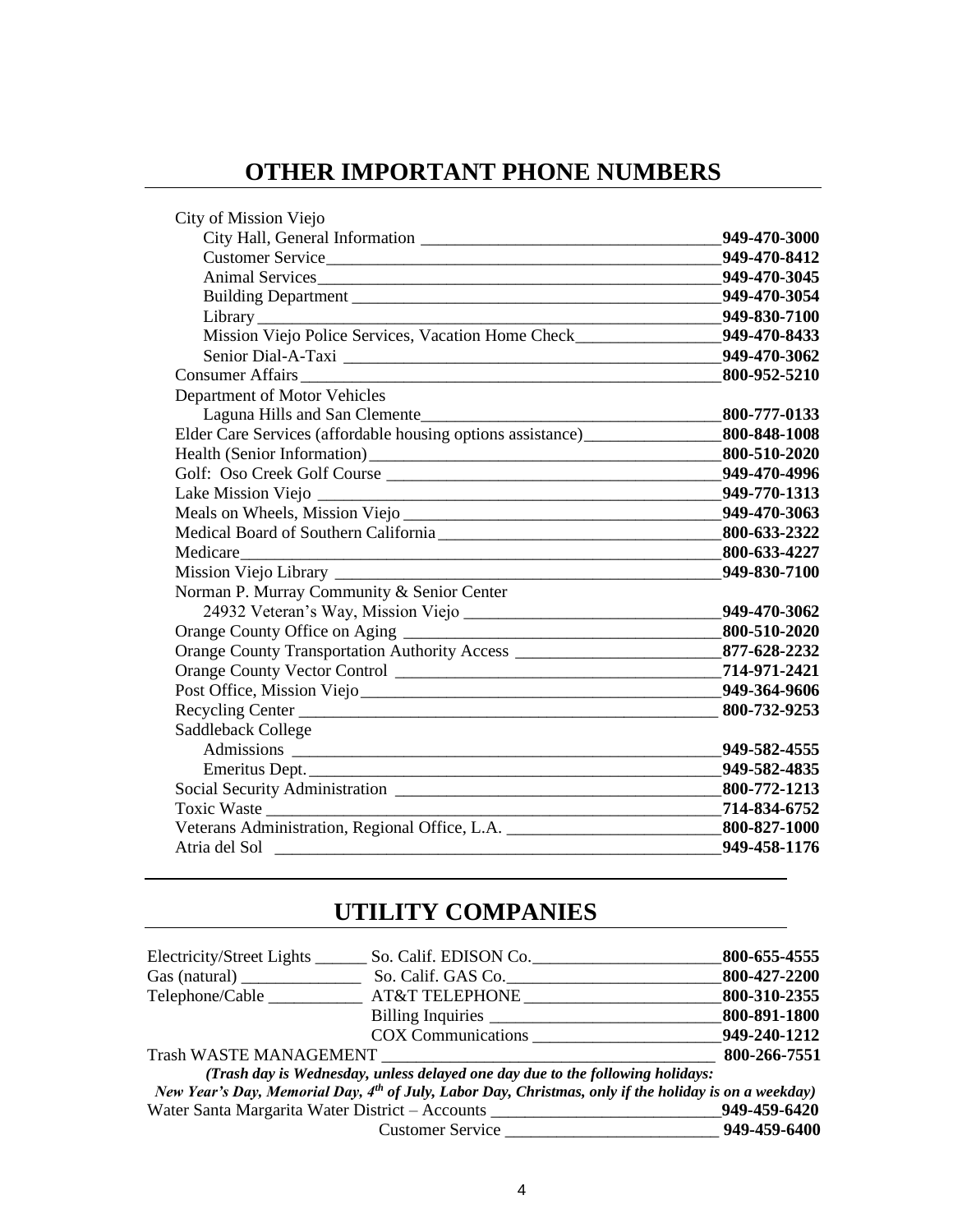## OTHER IMPORTANT PHONE NUMBERS

| | |
|---|---|
| City of Mission Viejo | |
| City Hall, General Information | **949-470-3000** |
| Customer Service | **949-470-8412** |
| Animal Services | **949-470-3045** |
| Building Department | **949-470-3054** |
| Library | **949-830-7100** |
| Mission Viejo Police Services, Vacation Home Check | **949-470-8433** |
| Senior Dial-A-Taxi | **949-470-3062** |
| Consumer Affairs | **800-952-5210** |
| Department of Motor Vehicles | |
| Laguna Hills and San Clemente | **800-777-0133** |
| Elder Care Services (affordable housing options assistance) | **800-848-1008** |
| Health (Senior Information) | **800-510-2020** |
| Golf: Oso Creek Golf Course | **949-470-4996** |
| Lake Mission Viejo | **949-770-1313** |
| Meals on Wheels, Mission Viejo | **949-470-3063** |
| Medical Board of Southern California | **800-633-2322** |
| Medicare | **800-633-4227** |
| Mission Viejo Library | **949-830-7100** |
| Norman P. Murray Community & Senior Center | |
| 24932 Veteran's Way, Mission Viejo | **949-470-3062** |
| Orange County Office on Aging | **800-510-2020** |
| Orange County Transportation Authority Access | **877-628-2232** |
| Orange County Vector Control | **714-971-2421** |
| Post Office, Mission Viejo | **949-364-9606** |
| Recycling Center | **800-732-9253** |
| Saddleback College | |
| Admissions | **949-582-4555** |
| Emeritus Dept. | **949-582-4835** |
| Social Security Administration | **800-772-1213** |
| Toxic Waste | **714-834-6752** |
| Veterans Administration, Regional Office, L.A. | **800-827-1000** |
| Atria del Sol | **949-458-1176** |

## UTILITY COMPANIES

| | | |
|---|---|---|
| Electricity/Street Lights | So. Calif. EDISON Co. | **800-655-4555** |
| Gas (natural) | So. Calif. GAS Co. | **800-427-2200** |
| Telephone/Cable | AT&T TELEPHONE | **800-310-2355** |
| | Billing Inquiries | **800-891-1800** |
| | COX Communications | **949-240-1212** |
| Trash WASTE MANAGEMENT | | **800-266-7551** |

***(Trash day is Wednesday, unless delayed one day due to the following holidays: New Year's Day, Memorial Day, 4th of July, Labor Day, Christmas, only if the holiday is on a weekday)***

| | | |
|---|---|---|
| Water Santa Margarita Water District – Accounts | | **949-459-6420** |
| | Customer Service | **949-459-6400** |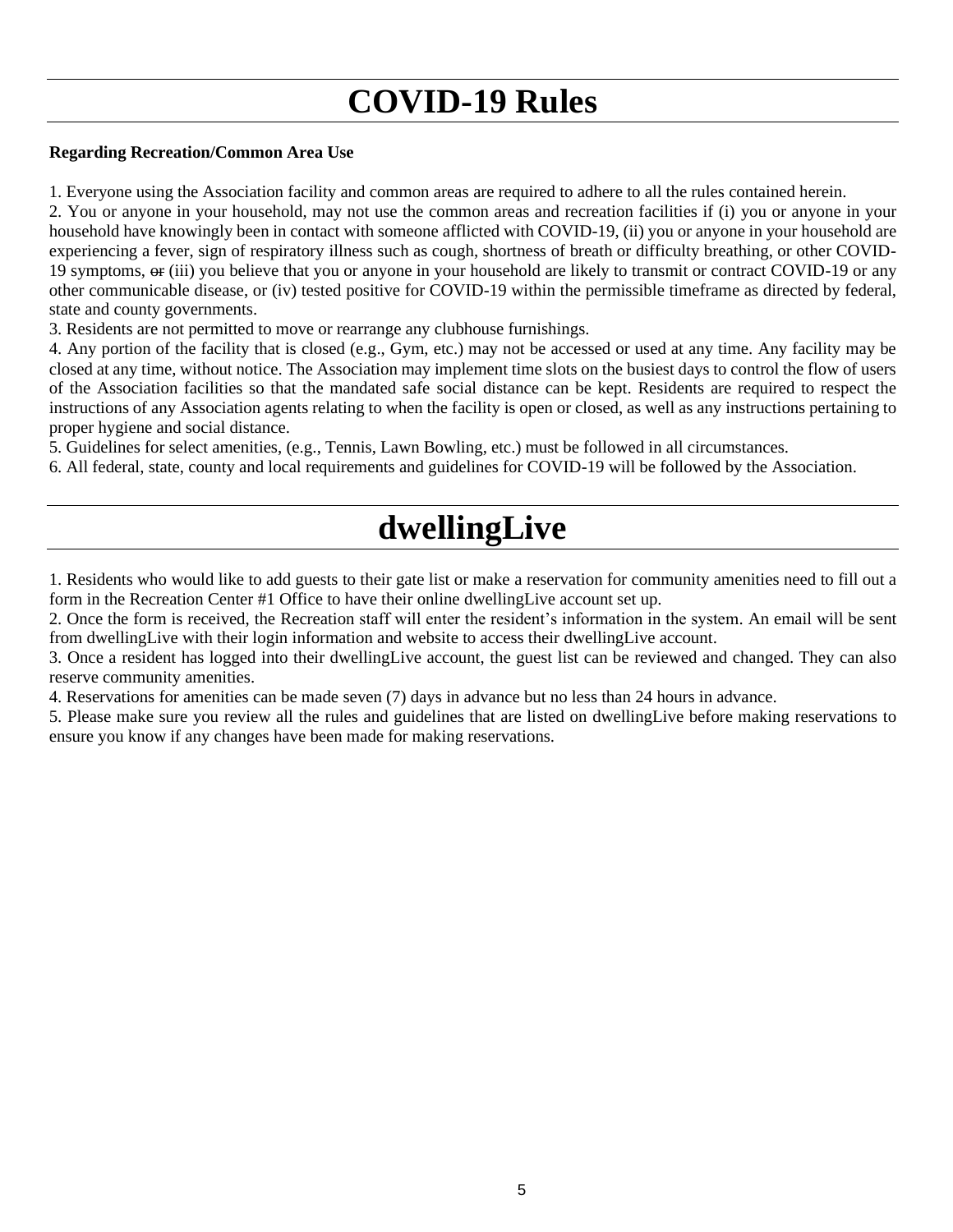# COVID-19 Rules

**Regarding Recreation/Common Area Use**

1. Everyone using the Association facility and common areas are required to adhere to all the rules contained herein.
2. You or anyone in your household, may not use the common areas and recreation facilities if (i) you or anyone in your household have knowingly been in contact with someone afflicted with COVID-19, (ii) you or anyone in your household are experiencing a fever, sign of respiratory illness such as cough, shortness of breath or difficulty breathing, or other COVID-19 symptoms, ~~or~~ (iii) you believe that you or anyone in your household are likely to transmit or contract COVID-19 or any other communicable disease, or (iv) tested positive for COVID-19 within the permissible timeframe as directed by federal, state and county governments.
3. Residents are not permitted to move or rearrange any clubhouse furnishings.
4. Any portion of the facility that is closed (e.g., Gym, etc.) may not be accessed or used at any time. Any facility may be closed at any time, without notice. The Association may implement time slots on the busiest days to control the flow of users of the Association facilities so that the mandated safe social distance can be kept. Residents are required to respect the instructions of any Association agents relating to when the facility is open or closed, as well as any instructions pertaining to proper hygiene and social distance.
5. Guidelines for select amenities, (e.g., Tennis, Lawn Bowling, etc.) must be followed in all circumstances.
6. All federal, state, county and local requirements and guidelines for COVID-19 will be followed by the Association.

# dwellingLive

1. Residents who would like to add guests to their gate list or make a reservation for community amenities need to fill out a form in the Recreation Center #1 Office to have their online dwellingLive account set up.
2. Once the form is received, the Recreation staff will enter the resident's information in the system. An email will be sent from dwellingLive with their login information and website to access their dwellingLive account.
3. Once a resident has logged into their dwellingLive account, the guest list can be reviewed and changed. They can also reserve community amenities.
4. Reservations for amenities can be made seven (7) days in advance but no less than 24 hours in advance.
5. Please make sure you review all the rules and guidelines that are listed on dwellingLive before making reservations to ensure you know if any changes have been made for making reservations.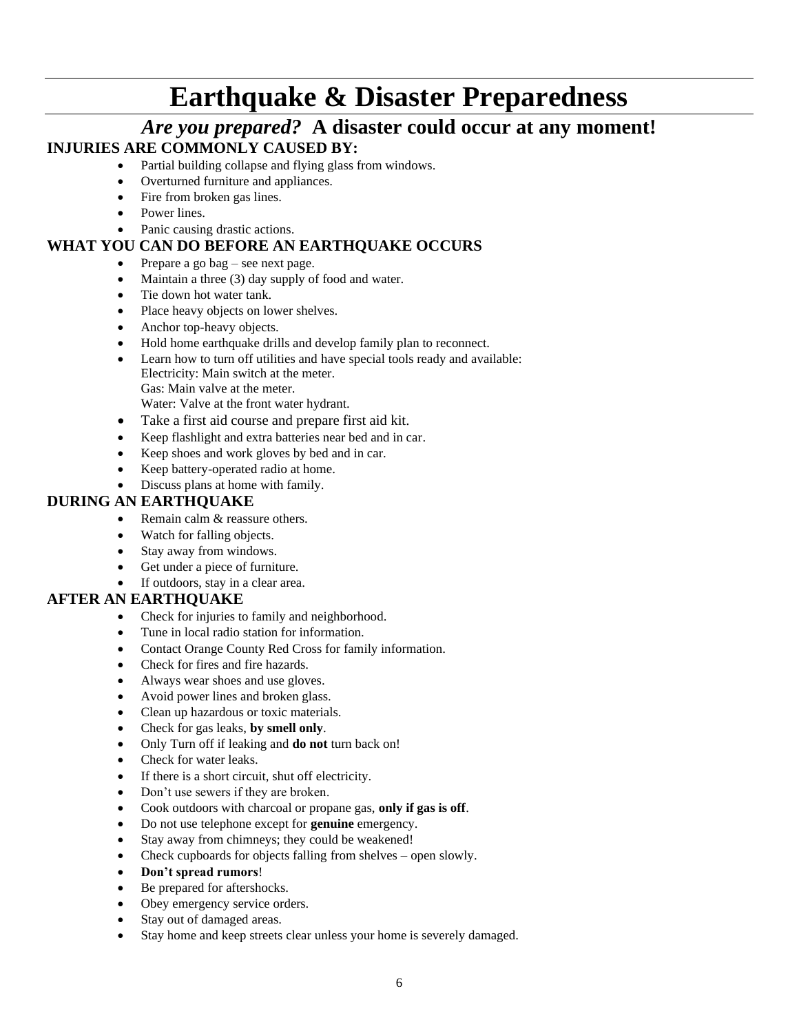# Earthquake & Disaster Preparedness

## *Are you prepared?* A disaster could occur at any moment!

### INJURIES ARE COMMONLY CAUSED BY:

- Partial building collapse and flying glass from windows.
- Overturned furniture and appliances.
- Fire from broken gas lines.
- Power lines.
- Panic causing drastic actions.

### WHAT YOU CAN DO BEFORE AN EARTHQUAKE OCCURS

- Prepare a go bag – see next page.
- Maintain a three (3) day supply of food and water.
- Tie down hot water tank.
- Place heavy objects on lower shelves.
- Anchor top-heavy objects.
- Hold home earthquake drills and develop family plan to reconnect.
- Learn how to turn off utilities and have special tools ready and available:
  Electricity: Main switch at the meter.
  Gas: Main valve at the meter.
  Water: Valve at the front water hydrant.
- Take a first aid course and prepare first aid kit.
- Keep flashlight and extra batteries near bed and in car.
- Keep shoes and work gloves by bed and in car.
- Keep battery-operated radio at home.
- Discuss plans at home with family.

### DURING AN EARTHQUAKE

- Remain calm & reassure others.
- Watch for falling objects.
- Stay away from windows.
- Get under a piece of furniture.
- If outdoors, stay in a clear area.

### AFTER AN EARTHQUAKE

- Check for injuries to family and neighborhood.
- Tune in local radio station for information.
- Contact Orange County Red Cross for family information.
- Check for fires and fire hazards.
- Always wear shoes and use gloves.
- Avoid power lines and broken glass.
- Clean up hazardous or toxic materials.
- Check for gas leaks, **by smell only**.
- Only Turn off if leaking and **do not** turn back on!
- Check for water leaks.
- If there is a short circuit, shut off electricity.
- Don't use sewers if they are broken.
- Cook outdoors with charcoal or propane gas, **only if gas is off**.
- Do not use telephone except for **genuine** emergency.
- Stay away from chimneys; they could be weakened!
- Check cupboards for objects falling from shelves – open slowly.
- **Don't spread rumors**!
- Be prepared for aftershocks.
- Obey emergency service orders.
- Stay out of damaged areas.
- Stay home and keep streets clear unless your home is severely damaged.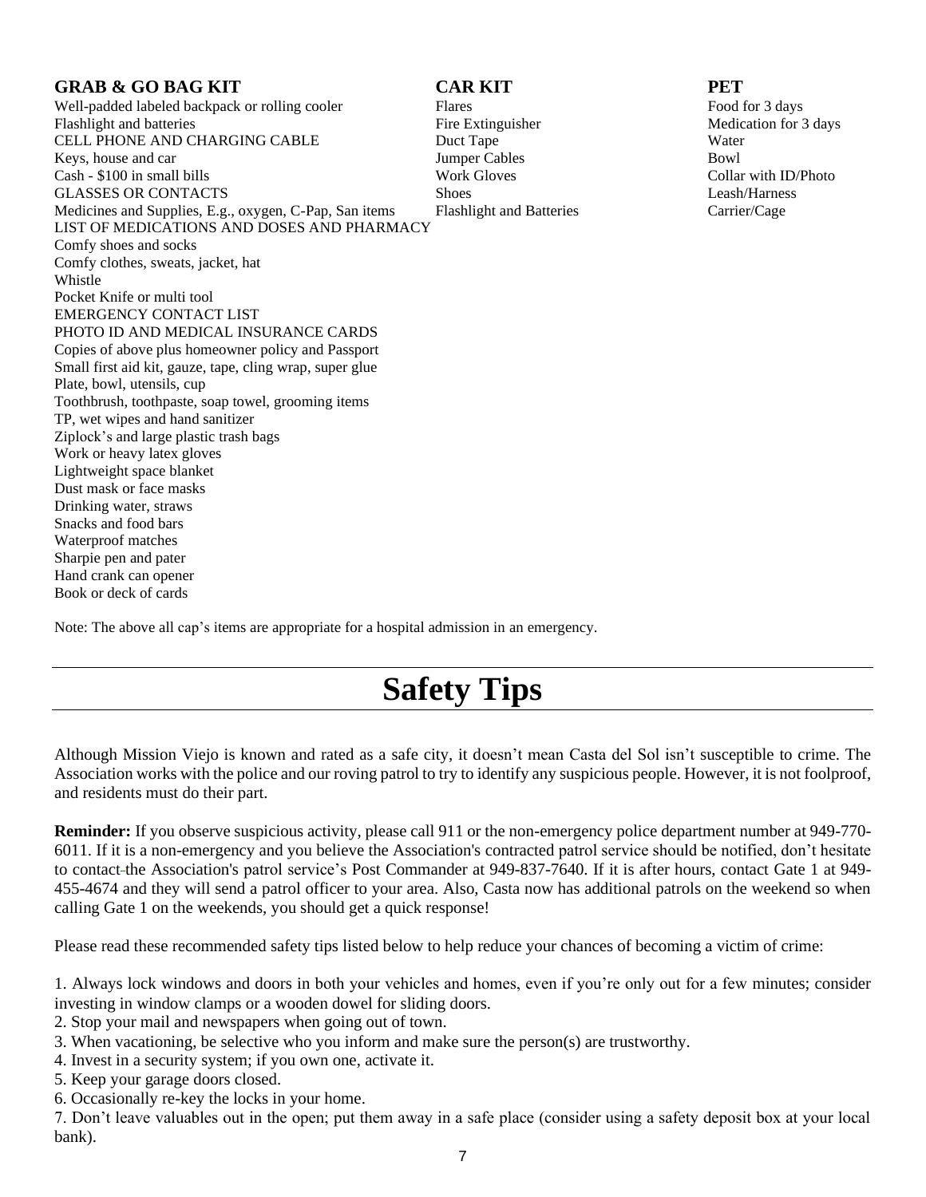### GRAB & GO BAG KIT

Well-padded labeled backpack or rolling cooler
Flashlight and batteries
CELL PHONE AND CHARGING CABLE
Keys, house and car
Cash - $100 in small bills
GLASSES OR CONTACTS
Medicines and Supplies, E.g., oxygen, C-Pap, San items
LIST OF MEDICATIONS AND DOSES AND PHARMACY
Comfy shoes and socks
Comfy clothes, sweats, jacket, hat
Whistle
Pocket Knife or multi tool
EMERGENCY CONTACT LIST
PHOTO ID AND MEDICAL INSURANCE CARDS
Copies of above plus homeowner policy and Passport
Small first aid kit, gauze, tape, cling wrap, super glue
Plate, bowl, utensils, cup
Toothbrush, toothpaste, soap towel, grooming items
TP, wet wipes and hand sanitizer
Ziplock's and large plastic trash bags
Work or heavy latex gloves
Lightweight space blanket
Dust mask or face masks
Drinking water, straws
Snacks and food bars
Waterproof matches
Sharpie pen and pater
Hand crank can opener
Book or deck of cards

### CAR KIT

Flares
Fire Extinguisher
Duct Tape
Jumper Cables
Work Gloves
Shoes
Flashlight and Batteries

### PET

Food for 3 days
Medication for 3 days
Water
Bowl
Collar with ID/Photo
Leash/Harness
Carrier/Cage

Note: The above all cap's items are appropriate for a hospital admission in an emergency.

# Safety Tips

Although Mission Viejo is known and rated as a safe city, it doesn't mean Casta del Sol isn't susceptible to crime. The Association works with the police and our roving patrol to try to identify any suspicious people. However, it is not foolproof, and residents must do their part.

**Reminder:** If you observe suspicious activity, please call 911 or the non-emergency police department number at 949-770-6011. If it is a non-emergency and you believe the Association's contracted patrol service should be notified, don't hesitate to contact the Association's patrol service's Post Commander at 949-837-7640. If it is after hours, contact Gate 1 at 949-455-4674 and they will send a patrol officer to your area. Also, Casta now has additional patrols on the weekend so when calling Gate 1 on the weekends, you should get a quick response!

Please read these recommended safety tips listed below to help reduce your chances of becoming a victim of crime:

1. Always lock windows and doors in both your vehicles and homes, even if you're only out for a few minutes; consider investing in window clamps or a wooden dowel for sliding doors.
2. Stop your mail and newspapers when going out of town.
3. When vacationing, be selective who you inform and make sure the person(s) are trustworthy.
4. Invest in a security system; if you own one, activate it.
5. Keep your garage doors closed.
6. Occasionally re-key the locks in your home.
7. Don't leave valuables out in the open; put them away in a safe place (consider using a safety deposit box at your local bank).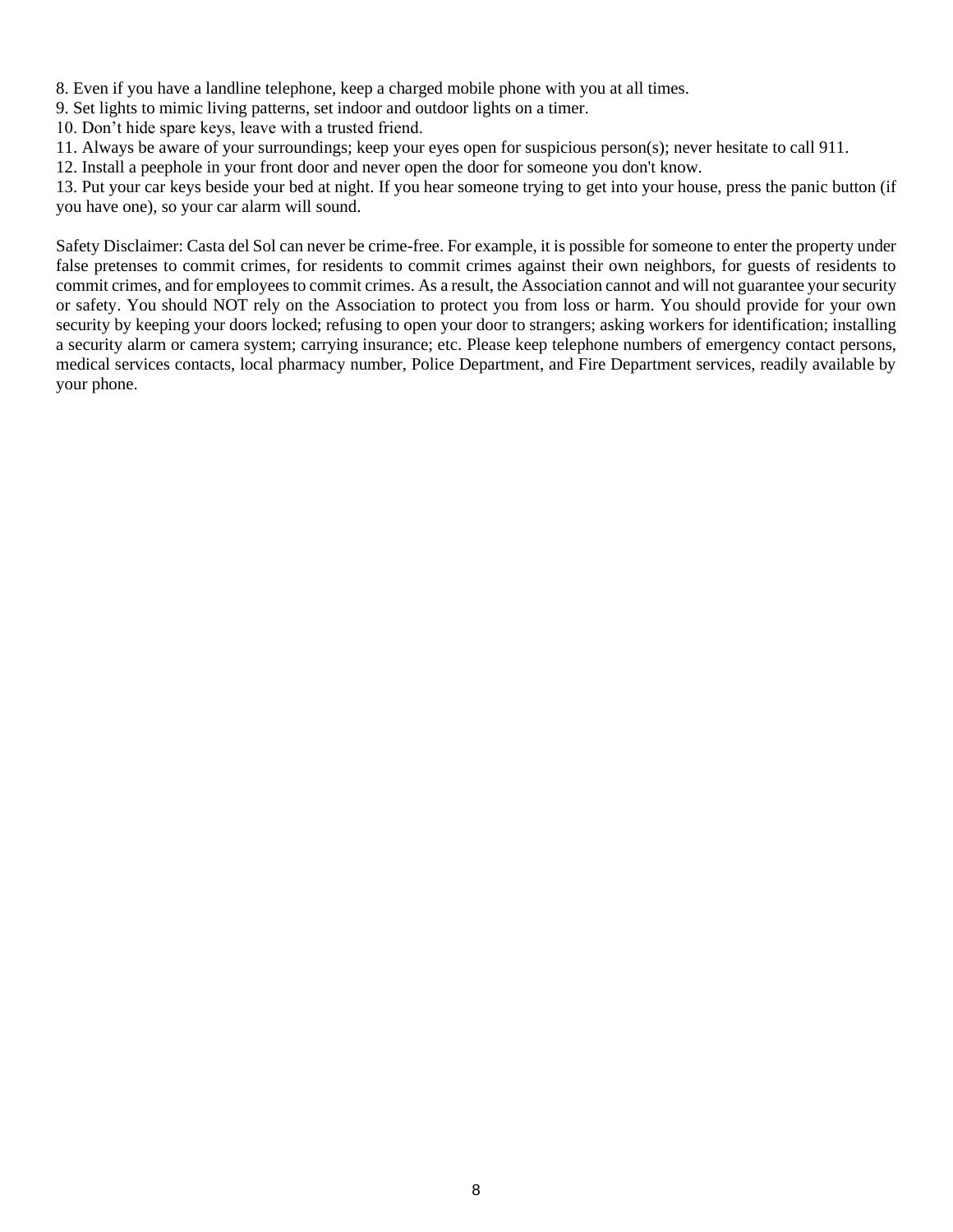8. Even if you have a landline telephone, keep a charged mobile phone with you at all times.
9. Set lights to mimic living patterns, set indoor and outdoor lights on a timer.
10. Don't hide spare keys, leave with a trusted friend.
11. Always be aware of your surroundings; keep your eyes open for suspicious person(s); never hesitate to call 911.
12. Install a peephole in your front door and never open the door for someone you don't know.
13. Put your car keys beside your bed at night. If you hear someone trying to get into your house, press the panic button (if you have one), so your car alarm will sound.

Safety Disclaimer: Casta del Sol can never be crime-free. For example, it is possible for someone to enter the property under false pretenses to commit crimes, for residents to commit crimes against their own neighbors, for guests of residents to commit crimes, and for employees to commit crimes. As a result, the Association cannot and will not guarantee your security or safety. You should NOT rely on the Association to protect you from loss or harm. You should provide for your own security by keeping your doors locked; refusing to open your door to strangers; asking workers for identification; installing a security alarm or camera system; carrying insurance; etc. Please keep telephone numbers of emergency contact persons, medical services contacts, local pharmacy number, Police Department, and Fire Department services, readily available by your phone.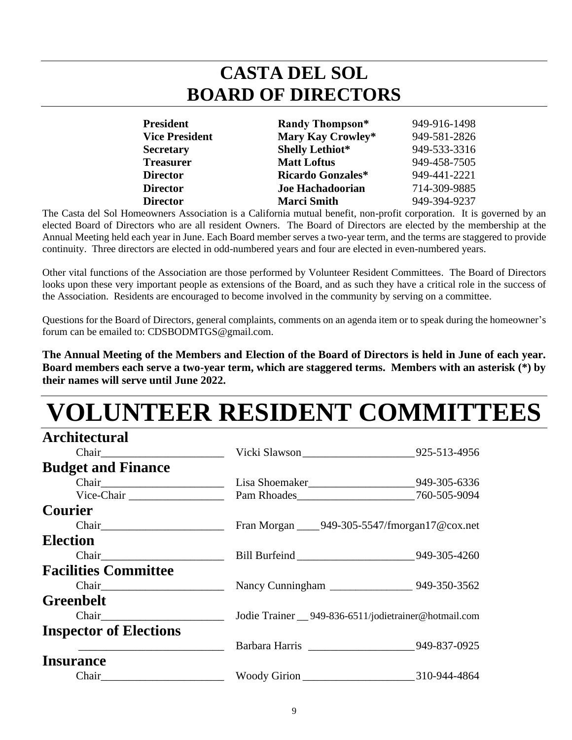# CASTA DEL SOL
# BOARD OF DIRECTORS

| | | |
|---|---|---|
| **President** | **Randy Thompson*** | 949-916-1498 |
| **Vice President** | **Mary Kay Crowley*** | 949-581-2826 |
| **Secretary** | **Shelly Lethiot*** | 949-533-3316 |
| **Treasurer** | **Matt Loftus** | 949-458-7505 |
| **Director** | **Ricardo Gonzales*** | 949-441-2221 |
| **Director** | **Joe Hachadoorian** | 714-309-9885 |
| **Director** | **Marci Smith** | 949-394-9237 |

The Casta del Sol Homeowners Association is a California mutual benefit, non-profit corporation. It is governed by an elected Board of Directors who are all resident Owners. The Board of Directors are elected by the membership at the Annual Meeting held each year in June. Each Board member serves a two-year term, and the terms are staggered to provide continuity. Three directors are elected in odd-numbered years and four are elected in even-numbered years.

Other vital functions of the Association are those performed by Volunteer Resident Committees. The Board of Directors looks upon these very important people as extensions of the Board, and as such they have a critical role in the success of the Association. Residents are encouraged to become involved in the community by serving on a committee.

Questions for the Board of Directors, general complaints, comments on an agenda item or to speak during the homeowner's forum can be emailed to: CDSBODMTGS@gmail.com.

**The Annual Meeting of the Members and Election of the Board of Directors is held in June of each year. Board members each serve a two-year term, which are staggered terms. Members with an asterisk (*) by their names will serve until June 2022.**

# VOLUNTEER RESIDENT COMMITTEES

## Architectural

Chair — Vicki Slawson — 925-513-4956

## Budget and Finance

Chair — Lisa Shoemaker — 949-305-6336

Vice-Chair — Pam Rhoades — 760-505-9094

## Courier

Chair — Fran Morgan — 949-305-5547/fmorgan17@cox.net

## Election

Chair — Bill Burfeind — 949-305-4260

## Facilities Committee

Chair — Nancy Cunningham — 949-350-3562

## Greenbelt

Chair — Jodie Trainer — 949-836-6511/jodietrainer@hotmail.com

## Inspector of Elections

Barbara Harris — 949-837-0925

## Insurance

Chair — Woody Girion — 310-944-4864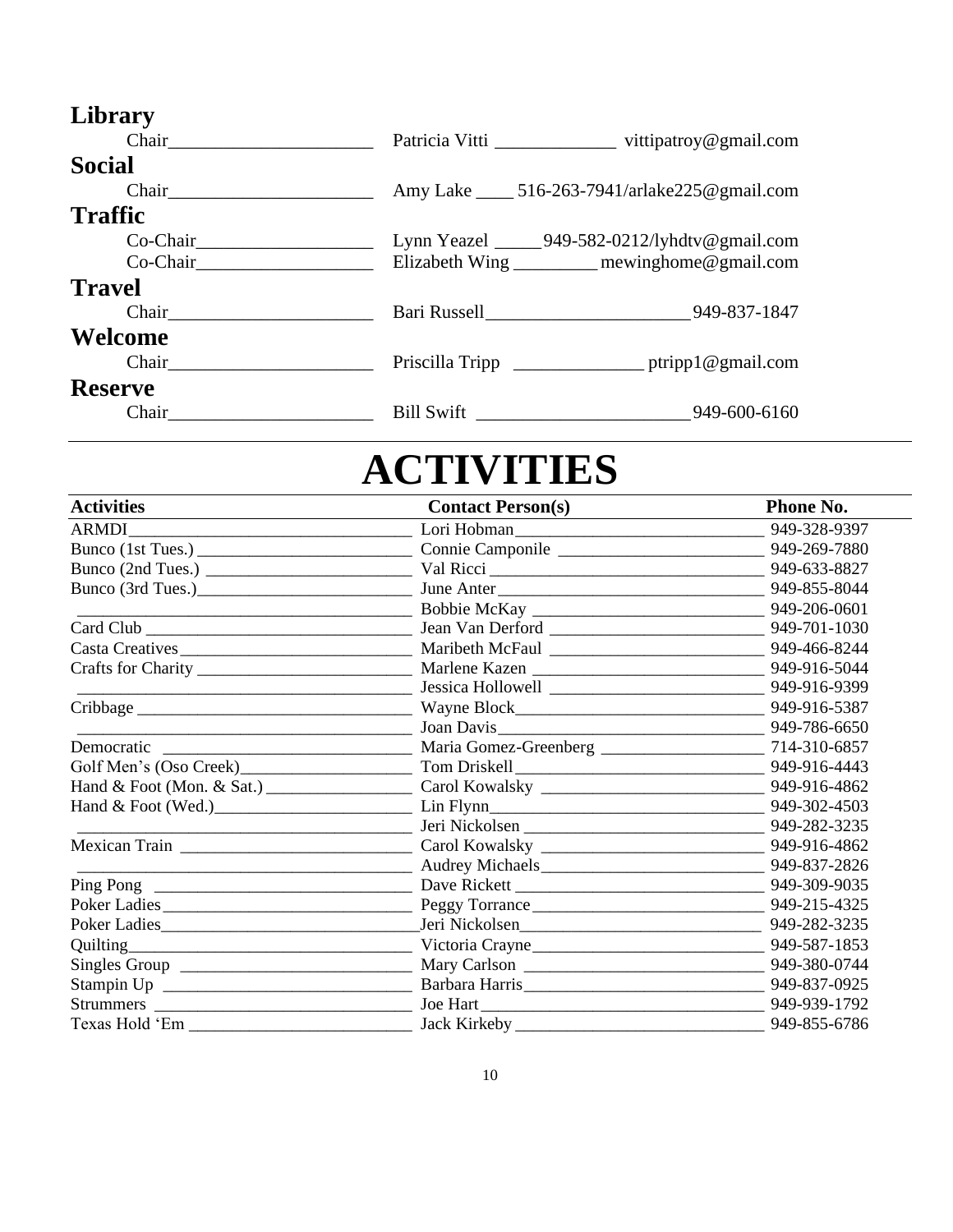## Library

| | | |
|---|---|---|
| Chair | Patricia Vitti | vittipatroy@gmail.com |

## Social

| | | |
|---|---|---|
| Chair | Amy Lake | 516-263-7941/arlake225@gmail.com |

## Traffic

| | | |
|---|---|---|
| Co-Chair | Lynn Yeazel | 949-582-0212/lyhdtv@gmail.com |
| Co-Chair | Elizabeth Wing | mewinghome@gmail.com |

## Travel

| | | |
|---|---|---|
| Chair | Bari Russell | 949-837-1847 |

## Welcome

| | | |
|---|---|---|
| Chair | Priscilla Tripp | ptripp1@gmail.com |

## Reserve

| | | |
|---|---|---|
| Chair | Bill Swift | 949-600-6160 |

# ACTIVITIES

| Activities | Contact Person(s) | Phone No. |
|---|---|---|
| ARMDI | Lori Hobman | 949-328-9397 |
| Bunco (1st Tues.) | Connie Camponile | 949-269-7880 |
| Bunco (2nd Tues.) | Val Ricci | 949-633-8827 |
| Bunco (3rd Tues.) | June Anter | 949-855-8044 |
| | Bobbie McKay | 949-206-0601 |
| Card Club | Jean Van Derford | 949-701-1030 |
| Casta Creatives | Maribeth McFaul | 949-466-8244 |
| Crafts for Charity | Marlene Kazen | 949-916-5044 |
| | Jessica Hollowell | 949-916-9399 |
| Cribbage | Wayne Block | 949-916-5387 |
| | Joan Davis | 949-786-6650 |
| Democratic | Maria Gomez-Greenberg | 714-310-6857 |
| Golf Men's (Oso Creek) | Tom Driskell | 949-916-4443 |
| Hand & Foot (Mon. & Sat.) | Carol Kowalsky | 949-916-4862 |
| Hand & Foot (Wed.) | Lin Flynn | 949-302-4503 |
| | Jeri Nickolsen | 949-282-3235 |
| Mexican Train | Carol Kowalsky | 949-916-4862 |
| | Audrey Michaels | 949-837-2826 |
| Ping Pong | Dave Rickett | 949-309-9035 |
| Poker Ladies | Peggy Torrance | 949-215-4325 |
| Poker Ladies | Jeri Nickolsen | 949-282-3235 |
| Quilting | Victoria Crayne | 949-587-1853 |
| Singles Group | Mary Carlson | 949-380-0744 |
| Stampin Up | Barbara Harris | 949-837-0925 |
| Strummers | Joe Hart | 949-939-1792 |
| Texas Hold 'Em | Jack Kirkeby | 949-855-6786 |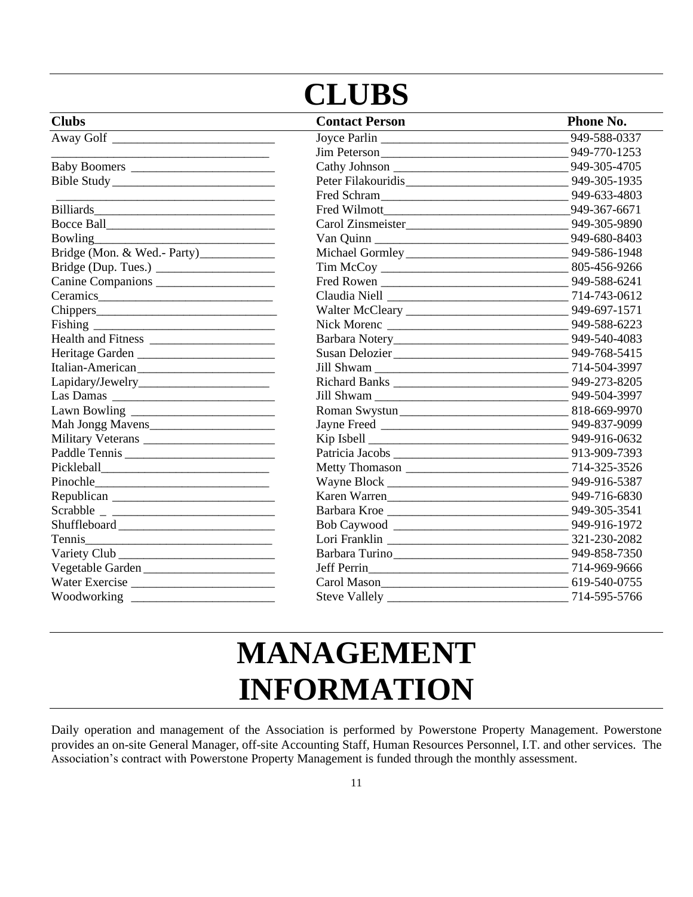# CLUBS

| Clubs | Contact Person | Phone No. |
|---|---|---|
| Away Golf | Joyce Parlin | 949-588-0337 |
| | Jim Peterson | 949-770-1253 |
| Baby Boomers | Cathy Johnson | 949-305-4705 |
| Bible Study | Peter Filakouridis | 949-305-1935 |
| | Fred Schram | 949-633-4803 |
| Billiards | Fred Wilmott | 949-367-6671 |
| Bocce Ball | Carol Zinsmeister | 949-305-9890 |
| Bowling | Van Quinn | 949-680-8403 |
| Bridge (Mon. & Wed.- Party) | Michael Gormley | 949-586-1948 |
| Bridge (Dup. Tues.) | Tim McCoy | 805-456-9266 |
| Canine Companions | Fred Rowen | 949-588-6241 |
| Ceramics | Claudia Niell | 714-743-0612 |
| Chippers | Walter McCleary | 949-697-1571 |
| Fishing | Nick Morenc | 949-588-6223 |
| Health and Fitness | Barbara Notery | 949-540-4083 |
| Heritage Garden | Susan Delozier | 949-768-5415 |
| Italian-American | Jill Shwam | 714-504-3997 |
| Lapidary/Jewelry | Richard Banks | 949-273-8205 |
| Las Damas | Jill Shwam | 949-504-3997 |
| Lawn Bowling | Roman Swystun | 818-669-9970 |
| Mah Jongg Mavens | Jayne Freed | 949-837-9099 |
| Military Veterans | Kip Isbell | 949-916-0632 |
| Paddle Tennis | Patricia Jacobs | 913-909-7393 |
| Pickleball | Metty Thomason | 714-325-3526 |
| Pinochle | Wayne Block | 949-916-5387 |
| Republican | Karen Warren | 949-716-6830 |
| Scrabble | Barbara Kroe | 949-305-3541 |
| Shuffleboard | Bob Caywood | 949-916-1972 |
| Tennis | Lori Franklin | 321-230-2082 |
| Variety Club | Barbara Turino | 949-858-7350 |
| Vegetable Garden | Jeff Perrin | 714-969-9666 |
| Water Exercise | Carol Mason | 619-540-0755 |
| Woodworking | Steve Vallely | 714-595-5766 |

# MANAGEMENT INFORMATION

Daily operation and management of the Association is performed by Powerstone Property Management. Powerstone provides an on-site General Manager, off-site Accounting Staff, Human Resources Personnel, I.T. and other services. The Association's contract with Powerstone Property Management is funded through the monthly assessment.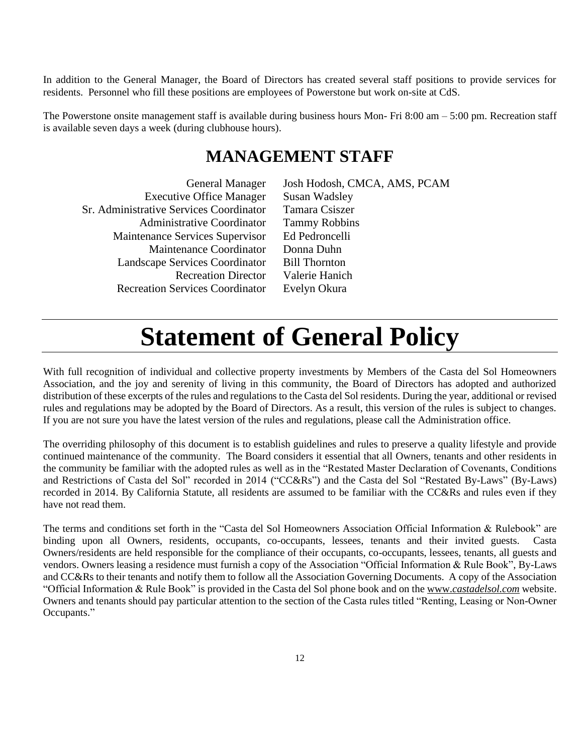In addition to the General Manager, the Board of Directors has created several staff positions to provide services for residents. Personnel who fill these positions are employees of Powerstone but work on-site at CdS.

The Powerstone onsite management staff is available during business hours Mon- Fri 8:00 am – 5:00 pm. Recreation staff is available seven days a week (during clubhouse hours).

## MANAGEMENT STAFF

| | |
|---|---|
| General Manager | Josh Hodosh, CMCA, AMS, PCAM |
| Executive Office Manager | Susan Wadsley |
| Sr. Administrative Services Coordinator | Tamara Csiszer |
| Administrative Coordinator | Tammy Robbins |
| Maintenance Services Supervisor | Ed Pedroncelli |
| Maintenance Coordinator | Donna Duhn |
| Landscape Services Coordinator | Bill Thornton |
| Recreation Director | Valerie Hanich |
| Recreation Services Coordinator | Evelyn Okura |

# Statement of General Policy

With full recognition of individual and collective property investments by Members of the Casta del Sol Homeowners Association, and the joy and serenity of living in this community, the Board of Directors has adopted and authorized distribution of these excerpts of the rules and regulations to the Casta del Sol residents. During the year, additional or revised rules and regulations may be adopted by the Board of Directors. As a result, this version of the rules is subject to changes. If you are not sure you have the latest version of the rules and regulations, please call the Administration office.

The overriding philosophy of this document is to establish guidelines and rules to preserve a quality lifestyle and provide continued maintenance of the community. The Board considers it essential that all Owners, tenants and other residents in the community be familiar with the adopted rules as well as in the "Restated Master Declaration of Covenants, Conditions and Restrictions of Casta del Sol" recorded in 2014 ("CC&Rs") and the Casta del Sol "Restated By-Laws" (By-Laws) recorded in 2014. By California Statute, all residents are assumed to be familiar with the CC&Rs and rules even if they have not read them.

The terms and conditions set forth in the "Casta del Sol Homeowners Association Official Information & Rulebook" are binding upon all Owners, residents, occupants, co-occupants, lessees, tenants and their invited guests. Casta Owners/residents are held responsible for the compliance of their occupants, co-occupants, lessees, tenants, all guests and vendors. Owners leasing a residence must furnish a copy of the Association "Official Information & Rule Book", By-Laws and CC&Rs to their tenants and notify them to follow all the Association Governing Documents. A copy of the Association "Official Information & Rule Book" is provided in the Casta del Sol phone book and on the www.*castadelsol.com* website. Owners and tenants should pay particular attention to the section of the Casta rules titled "Renting, Leasing or Non-Owner Occupants."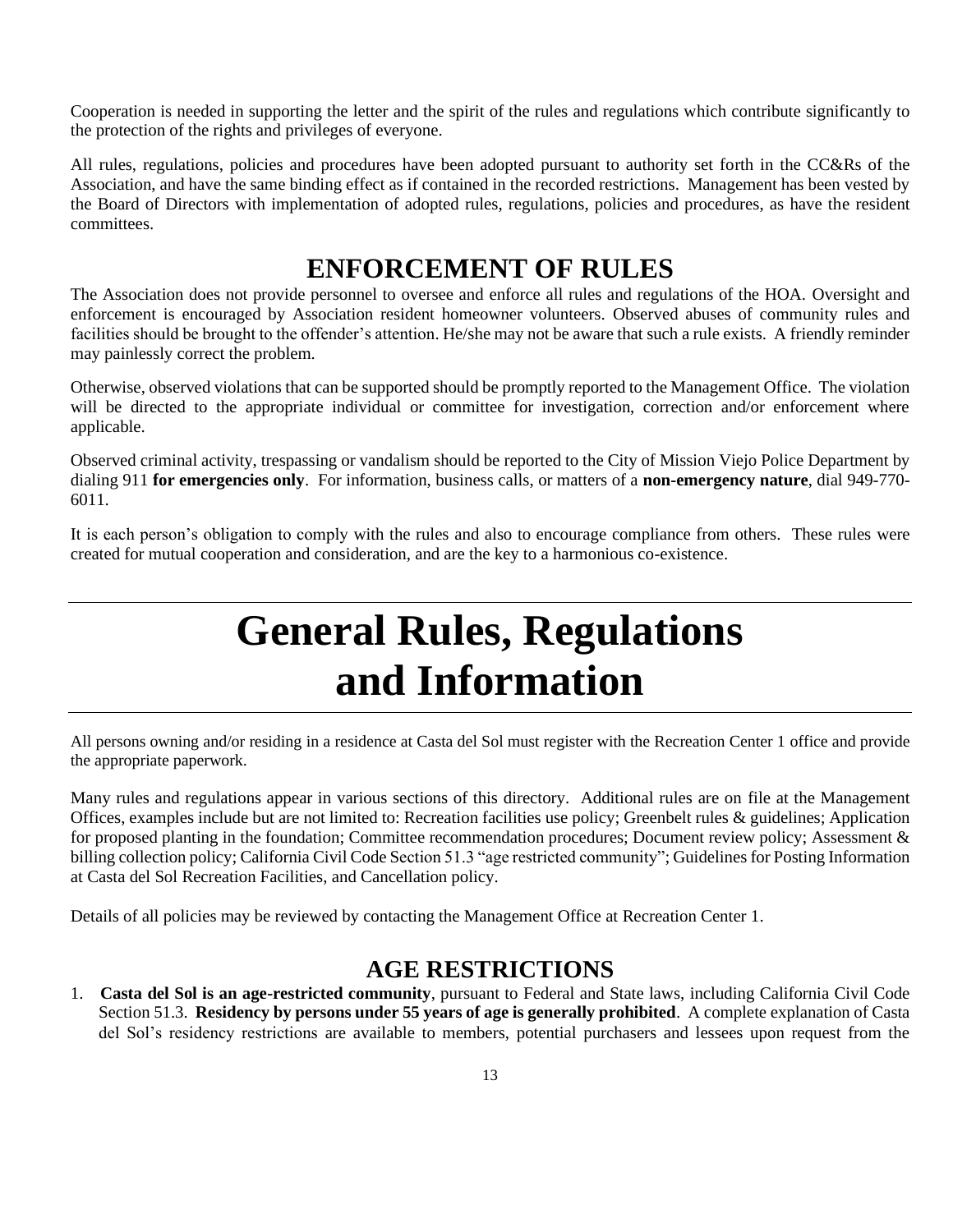Cooperation is needed in supporting the letter and the spirit of the rules and regulations which contribute significantly to the protection of the rights and privileges of everyone.

All rules, regulations, policies and procedures have been adopted pursuant to authority set forth in the CC&Rs of the Association, and have the same binding effect as if contained in the recorded restrictions. Management has been vested by the Board of Directors with implementation of adopted rules, regulations, policies and procedures, as have the resident committees.

## ENFORCEMENT OF RULES

The Association does not provide personnel to oversee and enforce all rules and regulations of the HOA. Oversight and enforcement is encouraged by Association resident homeowner volunteers. Observed abuses of community rules and facilities should be brought to the offender's attention. He/she may not be aware that such a rule exists. A friendly reminder may painlessly correct the problem.

Otherwise, observed violations that can be supported should be promptly reported to the Management Office. The violation will be directed to the appropriate individual or committee for investigation, correction and/or enforcement where applicable.

Observed criminal activity, trespassing or vandalism should be reported to the City of Mission Viejo Police Department by dialing 911 **for emergencies only**. For information, business calls, or matters of a **non-emergency nature**, dial 949-770-6011.

It is each person's obligation to comply with the rules and also to encourage compliance from others. These rules were created for mutual cooperation and consideration, and are the key to a harmonious co-existence.

# General Rules, Regulations and Information

All persons owning and/or residing in a residence at Casta del Sol must register with the Recreation Center 1 office and provide the appropriate paperwork.

Many rules and regulations appear in various sections of this directory. Additional rules are on file at the Management Offices, examples include but are not limited to: Recreation facilities use policy; Greenbelt rules & guidelines; Application for proposed planting in the foundation; Committee recommendation procedures; Document review policy; Assessment & billing collection policy; California Civil Code Section 51.3 "age restricted community"; Guidelines for Posting Information at Casta del Sol Recreation Facilities, and Cancellation policy.

Details of all policies may be reviewed by contacting the Management Office at Recreation Center 1.

## AGE RESTRICTIONS

1. **Casta del Sol is an age-restricted community**, pursuant to Federal and State laws, including California Civil Code Section 51.3. **Residency by persons under 55 years of age is generally prohibited**. A complete explanation of Casta del Sol's residency restrictions are available to members, potential purchasers and lessees upon request from the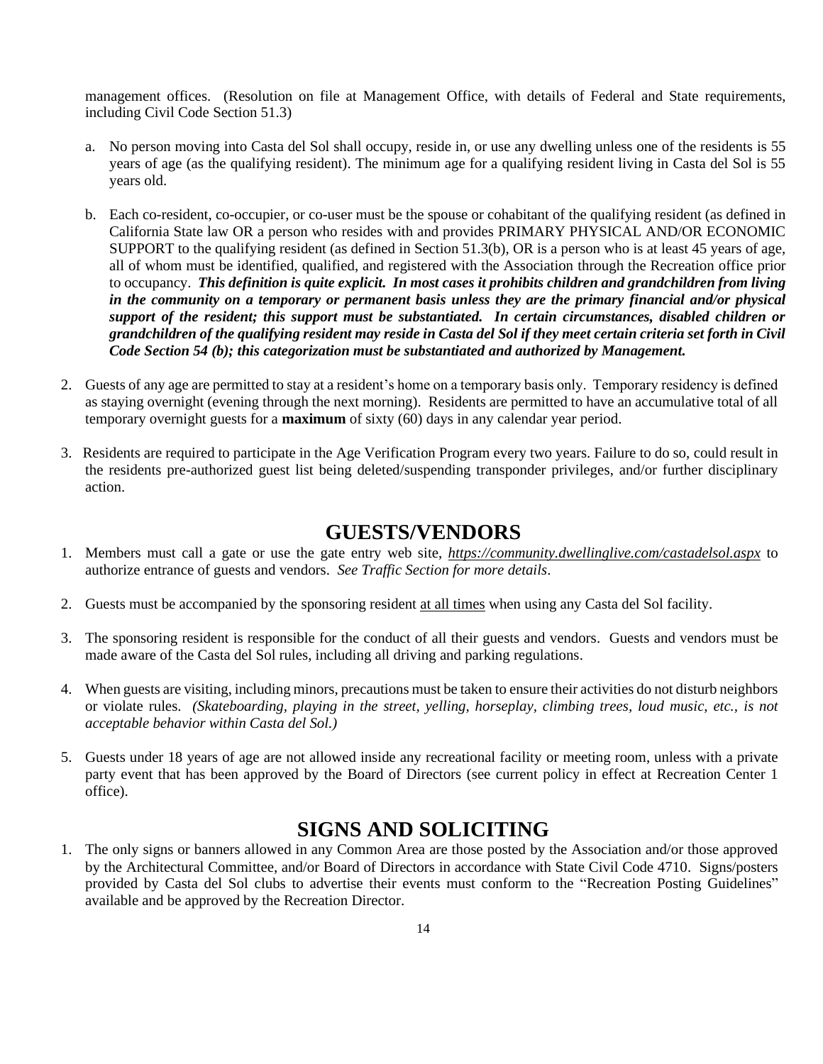management offices. (Resolution on file at Management Office, with details of Federal and State requirements, including Civil Code Section 51.3)

a. No person moving into Casta del Sol shall occupy, reside in, or use any dwelling unless one of the residents is 55 years of age (as the qualifying resident). The minimum age for a qualifying resident living in Casta del Sol is 55 years old.

b. Each co-resident, co-occupier, or co-user must be the spouse or cohabitant of the qualifying resident (as defined in California State law OR a person who resides with and provides PRIMARY PHYSICAL AND/OR ECONOMIC SUPPORT to the qualifying resident (as defined in Section 51.3(b), OR is a person who is at least 45 years of age, all of whom must be identified, qualified, and registered with the Association through the Recreation office prior to occupancy. ***This definition is quite explicit. In most cases it prohibits children and grandchildren from living in the community on a temporary or permanent basis unless they are the primary financial and/or physical support of the resident; this support must be substantiated. In certain circumstances, disabled children or grandchildren of the qualifying resident may reside in Casta del Sol if they meet certain criteria set forth in Civil Code Section 54 (b); this categorization must be substantiated and authorized by Management.***

2. Guests of any age are permitted to stay at a resident's home on a temporary basis only. Temporary residency is defined as staying overnight (evening through the next morning). Residents are permitted to have an accumulative total of all temporary overnight guests for a **maximum** of sixty (60) days in any calendar year period.

3. Residents are required to participate in the Age Verification Program every two years. Failure to do so, could result in the residents pre-authorized guest list being deleted/suspending transponder privileges, and/or further disciplinary action.

## GUESTS/VENDORS

1. Members must call a gate or use the gate entry web site, *https://community.dwellinglive.com/castadelsol.aspx* to authorize entrance of guests and vendors. *See Traffic Section for more details*.

2. Guests must be accompanied by the sponsoring resident at all times when using any Casta del Sol facility.

3. The sponsoring resident is responsible for the conduct of all their guests and vendors. Guests and vendors must be made aware of the Casta del Sol rules, including all driving and parking regulations.

4. When guests are visiting, including minors, precautions must be taken to ensure their activities do not disturb neighbors or violate rules. *(Skateboarding, playing in the street, yelling, horseplay, climbing trees, loud music, etc., is not acceptable behavior within Casta del Sol.)*

5. Guests under 18 years of age are not allowed inside any recreational facility or meeting room, unless with a private party event that has been approved by the Board of Directors (see current policy in effect at Recreation Center 1 office).

## SIGNS AND SOLICITING

1. The only signs or banners allowed in any Common Area are those posted by the Association and/or those approved by the Architectural Committee, and/or Board of Directors in accordance with State Civil Code 4710. Signs/posters provided by Casta del Sol clubs to advertise their events must conform to the "Recreation Posting Guidelines" available and be approved by the Recreation Director.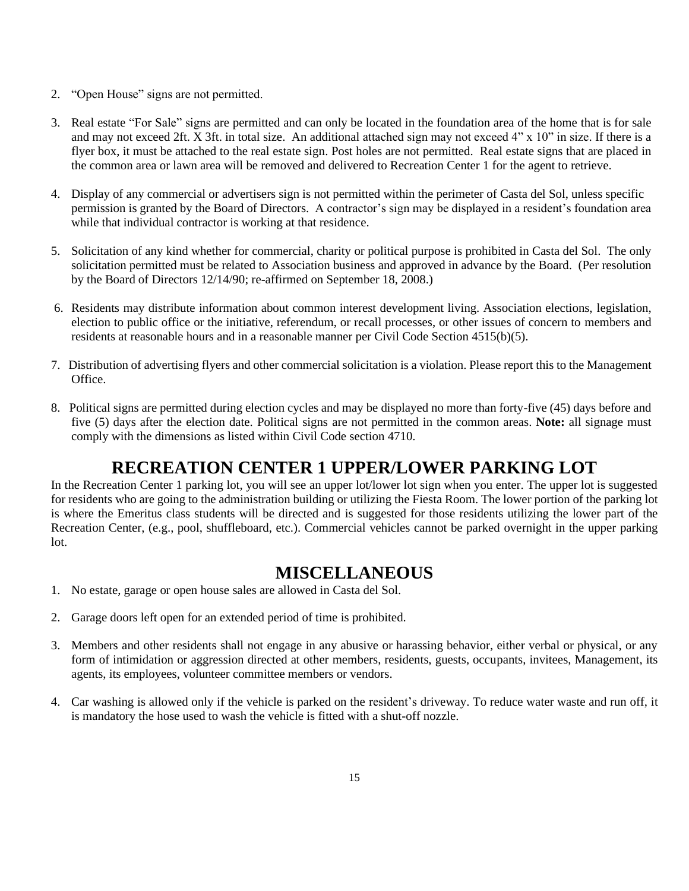2. “Open House” signs are not permitted.

3. Real estate “For Sale” signs are permitted and can only be located in the foundation area of the home that is for sale and may not exceed 2ft. X 3ft. in total size. An additional attached sign may not exceed 4” x 10” in size. If there is a flyer box, it must be attached to the real estate sign. Post holes are not permitted. Real estate signs that are placed in the common area or lawn area will be removed and delivered to Recreation Center 1 for the agent to retrieve.

4. Display of any commercial or advertisers sign is not permitted within the perimeter of Casta del Sol, unless specific permission is granted by the Board of Directors. A contractor’s sign may be displayed in a resident’s foundation area while that individual contractor is working at that residence.

5. Solicitation of any kind whether for commercial, charity or political purpose is prohibited in Casta del Sol. The only solicitation permitted must be related to Association business and approved in advance by the Board. (Per resolution by the Board of Directors 12/14/90; re-affirmed on September 18, 2008.)

6. Residents may distribute information about common interest development living. Association elections, legislation, election to public office or the initiative, referendum, or recall processes, or other issues of concern to members and residents at reasonable hours and in a reasonable manner per Civil Code Section 4515(b)(5).

7. Distribution of advertising flyers and other commercial solicitation is a violation. Please report this to the Management Office.

8. Political signs are permitted during election cycles and may be displayed no more than forty-five (45) days before and five (5) days after the election date. Political signs are not permitted in the common areas. **Note:** all signage must comply with the dimensions as listed within Civil Code section 4710.

## RECREATION CENTER 1 UPPER/LOWER PARKING LOT

In the Recreation Center 1 parking lot, you will see an upper lot/lower lot sign when you enter. The upper lot is suggested for residents who are going to the administration building or utilizing the Fiesta Room. The lower portion of the parking lot is where the Emeritus class students will be directed and is suggested for those residents utilizing the lower part of the Recreation Center, (e.g., pool, shuffleboard, etc.). Commercial vehicles cannot be parked overnight in the upper parking lot.

## MISCELLANEOUS

1. No estate, garage or open house sales are allowed in Casta del Sol.

2. Garage doors left open for an extended period of time is prohibited.

3. Members and other residents shall not engage in any abusive or harassing behavior, either verbal or physical, or any form of intimidation or aggression directed at other members, residents, guests, occupants, invitees, Management, its agents, its employees, volunteer committee members or vendors.

4. Car washing is allowed only if the vehicle is parked on the resident’s driveway. To reduce water waste and run off, it is mandatory the hose used to wash the vehicle is fitted with a shut-off nozzle.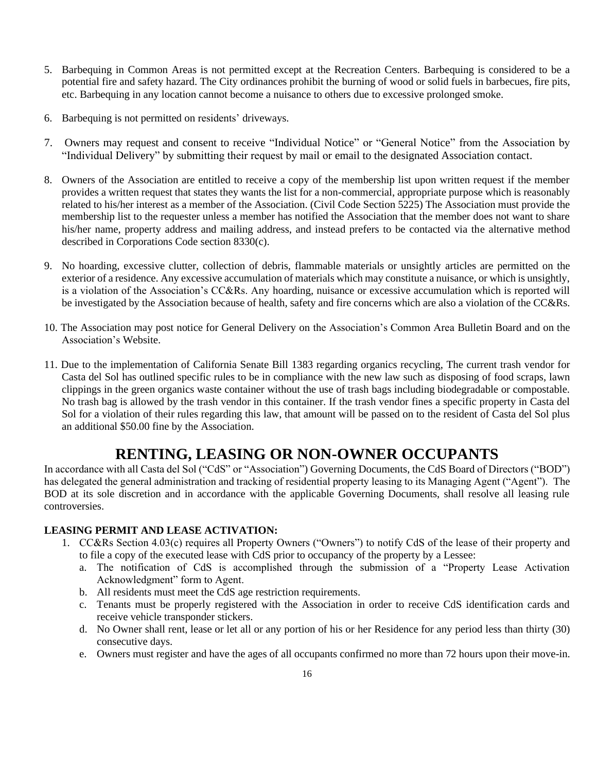5. Barbequing in Common Areas is not permitted except at the Recreation Centers. Barbequing is considered to be a potential fire and safety hazard. The City ordinances prohibit the burning of wood or solid fuels in barbecues, fire pits, etc. Barbequing in any location cannot become a nuisance to others due to excessive prolonged smoke.

6. Barbequing is not permitted on residents' driveways.

7. Owners may request and consent to receive "Individual Notice" or "General Notice" from the Association by "Individual Delivery" by submitting their request by mail or email to the designated Association contact.

8. Owners of the Association are entitled to receive a copy of the membership list upon written request if the member provides a written request that states they wants the list for a non-commercial, appropriate purpose which is reasonably related to his/her interest as a member of the Association. (Civil Code Section 5225) The Association must provide the membership list to the requester unless a member has notified the Association that the member does not want to share his/her name, property address and mailing address, and instead prefers to be contacted via the alternative method described in Corporations Code section 8330(c).

9. No hoarding, excessive clutter, collection of debris, flammable materials or unsightly articles are permitted on the exterior of a residence. Any excessive accumulation of materials which may constitute a nuisance, or which is unsightly, is a violation of the Association's CC&Rs. Any hoarding, nuisance or excessive accumulation which is reported will be investigated by the Association because of health, safety and fire concerns which are also a violation of the CC&Rs.

10. The Association may post notice for General Delivery on the Association's Common Area Bulletin Board and on the Association's Website.

11. Due to the implementation of California Senate Bill 1383 regarding organics recycling, The current trash vendor for Casta del Sol has outlined specific rules to be in compliance with the new law such as disposing of food scraps, lawn clippings in the green organics waste container without the use of trash bags including biodegradable or compostable. No trash bag is allowed by the trash vendor in this container. If the trash vendor fines a specific property in Casta del Sol for a violation of their rules regarding this law, that amount will be passed on to the resident of Casta del Sol plus an additional $50.00 fine by the Association.

# RENTING, LEASING OR NON-OWNER OCCUPANTS

In accordance with all Casta del Sol ("CdS" or "Association") Governing Documents, the CdS Board of Directors ("BOD") has delegated the general administration and tracking of residential property leasing to its Managing Agent ("Agent"). The BOD at its sole discretion and in accordance with the applicable Governing Documents, shall resolve all leasing rule controversies.

**LEASING PERMIT AND LEASE ACTIVATION:**

1. CC&Rs Section 4.03(c) requires all Property Owners ("Owners") to notify CdS of the lease of their property and to file a copy of the executed lease with CdS prior to occupancy of the property by a Lessee:
   a. The notification of CdS is accomplished through the submission of a "Property Lease Activation Acknowledgment" form to Agent.
   b. All residents must meet the CdS age restriction requirements.
   c. Tenants must be properly registered with the Association in order to receive CdS identification cards and receive vehicle transponder stickers.
   d. No Owner shall rent, lease or let all or any portion of his or her Residence for any period less than thirty (30) consecutive days.
   e. Owners must register and have the ages of all occupants confirmed no more than 72 hours upon their move-in.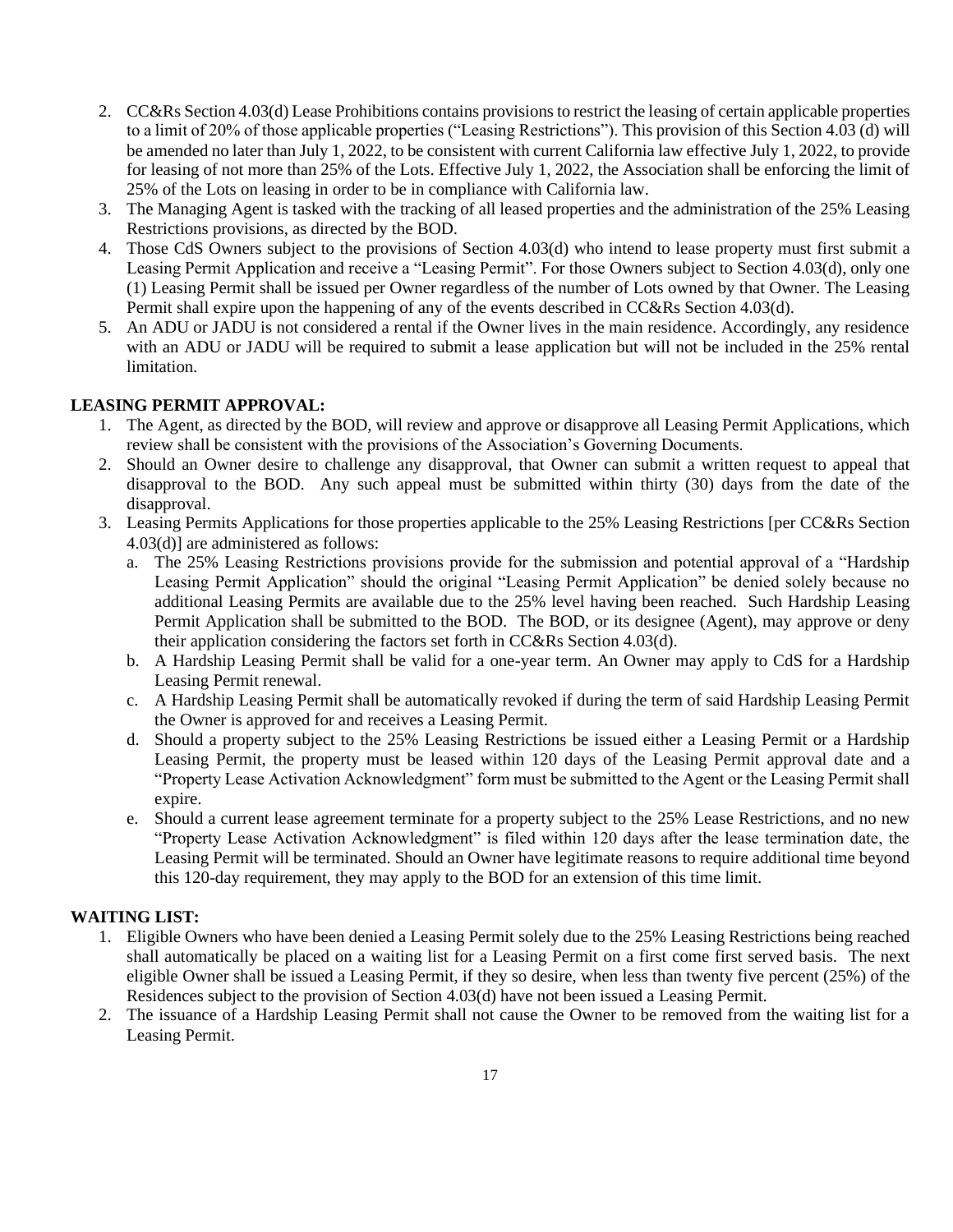2. CC&Rs Section 4.03(d) Lease Prohibitions contains provisions to restrict the leasing of certain applicable properties to a limit of 20% of those applicable properties ("Leasing Restrictions"). This provision of this Section 4.03 (d) will be amended no later than July 1, 2022, to be consistent with current California law effective July 1, 2022, to provide for leasing of not more than 25% of the Lots. Effective July 1, 2022, the Association shall be enforcing the limit of 25% of the Lots on leasing in order to be in compliance with California law.
3. The Managing Agent is tasked with the tracking of all leased properties and the administration of the 25% Leasing Restrictions provisions, as directed by the BOD.
4. Those CdS Owners subject to the provisions of Section 4.03(d) who intend to lease property must first submit a Leasing Permit Application and receive a "Leasing Permit". For those Owners subject to Section 4.03(d), only one (1) Leasing Permit shall be issued per Owner regardless of the number of Lots owned by that Owner. The Leasing Permit shall expire upon the happening of any of the events described in CC&Rs Section 4.03(d).
5. An ADU or JADU is not considered a rental if the Owner lives in the main residence. Accordingly, any residence with an ADU or JADU will be required to submit a lease application but will not be included in the 25% rental limitation.

**LEASING PERMIT APPROVAL:**

1. The Agent, as directed by the BOD, will review and approve or disapprove all Leasing Permit Applications, which review shall be consistent with the provisions of the Association's Governing Documents.
2. Should an Owner desire to challenge any disapproval, that Owner can submit a written request to appeal that disapproval to the BOD. Any such appeal must be submitted within thirty (30) days from the date of the disapproval.
3. Leasing Permits Applications for those properties applicable to the 25% Leasing Restrictions [per CC&Rs Section 4.03(d)] are administered as follows:
   a. The 25% Leasing Restrictions provisions provide for the submission and potential approval of a "Hardship Leasing Permit Application" should the original "Leasing Permit Application" be denied solely because no additional Leasing Permits are available due to the 25% level having been reached. Such Hardship Leasing Permit Application shall be submitted to the BOD. The BOD, or its designee (Agent), may approve or deny their application considering the factors set forth in CC&Rs Section 4.03(d).
   b. A Hardship Leasing Permit shall be valid for a one-year term. An Owner may apply to CdS for a Hardship Leasing Permit renewal.
   c. A Hardship Leasing Permit shall be automatically revoked if during the term of said Hardship Leasing Permit the Owner is approved for and receives a Leasing Permit.
   d. Should a property subject to the 25% Leasing Restrictions be issued either a Leasing Permit or a Hardship Leasing Permit, the property must be leased within 120 days of the Leasing Permit approval date and a "Property Lease Activation Acknowledgment" form must be submitted to the Agent or the Leasing Permit shall expire.
   e. Should a current lease agreement terminate for a property subject to the 25% Lease Restrictions, and no new "Property Lease Activation Acknowledgment" is filed within 120 days after the lease termination date, the Leasing Permit will be terminated. Should an Owner have legitimate reasons to require additional time beyond this 120-day requirement, they may apply to the BOD for an extension of this time limit.

**WAITING LIST:**

1. Eligible Owners who have been denied a Leasing Permit solely due to the 25% Leasing Restrictions being reached shall automatically be placed on a waiting list for a Leasing Permit on a first come first served basis. The next eligible Owner shall be issued a Leasing Permit, if they so desire, when less than twenty five percent (25%) of the Residences subject to the provision of Section 4.03(d) have not been issued a Leasing Permit.
2. The issuance of a Hardship Leasing Permit shall not cause the Owner to be removed from the waiting list for a Leasing Permit.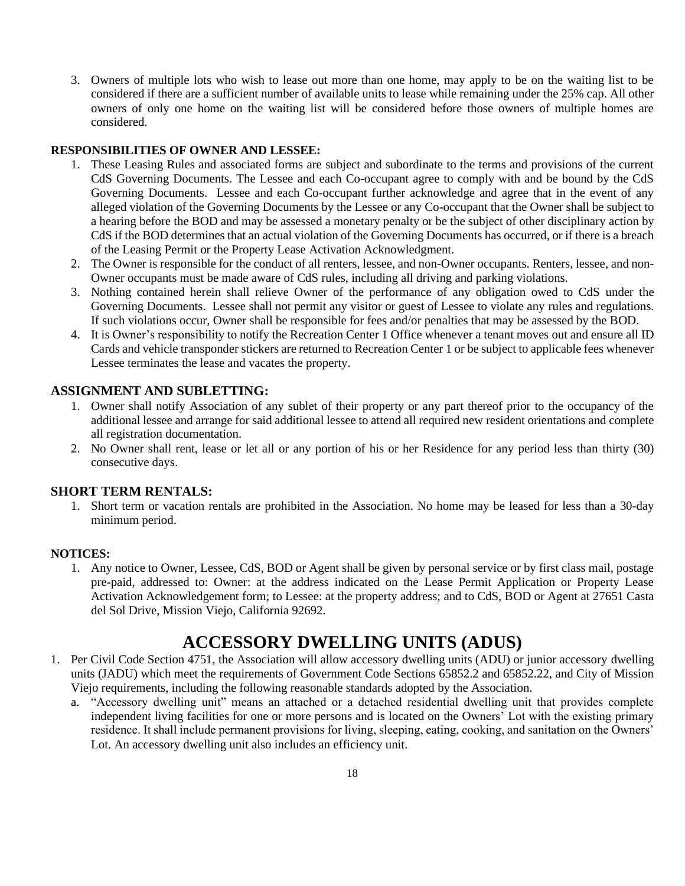3. Owners of multiple lots who wish to lease out more than one home, may apply to be on the waiting list to be considered if there are a sufficient number of available units to lease while remaining under the 25% cap. All other owners of only one home on the waiting list will be considered before those owners of multiple homes are considered.

**RESPONSIBILITIES OF OWNER AND LESSEE:**

1. These Leasing Rules and associated forms are subject and subordinate to the terms and provisions of the current CdS Governing Documents. The Lessee and each Co-occupant agree to comply with and be bound by the CdS Governing Documents. Lessee and each Co-occupant further acknowledge and agree that in the event of any alleged violation of the Governing Documents by the Lessee or any Co-occupant that the Owner shall be subject to a hearing before the BOD and may be assessed a monetary penalty or be the subject of other disciplinary action by CdS if the BOD determines that an actual violation of the Governing Documents has occurred, or if there is a breach of the Leasing Permit or the Property Lease Activation Acknowledgment.
2. The Owner is responsible for the conduct of all renters, lessee, and non-Owner occupants. Renters, lessee, and non-Owner occupants must be made aware of CdS rules, including all driving and parking violations.
3. Nothing contained herein shall relieve Owner of the performance of any obligation owed to CdS under the Governing Documents. Lessee shall not permit any visitor or guest of Lessee to violate any rules and regulations. If such violations occur, Owner shall be responsible for fees and/or penalties that may be assessed by the BOD.
4. It is Owner's responsibility to notify the Recreation Center 1 Office whenever a tenant moves out and ensure all ID Cards and vehicle transponder stickers are returned to Recreation Center 1 or be subject to applicable fees whenever Lessee terminates the lease and vacates the property.

**ASSIGNMENT AND SUBLETTING:**

1. Owner shall notify Association of any sublet of their property or any part thereof prior to the occupancy of the additional lessee and arrange for said additional lessee to attend all required new resident orientations and complete all registration documentation.
2. No Owner shall rent, lease or let all or any portion of his or her Residence for any period less than thirty (30) consecutive days.

**SHORT TERM RENTALS:**

1. Short term or vacation rentals are prohibited in the Association. No home may be leased for less than a 30-day minimum period.

**NOTICES:**

1. Any notice to Owner, Lessee, CdS, BOD or Agent shall be given by personal service or by first class mail, postage pre-paid, addressed to: Owner: at the address indicated on the Lease Permit Application or Property Lease Activation Acknowledgement form; to Lessee: at the property address; and to CdS, BOD or Agent at 27651 Casta del Sol Drive, Mission Viejo, California 92692.

# ACCESSORY DWELLING UNITS (ADUS)

1. Per Civil Code Section 4751, the Association will allow accessory dwelling units (ADU) or junior accessory dwelling units (JADU) which meet the requirements of Government Code Sections 65852.2 and 65852.22, and City of Mission Viejo requirements, including the following reasonable standards adopted by the Association.
   a. "Accessory dwelling unit" means an attached or a detached residential dwelling unit that provides complete independent living facilities for one or more persons and is located on the Owners' Lot with the existing primary residence. It shall include permanent provisions for living, sleeping, eating, cooking, and sanitation on the Owners' Lot. An accessory dwelling unit also includes an efficiency unit.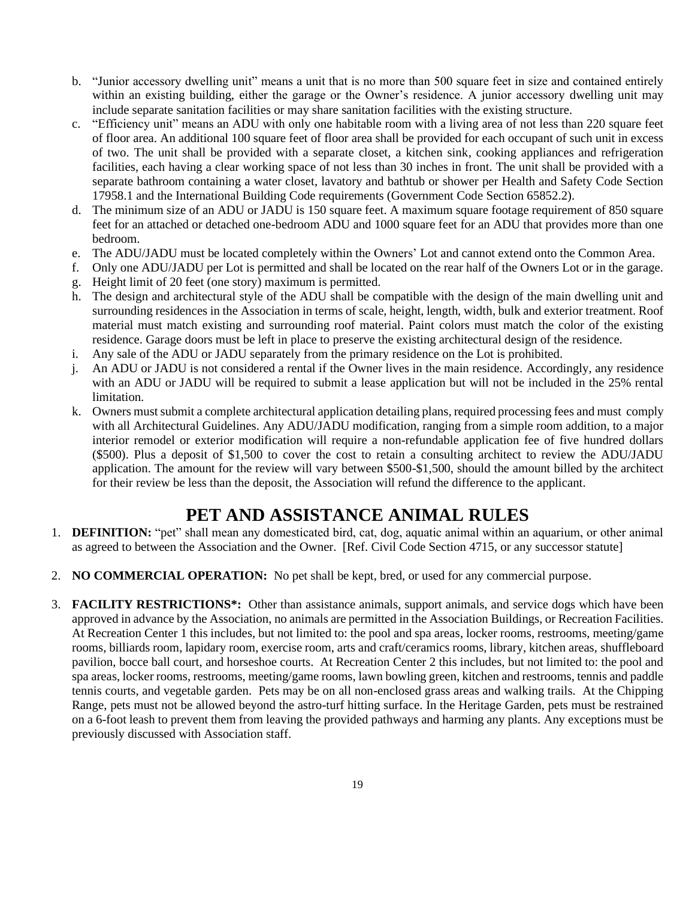b. "Junior accessory dwelling unit" means a unit that is no more than 500 square feet in size and contained entirely within an existing building, either the garage or the Owner's residence. A junior accessory dwelling unit may include separate sanitation facilities or may share sanitation facilities with the existing structure.
c. "Efficiency unit" means an ADU with only one habitable room with a living area of not less than 220 square feet of floor area. An additional 100 square feet of floor area shall be provided for each occupant of such unit in excess of two. The unit shall be provided with a separate closet, a kitchen sink, cooking appliances and refrigeration facilities, each having a clear working space of not less than 30 inches in front. The unit shall be provided with a separate bathroom containing a water closet, lavatory and bathtub or shower per Health and Safety Code Section 17958.1 and the International Building Code requirements (Government Code Section 65852.2).
d. The minimum size of an ADU or JADU is 150 square feet. A maximum square footage requirement of 850 square feet for an attached or detached one-bedroom ADU and 1000 square feet for an ADU that provides more than one bedroom.
e. The ADU/JADU must be located completely within the Owners' Lot and cannot extend onto the Common Area.
f. Only one ADU/JADU per Lot is permitted and shall be located on the rear half of the Owners Lot or in the garage.
g. Height limit of 20 feet (one story) maximum is permitted.
h. The design and architectural style of the ADU shall be compatible with the design of the main dwelling unit and surrounding residences in the Association in terms of scale, height, length, width, bulk and exterior treatment. Roof material must match existing and surrounding roof material. Paint colors must match the color of the existing residence. Garage doors must be left in place to preserve the existing architectural design of the residence.
i. Any sale of the ADU or JADU separately from the primary residence on the Lot is prohibited.
j. An ADU or JADU is not considered a rental if the Owner lives in the main residence. Accordingly, any residence with an ADU or JADU will be required to submit a lease application but will not be included in the 25% rental limitation.
k. Owners must submit a complete architectural application detailing plans, required processing fees and must comply with all Architectural Guidelines. Any ADU/JADU modification, ranging from a simple room addition, to a major interior remodel or exterior modification will require a non-refundable application fee of five hundred dollars ($500). Plus a deposit of $1,500 to cover the cost to retain a consulting architect to review the ADU/JADU application. The amount for the review will vary between $500-$1,500, should the amount billed by the architect for their review be less than the deposit, the Association will refund the difference to the applicant.

# PET AND ASSISTANCE ANIMAL RULES

1. **DEFINITION:** "pet" shall mean any domesticated bird, cat, dog, aquatic animal within an aquarium, or other animal as agreed to between the Association and the Owner. [Ref. Civil Code Section 4715, or any successor statute]

2. **NO COMMERCIAL OPERATION:** No pet shall be kept, bred, or used for any commercial purpose.

3. **FACILITY RESTRICTIONS*:** Other than assistance animals, support animals, and service dogs which have been approved in advance by the Association, no animals are permitted in the Association Buildings, or Recreation Facilities. At Recreation Center 1 this includes, but not limited to: the pool and spa areas, locker rooms, restrooms, meeting/game rooms, billiards room, lapidary room, exercise room, arts and craft/ceramics rooms, library, kitchen areas, shuffleboard pavilion, bocce ball court, and horseshoe courts. At Recreation Center 2 this includes, but not limited to: the pool and spa areas, locker rooms, restrooms, meeting/game rooms, lawn bowling green, kitchen and restrooms, tennis and paddle tennis courts, and vegetable garden. Pets may be on all non-enclosed grass areas and walking trails. At the Chipping Range, pets must not be allowed beyond the astro-turf hitting surface. In the Heritage Garden, pets must be restrained on a 6-foot leash to prevent them from leaving the provided pathways and harming any plants. Any exceptions must be previously discussed with Association staff.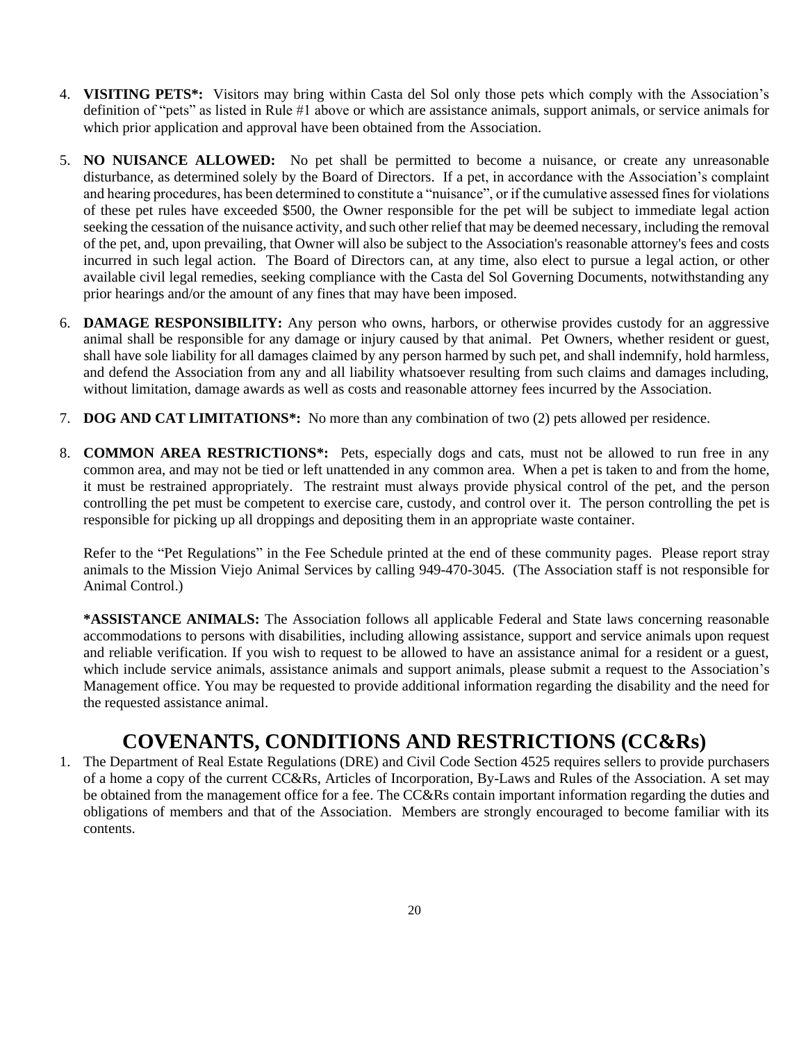4. **VISITING PETS*:** Visitors may bring within Casta del Sol only those pets which comply with the Association's definition of "pets" as listed in Rule #1 above or which are assistance animals, support animals, or service animals for which prior application and approval have been obtained from the Association.

5. **NO NUISANCE ALLOWED:** No pet shall be permitted to become a nuisance, or create any unreasonable disturbance, as determined solely by the Board of Directors. If a pet, in accordance with the Association's complaint and hearing procedures, has been determined to constitute a "nuisance", or if the cumulative assessed fines for violations of these pet rules have exceeded $500, the Owner responsible for the pet will be subject to immediate legal action seeking the cessation of the nuisance activity, and such other relief that may be deemed necessary, including the removal of the pet, and, upon prevailing, that Owner will also be subject to the Association's reasonable attorney's fees and costs incurred in such legal action. The Board of Directors can, at any time, also elect to pursue a legal action, or other available civil legal remedies, seeking compliance with the Casta del Sol Governing Documents, notwithstanding any prior hearings and/or the amount of any fines that may have been imposed.

6. **DAMAGE RESPONSIBILITY:** Any person who owns, harbors, or otherwise provides custody for an aggressive animal shall be responsible for any damage or injury caused by that animal. Pet Owners, whether resident or guest, shall have sole liability for all damages claimed by any person harmed by such pet, and shall indemnify, hold harmless, and defend the Association from any and all liability whatsoever resulting from such claims and damages including, without limitation, damage awards as well as costs and reasonable attorney fees incurred by the Association.

7. **DOG AND CAT LIMITATIONS*:** No more than any combination of two (2) pets allowed per residence.

8. **COMMON AREA RESTRICTIONS*:** Pets, especially dogs and cats, must not be allowed to run free in any common area, and may not be tied or left unattended in any common area. When a pet is taken to and from the home, it must be restrained appropriately. The restraint must always provide physical control of the pet, and the person controlling the pet must be competent to exercise care, custody, and control over it. The person controlling the pet is responsible for picking up all droppings and depositing them in an appropriate waste container.

   Refer to the "Pet Regulations" in the Fee Schedule printed at the end of these community pages. Please report stray animals to the Mission Viejo Animal Services by calling 949-470-3045. (The Association staff is not responsible for Animal Control.)

   ***ASSISTANCE ANIMALS:** The Association follows all applicable Federal and State laws concerning reasonable accommodations to persons with disabilities, including allowing assistance, support and service animals upon request and reliable verification. If you wish to request to be allowed to have an assistance animal for a resident or a guest, which include service animals, assistance animals and support animals, please submit a request to the Association's Management office. You may be requested to provide additional information regarding the disability and the need for the requested assistance animal.

# COVENANTS, CONDITIONS AND RESTRICTIONS (CC&Rs)

1. The Department of Real Estate Regulations (DRE) and Civil Code Section 4525 requires sellers to provide purchasers of a home a copy of the current CC&Rs, Articles of Incorporation, By-Laws and Rules of the Association. A set may be obtained from the management office for a fee. The CC&Rs contain important information regarding the duties and obligations of members and that of the Association. Members are strongly encouraged to become familiar with its contents.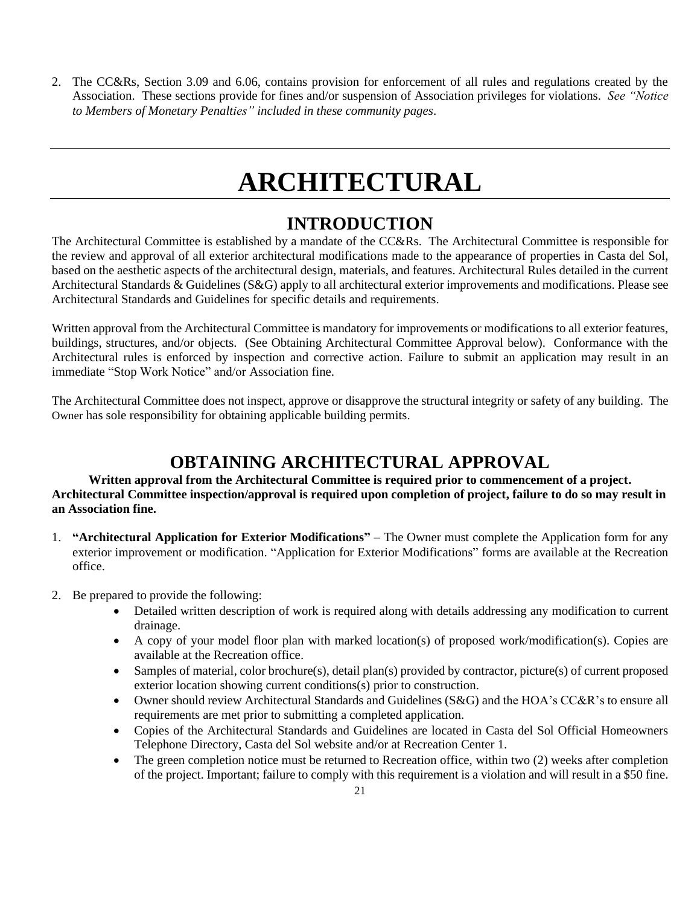2. The CC&Rs, Section 3.09 and 6.06, contains provision for enforcement of all rules and regulations created by the Association. These sections provide for fines and/or suspension of Association privileges for violations. *See "Notice to Members of Monetary Penalties" included in these community pages*.

---

# ARCHITECTURAL

---

## INTRODUCTION

The Architectural Committee is established by a mandate of the CC&Rs. The Architectural Committee is responsible for the review and approval of all exterior architectural modifications made to the appearance of properties in Casta del Sol, based on the aesthetic aspects of the architectural design, materials, and features. Architectural Rules detailed in the current Architectural Standards & Guidelines (S&G) apply to all architectural exterior improvements and modifications. Please see Architectural Standards and Guidelines for specific details and requirements.

Written approval from the Architectural Committee is mandatory for improvements or modifications to all exterior features, buildings, structures, and/or objects. (See Obtaining Architectural Committee Approval below). Conformance with the Architectural rules is enforced by inspection and corrective action. Failure to submit an application may result in an immediate "Stop Work Notice" and/or Association fine.

The Architectural Committee does not inspect, approve or disapprove the structural integrity or safety of any building. The Owner has sole responsibility for obtaining applicable building permits.

## OBTAINING ARCHITECTURAL APPROVAL

**Written approval from the Architectural Committee is required prior to commencement of a project. Architectural Committee inspection/approval is required upon completion of project, failure to do so may result in an Association fine.**

1. **"Architectural Application for Exterior Modifications"** – The Owner must complete the Application form for any exterior improvement or modification. "Application for Exterior Modifications" forms are available at the Recreation office.

2. Be prepared to provide the following:
   - Detailed written description of work is required along with details addressing any modification to current drainage.
   - A copy of your model floor plan with marked location(s) of proposed work/modification(s). Copies are available at the Recreation office.
   - Samples of material, color brochure(s), detail plan(s) provided by contractor, picture(s) of current proposed exterior location showing current conditions(s) prior to construction.
   - Owner should review Architectural Standards and Guidelines (S&G) and the HOA's CC&R's to ensure all requirements are met prior to submitting a completed application.
   - Copies of the Architectural Standards and Guidelines are located in Casta del Sol Official Homeowners Telephone Directory, Casta del Sol website and/or at Recreation Center 1.
   - The green completion notice must be returned to Recreation office, within two (2) weeks after completion of the project. Important; failure to comply with this requirement is a violation and will result in a $50 fine.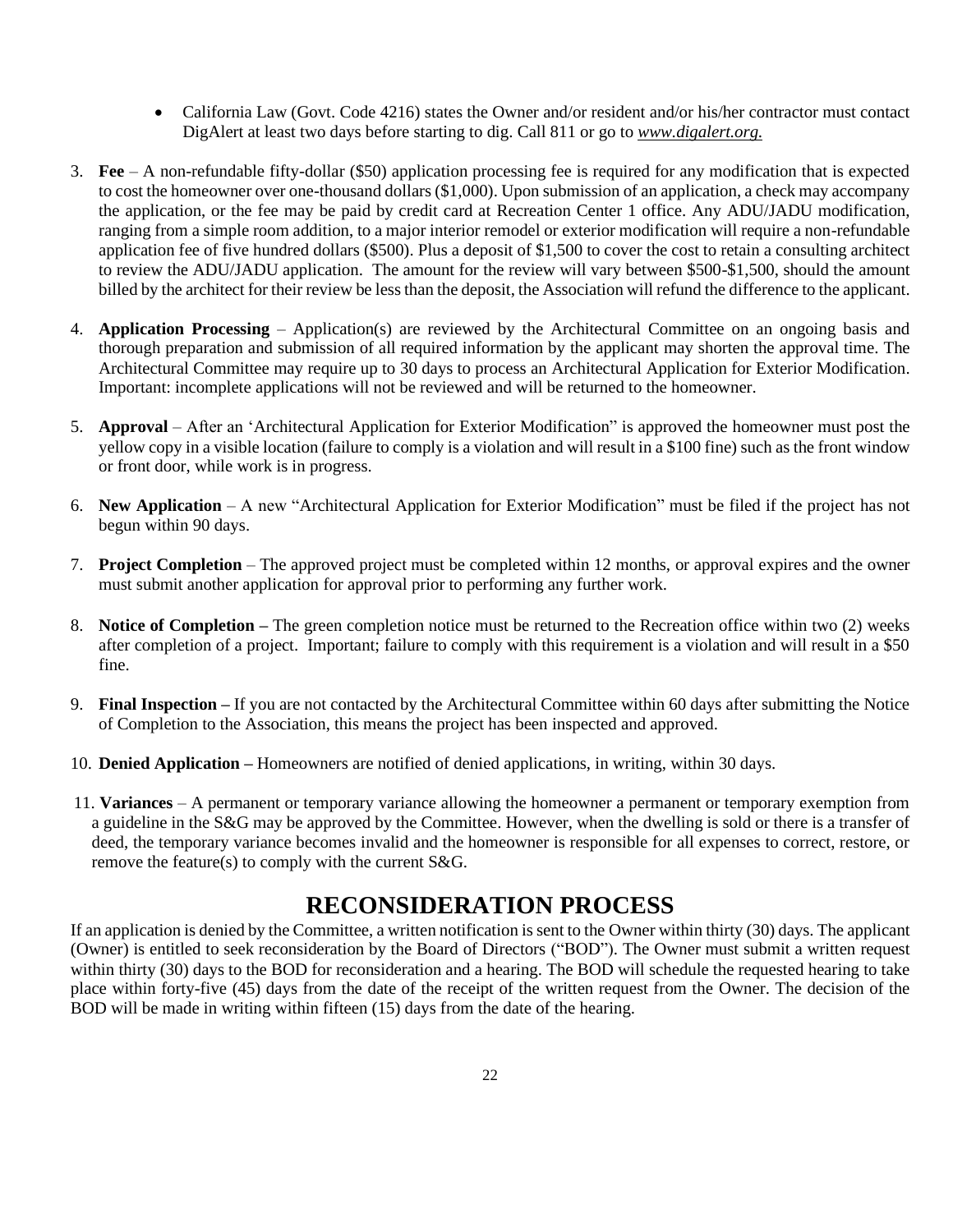- California Law (Govt. Code 4216) states the Owner and/or resident and/or his/her contractor must contact DigAlert at least two days before starting to dig. Call 811 or go to *www.digalert.org.*

3. **Fee** – A non-refundable fifty-dollar ($50) application processing fee is required for any modification that is expected to cost the homeowner over one-thousand dollars ($1,000). Upon submission of an application, a check may accompany the application, or the fee may be paid by credit card at Recreation Center 1 office. Any ADU/JADU modification, ranging from a simple room addition, to a major interior remodel or exterior modification will require a non-refundable application fee of five hundred dollars ($500). Plus a deposit of $1,500 to cover the cost to retain a consulting architect to review the ADU/JADU application. The amount for the review will vary between $500-$1,500, should the amount billed by the architect for their review be less than the deposit, the Association will refund the difference to the applicant.

4. **Application Processing** – Application(s) are reviewed by the Architectural Committee on an ongoing basis and thorough preparation and submission of all required information by the applicant may shorten the approval time. The Architectural Committee may require up to 30 days to process an Architectural Application for Exterior Modification. Important: incomplete applications will not be reviewed and will be returned to the homeowner.

5. **Approval** – After an 'Architectural Application for Exterior Modification" is approved the homeowner must post the yellow copy in a visible location (failure to comply is a violation and will result in a $100 fine) such as the front window or front door, while work is in progress.

6. **New Application** – A new "Architectural Application for Exterior Modification" must be filed if the project has not begun within 90 days.

7. **Project Completion** – The approved project must be completed within 12 months, or approval expires and the owner must submit another application for approval prior to performing any further work.

8. **Notice of Completion –** The green completion notice must be returned to the Recreation office within two (2) weeks after completion of a project. Important; failure to comply with this requirement is a violation and will result in a $50 fine.

9. **Final Inspection –** If you are not contacted by the Architectural Committee within 60 days after submitting the Notice of Completion to the Association, this means the project has been inspected and approved.

10. **Denied Application –** Homeowners are notified of denied applications, in writing, within 30 days.

11. **Variances** – A permanent or temporary variance allowing the homeowner a permanent or temporary exemption from a guideline in the S&G may be approved by the Committee. However, when the dwelling is sold or there is a transfer of deed, the temporary variance becomes invalid and the homeowner is responsible for all expenses to correct, restore, or remove the feature(s) to comply with the current S&G.

# RECONSIDERATION PROCESS

If an application is denied by the Committee, a written notification is sent to the Owner within thirty (30) days. The applicant (Owner) is entitled to seek reconsideration by the Board of Directors ("BOD"). The Owner must submit a written request within thirty (30) days to the BOD for reconsideration and a hearing. The BOD will schedule the requested hearing to take place within forty-five (45) days from the date of the receipt of the written request from the Owner. The decision of the BOD will be made in writing within fifteen (15) days from the date of the hearing.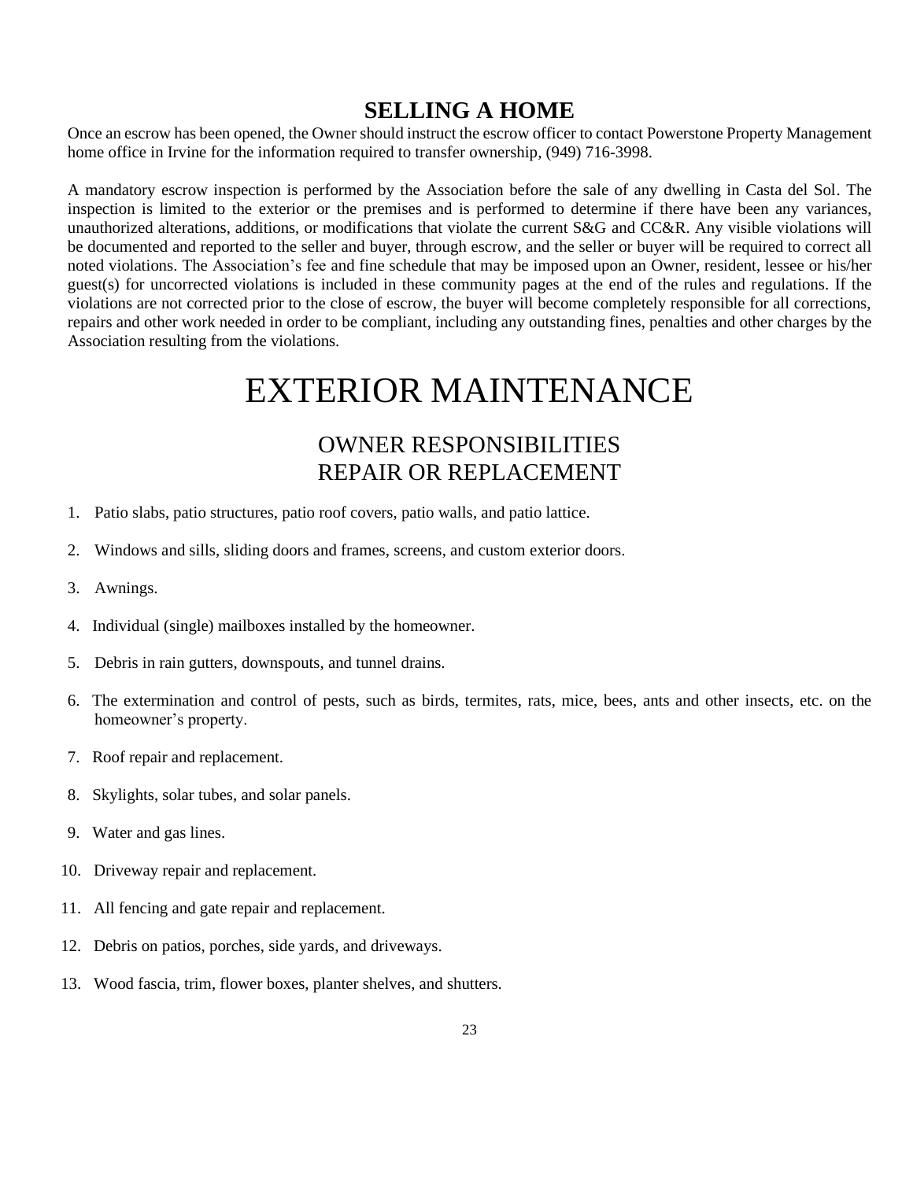## SELLING A HOME

Once an escrow has been opened, the Owner should instruct the escrow officer to contact Powerstone Property Management home office in Irvine for the information required to transfer ownership, (949) 716-3998.

A mandatory escrow inspection is performed by the Association before the sale of any dwelling in Casta del Sol. The inspection is limited to the exterior or the premises and is performed to determine if there have been any variances, unauthorized alterations, additions, or modifications that violate the current S&G and CC&R. Any visible violations will be documented and reported to the seller and buyer, through escrow, and the seller or buyer will be required to correct all noted violations. The Association's fee and fine schedule that may be imposed upon an Owner, resident, lessee or his/her guest(s) for uncorrected violations is included in these community pages at the end of the rules and regulations. If the violations are not corrected prior to the close of escrow, the buyer will become completely responsible for all corrections, repairs and other work needed in order to be compliant, including any outstanding fines, penalties and other charges by the Association resulting from the violations.

# EXTERIOR MAINTENANCE

## OWNER RESPONSIBILITIES
## REPAIR OR REPLACEMENT

1. Patio slabs, patio structures, patio roof covers, patio walls, and patio lattice.
2. Windows and sills, sliding doors and frames, screens, and custom exterior doors.
3. Awnings.
4. Individual (single) mailboxes installed by the homeowner.
5. Debris in rain gutters, downspouts, and tunnel drains.
6. The extermination and control of pests, such as birds, termites, rats, mice, bees, ants and other insects, etc. on the homeowner's property.
7. Roof repair and replacement.
8. Skylights, solar tubes, and solar panels.
9. Water and gas lines.
10. Driveway repair and replacement.
11. All fencing and gate repair and replacement.
12. Debris on patios, porches, side yards, and driveways.
13. Wood fascia, trim, flower boxes, planter shelves, and shutters.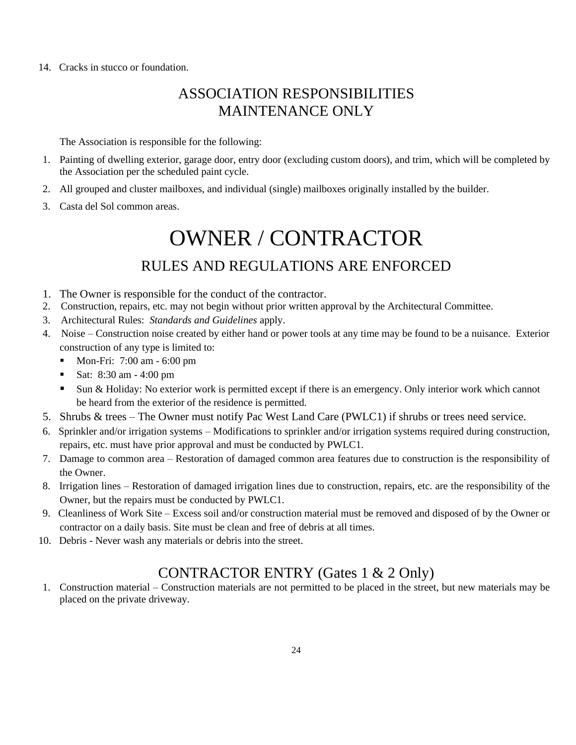14. Cracks in stucco or foundation.

## ASSOCIATION RESPONSIBILITIES
## MAINTENANCE ONLY

The Association is responsible for the following:

1. Painting of dwelling exterior, garage door, entry door (excluding custom doors), and trim, which will be completed by the Association per the scheduled paint cycle.
2. All grouped and cluster mailboxes, and individual (single) mailboxes originally installed by the builder.
3. Casta del Sol common areas.

# OWNER / CONTRACTOR

## RULES AND REGULATIONS ARE ENFORCED

1. The Owner is responsible for the conduct of the contractor.
2. Construction, repairs, etc. may not begin without prior written approval by the Architectural Committee.
3. Architectural Rules: *Standards and Guidelines* apply.
4. Noise – Construction noise created by either hand or power tools at any time may be found to be a nuisance. Exterior construction of any type is limited to:
   - Mon-Fri: 7:00 am - 6:00 pm
   - Sat: 8:30 am - 4:00 pm
   - Sun & Holiday: No exterior work is permitted except if there is an emergency. Only interior work which cannot be heard from the exterior of the residence is permitted.
5. Shrubs & trees – The Owner must notify Pac West Land Care (PWLC1) if shrubs or trees need service.
6. Sprinkler and/or irrigation systems – Modifications to sprinkler and/or irrigation systems required during construction, repairs, etc. must have prior approval and must be conducted by PWLC1.
7. Damage to common area – Restoration of damaged common area features due to construction is the responsibility of the Owner.
8. Irrigation lines – Restoration of damaged irrigation lines due to construction, repairs, etc. are the responsibility of the Owner, but the repairs must be conducted by PWLC1.
9. Cleanliness of Work Site – Excess soil and/or construction material must be removed and disposed of by the Owner or contractor on a daily basis. Site must be clean and free of debris at all times.
10. Debris - Never wash any materials or debris into the street.

## CONTRACTOR ENTRY (Gates 1 & 2 Only)

1. Construction material – Construction materials are not permitted to be placed in the street, but new materials may be placed on the private driveway.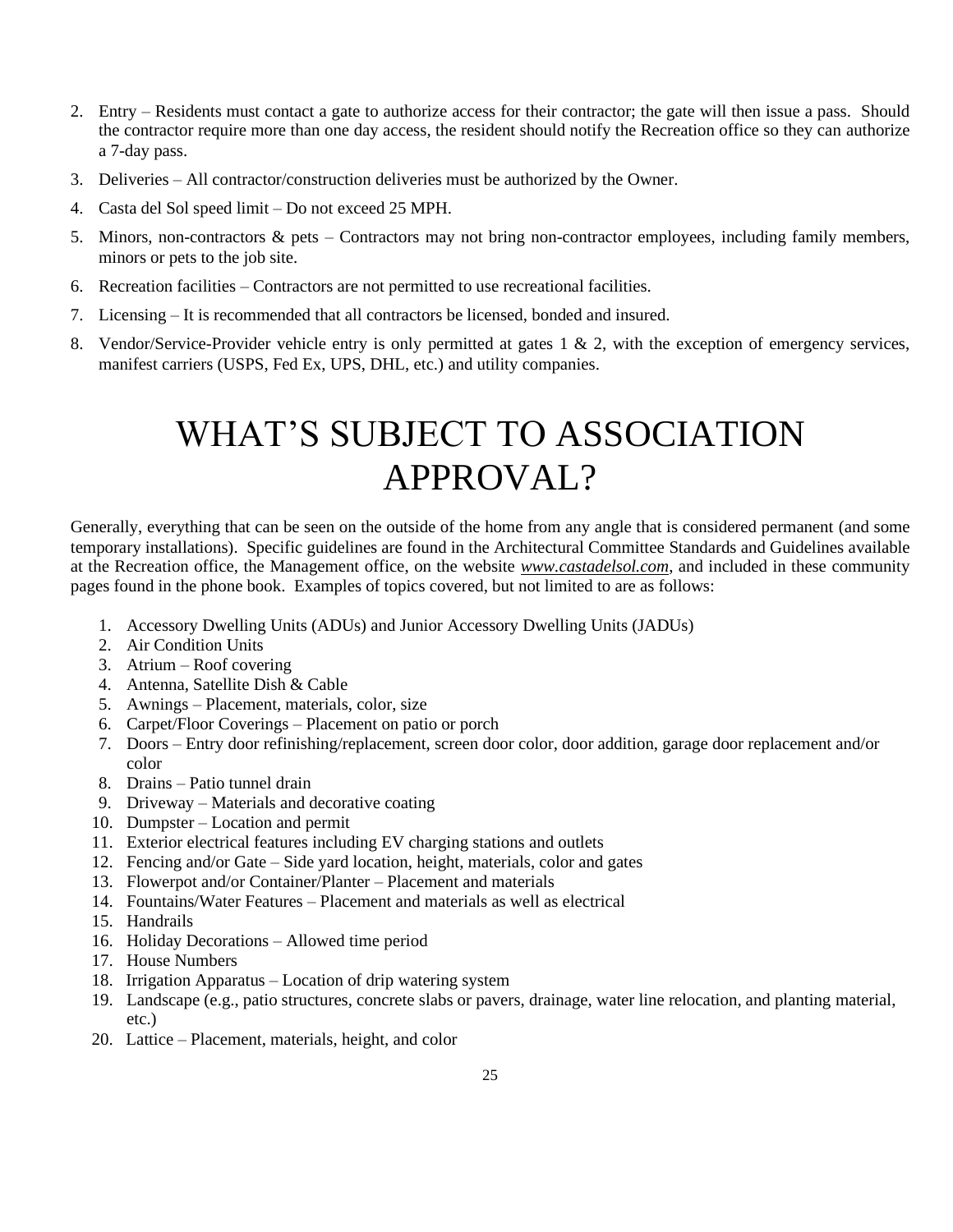2. Entry – Residents must contact a gate to authorize access for their contractor; the gate will then issue a pass. Should the contractor require more than one day access, the resident should notify the Recreation office so they can authorize a 7-day pass.
3. Deliveries – All contractor/construction deliveries must be authorized by the Owner.
4. Casta del Sol speed limit – Do not exceed 25 MPH.
5. Minors, non-contractors & pets – Contractors may not bring non-contractor employees, including family members, minors or pets to the job site.
6. Recreation facilities – Contractors are not permitted to use recreational facilities.
7. Licensing – It is recommended that all contractors be licensed, bonded and insured.
8. Vendor/Service-Provider vehicle entry is only permitted at gates 1 & 2, with the exception of emergency services, manifest carriers (USPS, Fed Ex, UPS, DHL, etc.) and utility companies.

# WHAT'S SUBJECT TO ASSOCIATION APPROVAL?

Generally, everything that can be seen on the outside of the home from any angle that is considered permanent (and some temporary installations). Specific guidelines are found in the Architectural Committee Standards and Guidelines available at the Recreation office, the Management office, on the website *www.castadelsol.com*, and included in these community pages found in the phone book. Examples of topics covered, but not limited to are as follows:

1. Accessory Dwelling Units (ADUs) and Junior Accessory Dwelling Units (JADUs)
2. Air Condition Units
3. Atrium – Roof covering
4. Antenna, Satellite Dish & Cable
5. Awnings – Placement, materials, color, size
6. Carpet/Floor Coverings – Placement on patio or porch
7. Doors – Entry door refinishing/replacement, screen door color, door addition, garage door replacement and/or color
8. Drains – Patio tunnel drain
9. Driveway – Materials and decorative coating
10. Dumpster – Location and permit
11. Exterior electrical features including EV charging stations and outlets
12. Fencing and/or Gate – Side yard location, height, materials, color and gates
13. Flowerpot and/or Container/Planter – Placement and materials
14. Fountains/Water Features – Placement and materials as well as electrical
15. Handrails
16. Holiday Decorations – Allowed time period
17. House Numbers
18. Irrigation Apparatus – Location of drip watering system
19. Landscape (e.g., patio structures, concrete slabs or pavers, drainage, water line relocation, and planting material, etc.)
20. Lattice – Placement, materials, height, and color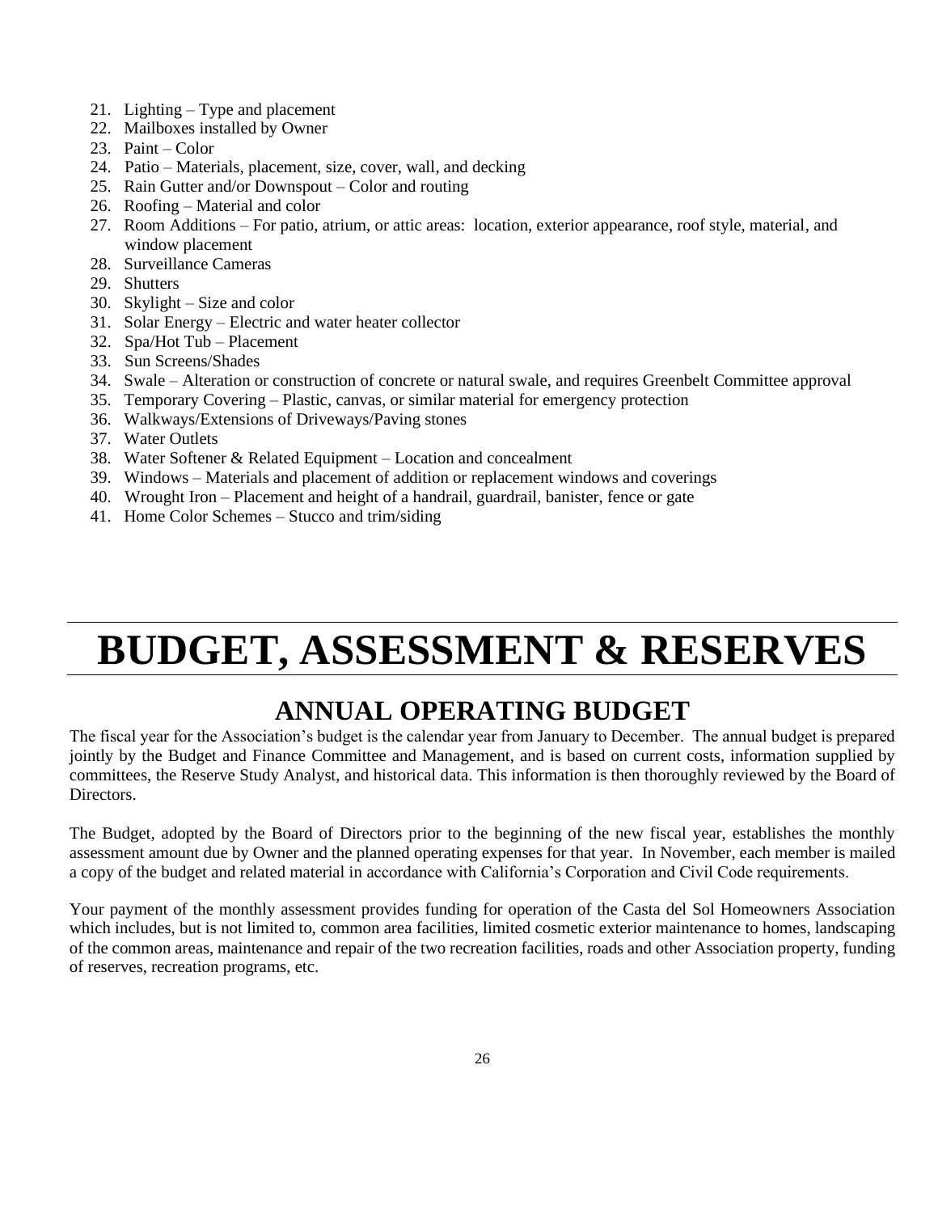21. Lighting – Type and placement
22. Mailboxes installed by Owner
23. Paint – Color
24. Patio – Materials, placement, size, cover, wall, and decking
25. Rain Gutter and/or Downspout – Color and routing
26. Roofing – Material and color
27. Room Additions – For patio, atrium, or attic areas: location, exterior appearance, roof style, material, and window placement
28. Surveillance Cameras
29. Shutters
30. Skylight – Size and color
31. Solar Energy – Electric and water heater collector
32. Spa/Hot Tub – Placement
33. Sun Screens/Shades
34. Swale – Alteration or construction of concrete or natural swale, and requires Greenbelt Committee approval
35. Temporary Covering – Plastic, canvas, or similar material for emergency protection
36. Walkways/Extensions of Driveways/Paving stones
37. Water Outlets
38. Water Softener & Related Equipment – Location and concealment
39. Windows – Materials and placement of addition or replacement windows and coverings
40. Wrought Iron – Placement and height of a handrail, guardrail, banister, fence or gate
41. Home Color Schemes – Stucco and trim/siding

# BUDGET, ASSESSMENT & RESERVES

## ANNUAL OPERATING BUDGET

The fiscal year for the Association's budget is the calendar year from January to December. The annual budget is prepared jointly by the Budget and Finance Committee and Management, and is based on current costs, information supplied by committees, the Reserve Study Analyst, and historical data. This information is then thoroughly reviewed by the Board of Directors.

The Budget, adopted by the Board of Directors prior to the beginning of the new fiscal year, establishes the monthly assessment amount due by Owner and the planned operating expenses for that year. In November, each member is mailed a copy of the budget and related material in accordance with California's Corporation and Civil Code requirements.

Your payment of the monthly assessment provides funding for operation of the Casta del Sol Homeowners Association which includes, but is not limited to, common area facilities, limited cosmetic exterior maintenance to homes, landscaping of the common areas, maintenance and repair of the two recreation facilities, roads and other Association property, funding of reserves, recreation programs, etc.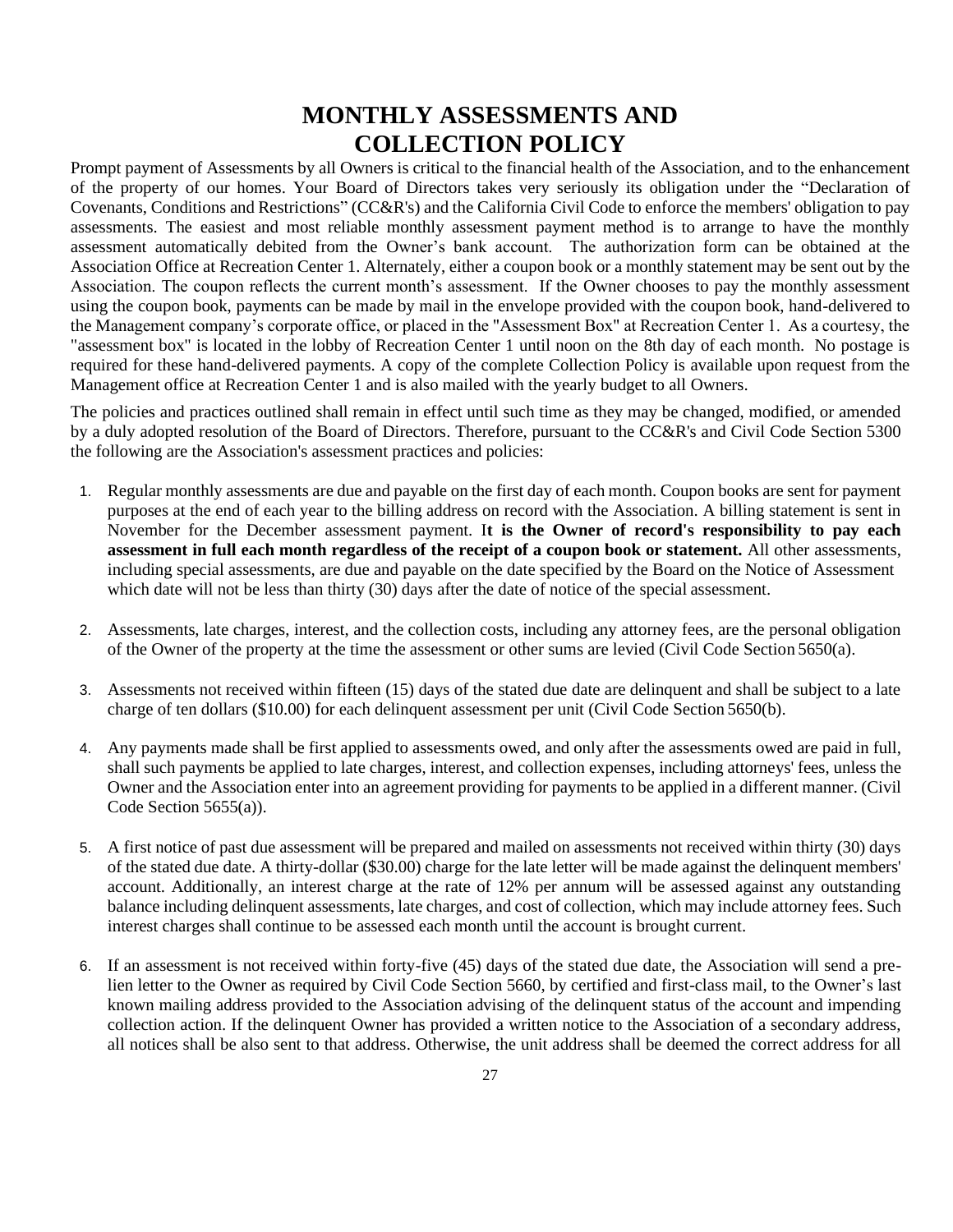# MONTHLY ASSESSMENTS AND COLLECTION POLICY

Prompt payment of Assessments by all Owners is critical to the financial health of the Association, and to the enhancement of the property of our homes. Your Board of Directors takes very seriously its obligation under the "Declaration of Covenants, Conditions and Restrictions" (CC&R's) and the California Civil Code to enforce the members' obligation to pay assessments. The easiest and most reliable monthly assessment payment method is to arrange to have the monthly assessment automatically debited from the Owner's bank account. The authorization form can be obtained at the Association Office at Recreation Center 1. Alternately, either a coupon book or a monthly statement may be sent out by the Association. The coupon reflects the current month's assessment. If the Owner chooses to pay the monthly assessment using the coupon book, payments can be made by mail in the envelope provided with the coupon book, hand-delivered to the Management company's corporate office, or placed in the "Assessment Box" at Recreation Center 1. As a courtesy, the "assessment box" is located in the lobby of Recreation Center 1 until noon on the 8th day of each month. No postage is required for these hand-delivered payments. A copy of the complete Collection Policy is available upon request from the Management office at Recreation Center 1 and is also mailed with the yearly budget to all Owners.

The policies and practices outlined shall remain in effect until such time as they may be changed, modified, or amended by a duly adopted resolution of the Board of Directors. Therefore, pursuant to the CC&R's and Civil Code Section 5300 the following are the Association's assessment practices and policies:

1. Regular monthly assessments are due and payable on the first day of each month. Coupon books are sent for payment purposes at the end of each year to the billing address on record with the Association. A billing statement is sent in November for the December assessment payment. I**t is the Owner of record's responsibility to pay each assessment in full each month regardless of the receipt of a coupon book or statement.** All other assessments, including special assessments, are due and payable on the date specified by the Board on the Notice of Assessment which date will not be less than thirty (30) days after the date of notice of the special assessment.

2. Assessments, late charges, interest, and the collection costs, including any attorney fees, are the personal obligation of the Owner of the property at the time the assessment or other sums are levied (Civil Code Section 5650(a).

3. Assessments not received within fifteen (15) days of the stated due date are delinquent and shall be subject to a late charge of ten dollars ($10.00) for each delinquent assessment per unit (Civil Code Section 5650(b).

4. Any payments made shall be first applied to assessments owed, and only after the assessments owed are paid in full, shall such payments be applied to late charges, interest, and collection expenses, including attorneys' fees, unless the Owner and the Association enter into an agreement providing for payments to be applied in a different manner. (Civil Code Section 5655(a)).

5. A first notice of past due assessment will be prepared and mailed on assessments not received within thirty (30) days of the stated due date. A thirty-dollar ($30.00) charge for the late letter will be made against the delinquent members' account. Additionally, an interest charge at the rate of 12% per annum will be assessed against any outstanding balance including delinquent assessments, late charges, and cost of collection, which may include attorney fees. Such interest charges shall continue to be assessed each month until the account is brought current.

6. If an assessment is not received within forty-five (45) days of the stated due date, the Association will send a pre-lien letter to the Owner as required by Civil Code Section 5660, by certified and first-class mail, to the Owner's last known mailing address provided to the Association advising of the delinquent status of the account and impending collection action. If the delinquent Owner has provided a written notice to the Association of a secondary address, all notices shall be also sent to that address. Otherwise, the unit address shall be deemed the correct address for all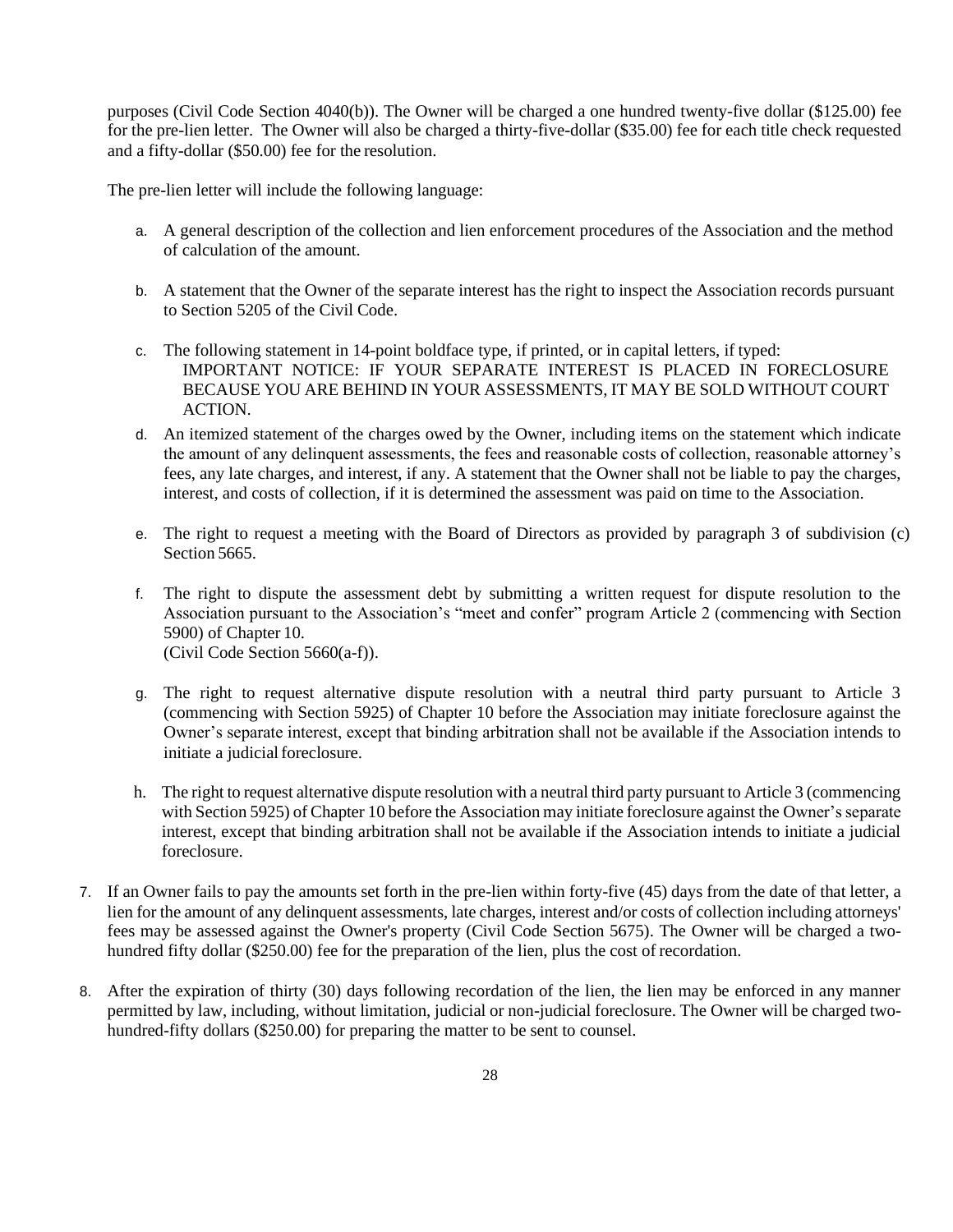purposes (Civil Code Section 4040(b)). The Owner will be charged a one hundred twenty-five dollar ($125.00) fee for the pre-lien letter. The Owner will also be charged a thirty-five-dollar ($35.00) fee for each title check requested and a fifty-dollar ($50.00) fee for the resolution.

The pre-lien letter will include the following language:

a. A general description of the collection and lien enforcement procedures of the Association and the method of calculation of the amount.

b. A statement that the Owner of the separate interest has the right to inspect the Association records pursuant to Section 5205 of the Civil Code.

c. The following statement in 14-point boldface type, if printed, or in capital letters, if typed:
   IMPORTANT NOTICE: IF YOUR SEPARATE INTEREST IS PLACED IN FORECLOSURE BECAUSE YOU ARE BEHIND IN YOUR ASSESSMENTS, IT MAY BE SOLD WITHOUT COURT ACTION.

d. An itemized statement of the charges owed by the Owner, including items on the statement which indicate the amount of any delinquent assessments, the fees and reasonable costs of collection, reasonable attorney's fees, any late charges, and interest, if any. A statement that the Owner shall not be liable to pay the charges, interest, and costs of collection, if it is determined the assessment was paid on time to the Association.

e. The right to request a meeting with the Board of Directors as provided by paragraph 3 of subdivision (c) Section 5665.

f. The right to dispute the assessment debt by submitting a written request for dispute resolution to the Association pursuant to the Association's "meet and confer" program Article 2 (commencing with Section 5900) of Chapter 10.
   (Civil Code Section 5660(a-f)).

g. The right to request alternative dispute resolution with a neutral third party pursuant to Article 3 (commencing with Section 5925) of Chapter 10 before the Association may initiate foreclosure against the Owner's separate interest, except that binding arbitration shall not be available if the Association intends to initiate a judicial foreclosure.

h. The right to request alternative dispute resolution with a neutral third party pursuant to Article 3 (commencing with Section 5925) of Chapter 10 before the Association may initiate foreclosure against the Owner's separate interest, except that binding arbitration shall not be available if the Association intends to initiate a judicial foreclosure.

7. If an Owner fails to pay the amounts set forth in the pre-lien within forty-five (45) days from the date of that letter, a lien for the amount of any delinquent assessments, late charges, interest and/or costs of collection including attorneys' fees may be assessed against the Owner's property (Civil Code Section 5675). The Owner will be charged a two-hundred fifty dollar ($250.00) fee for the preparation of the lien, plus the cost of recordation.

8. After the expiration of thirty (30) days following recordation of the lien, the lien may be enforced in any manner permitted by law, including, without limitation, judicial or non-judicial foreclosure. The Owner will be charged two-hundred-fifty dollars ($250.00) for preparing the matter to be sent to counsel.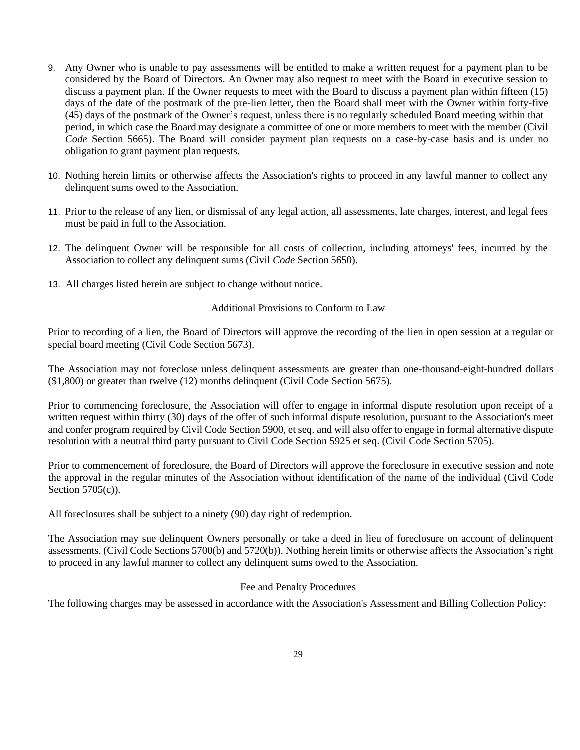9. Any Owner who is unable to pay assessments will be entitled to make a written request for a payment plan to be considered by the Board of Directors. An Owner may also request to meet with the Board in executive session to discuss a payment plan. If the Owner requests to meet with the Board to discuss a payment plan within fifteen (15) days of the date of the postmark of the pre-lien letter, then the Board shall meet with the Owner within forty-five (45) days of the postmark of the Owner's request, unless there is no regularly scheduled Board meeting within that period, in which case the Board may designate a committee of one or more members to meet with the member (Civil *Code* Section 5665). The Board will consider payment plan requests on a case-by-case basis and is under no obligation to grant payment plan requests.

10. Nothing herein limits or otherwise affects the Association's rights to proceed in any lawful manner to collect any delinquent sums owed to the Association.

11. Prior to the release of any lien, or dismissal of any legal action, all assessments, late charges, interest, and legal fees must be paid in full to the Association.

12. The delinquent Owner will be responsible for all costs of collection, including attorneys' fees, incurred by the Association to collect any delinquent sums (Civil *Code* Section 5650).

13. All charges listed herein are subject to change without notice.

Additional Provisions to Conform to Law

Prior to recording of a lien, the Board of Directors will approve the recording of the lien in open session at a regular or special board meeting (Civil Code Section 5673).

The Association may not foreclose unless delinquent assessments are greater than one-thousand-eight-hundred dollars ($1,800) or greater than twelve (12) months delinquent (Civil Code Section 5675).

Prior to commencing foreclosure, the Association will offer to engage in informal dispute resolution upon receipt of a written request within thirty (30) days of the offer of such informal dispute resolution, pursuant to the Association's meet and confer program required by Civil Code Section 5900, et seq. and will also offer to engage in formal alternative dispute resolution with a neutral third party pursuant to Civil Code Section 5925 et seq. (Civil Code Section 5705).

Prior to commencement of foreclosure, the Board of Directors will approve the foreclosure in executive session and note the approval in the regular minutes of the Association without identification of the name of the individual (Civil Code Section 5705(c)).

All foreclosures shall be subject to a ninety (90) day right of redemption.

The Association may sue delinquent Owners personally or take a deed in lieu of foreclosure on account of delinquent assessments. (Civil Code Sections 5700(b) and 5720(b)). Nothing herein limits or otherwise affects the Association's right to proceed in any lawful manner to collect any delinquent sums owed to the Association.

Fee and Penalty Procedures

The following charges may be assessed in accordance with the Association's Assessment and Billing Collection Policy: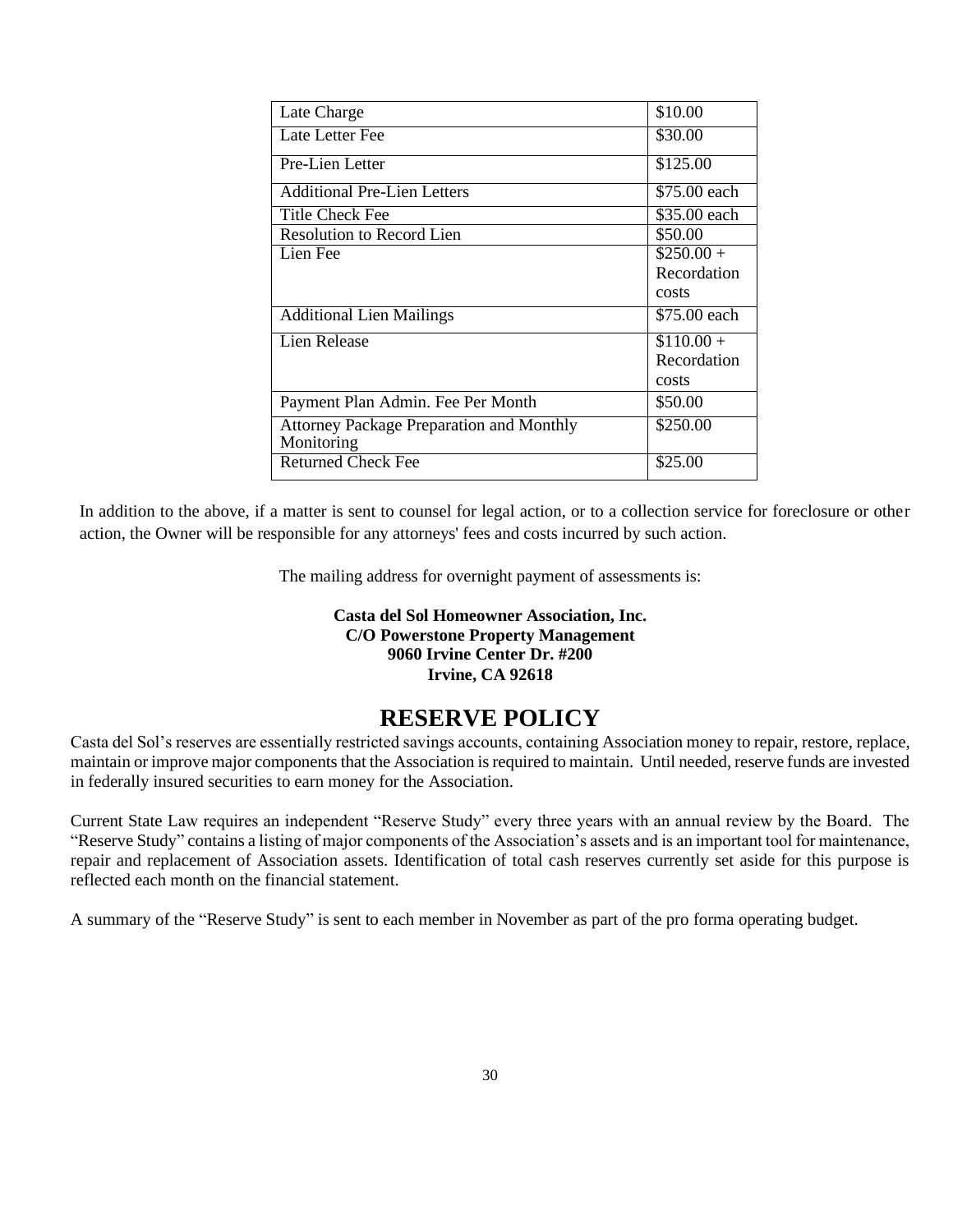| Late Charge | $10.00 |
|---|---|
| Late Letter Fee | $30.00 |
| Pre-Lien Letter | $125.00 |
| Additional Pre-Lien Letters | $75.00 each |
| Title Check Fee | $35.00 each |
| Resolution to Record Lien | $50.00 |
| Lien Fee | $250.00 + Recordation costs |
| Additional Lien Mailings | $75.00 each |
| Lien Release | $110.00 + Recordation costs |
| Payment Plan Admin. Fee Per Month | $50.00 |
| Attorney Package Preparation and Monthly Monitoring | $250.00 |
| Returned Check Fee | $25.00 |

In addition to the above, if a matter is sent to counsel for legal action, or to a collection service for foreclosure or other action, the Owner will be responsible for any attorneys' fees and costs incurred by such action.

The mailing address for overnight payment of assessments is:

**Casta del Sol Homeowner Association, Inc.**
**C/O Powerstone Property Management**
**9060 Irvine Center Dr. #200**
**Irvine, CA 92618**

# RESERVE POLICY

Casta del Sol's reserves are essentially restricted savings accounts, containing Association money to repair, restore, replace, maintain or improve major components that the Association is required to maintain. Until needed, reserve funds are invested in federally insured securities to earn money for the Association.

Current State Law requires an independent "Reserve Study" every three years with an annual review by the Board. The "Reserve Study" contains a listing of major components of the Association's assets and is an important tool for maintenance, repair and replacement of Association assets. Identification of total cash reserves currently set aside for this purpose is reflected each month on the financial statement.

A summary of the "Reserve Study" is sent to each member in November as part of the pro forma operating budget.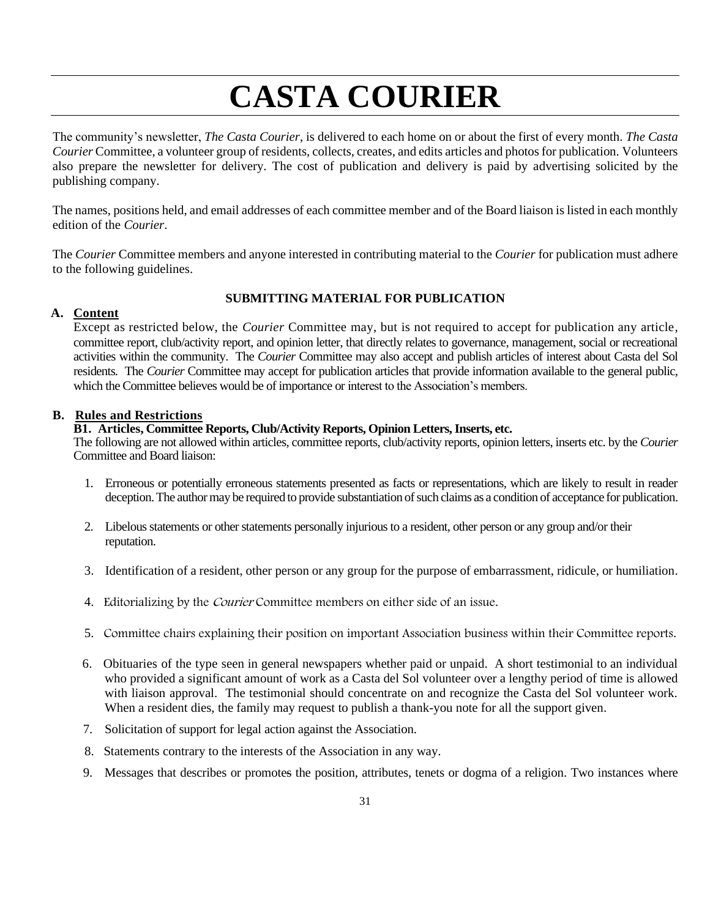# CASTA COURIER

The community's newsletter, *The Casta Courier*, is delivered to each home on or about the first of every month. *The Casta Courier* Committee, a volunteer group of residents, collects, creates, and edits articles and photos for publication. Volunteers also prepare the newsletter for delivery. The cost of publication and delivery is paid by advertising solicited by the publishing company.

The names, positions held, and email addresses of each committee member and of the Board liaison is listed in each monthly edition of the *Courier*.

The *Courier* Committee members and anyone interested in contributing material to the *Courier* for publication must adhere to the following guidelines.

## SUBMITTING MATERIAL FOR PUBLICATION

**A. Content**

Except as restricted below, the *Courier* Committee may, but is not required to accept for publication any article, committee report, club/activity report, and opinion letter, that directly relates to governance, management, social or recreational activities within the community. The *Courier* Committee may also accept and publish articles of interest about Casta del Sol residents. The *Courier* Committee may accept for publication articles that provide information available to the general public, which the Committee believes would be of importance or interest to the Association's members.

**B. Rules and Restrictions**

**B1. Articles, Committee Reports, Club/Activity Reports, Opinion Letters, Inserts, etc.**

The following are not allowed within articles, committee reports, club/activity reports, opinion letters, inserts etc. by the *Courier* Committee and Board liaison:

1. Erroneous or potentially erroneous statements presented as facts or representations, which are likely to result in reader deception. The author may be required to provide substantiation of such claims as a condition of acceptance for publication.
2. Libelous statements or other statements personally injurious to a resident, other person or any group and/or their reputation.
3. Identification of a resident, other person or any group for the purpose of embarrassment, ridicule, or humiliation.
4. Editorializing by the *Courier* Committee members on either side of an issue.
5. Committee chairs explaining their position on important Association business within their Committee reports.
6. Obituaries of the type seen in general newspapers whether paid or unpaid. A short testimonial to an individual who provided a significant amount of work as a Casta del Sol volunteer over a lengthy period of time is allowed with liaison approval. The testimonial should concentrate on and recognize the Casta del Sol volunteer work. When a resident dies, the family may request to publish a thank-you note for all the support given.
7. Solicitation of support for legal action against the Association.
8. Statements contrary to the interests of the Association in any way.
9. Messages that describes or promotes the position, attributes, tenets or dogma of a religion. Two instances where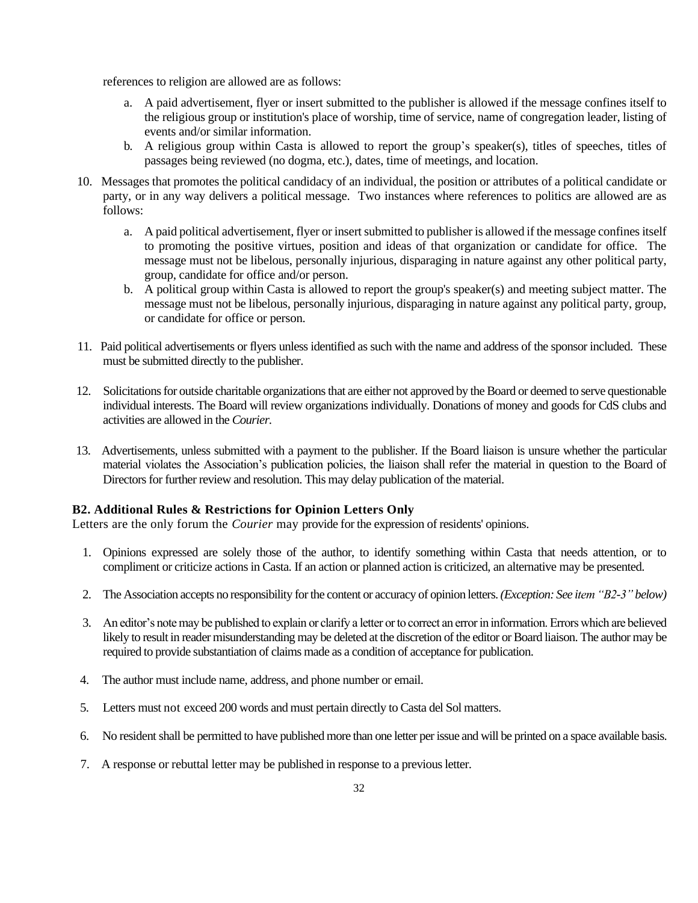references to religion are allowed are as follows:

   a. A paid advertisement, flyer or insert submitted to the publisher is allowed if the message confines itself to the religious group or institution's place of worship, time of service, name of congregation leader, listing of events and/or similar information.
   b. A religious group within Casta is allowed to report the group's speaker(s), titles of speeches, titles of passages being reviewed (no dogma, etc.), dates, time of meetings, and location.

10. Messages that promotes the political candidacy of an individual, the position or attributes of a political candidate or party, or in any way delivers a political message. Two instances where references to politics are allowed are as follows:

    a. A paid political advertisement, flyer or insert submitted to publisher is allowed if the message confines itself to promoting the positive virtues, position and ideas of that organization or candidate for office. The message must not be libelous, personally injurious, disparaging in nature against any other political party, group, candidate for office and/or person.
    b. A political group within Casta is allowed to report the group's speaker(s) and meeting subject matter. The message must not be libelous, personally injurious, disparaging in nature against any political party, group, or candidate for office or person.

11. Paid political advertisements or flyers unless identified as such with the name and address of the sponsor included. These must be submitted directly to the publisher.

12. Solicitations for outside charitable organizations that are either not approved by the Board or deemed to serve questionable individual interests. The Board will review organizations individually. Donations of money and goods for CdS clubs and activities are allowed in the *Courier.*

13. Advertisements, unless submitted with a payment to the publisher. If the Board liaison is unsure whether the particular material violates the Association's publication policies, the liaison shall refer the material in question to the Board of Directors for further review and resolution. This may delay publication of the material.

### B2. Additional Rules & Restrictions for Opinion Letters Only

Letters are the only forum the *Courier* may provide for the expression of residents' opinions.

1. Opinions expressed are solely those of the author, to identify something within Casta that needs attention, or to compliment or criticize actions in Casta. If an action or planned action is criticized, an alternative may be presented.

2. The Association accepts no responsibility for the content or accuracy of opinion letters. *(Exception: See item "B2-3" below)*

3. An editor's note may be published to explain or clarify a letter or to correct an error in information. Errors which are believed likely to result in reader misunderstanding may be deleted at the discretion of the editor or Board liaison. The author may be required to provide substantiation of claims made as a condition of acceptance for publication.

4. The author must include name, address, and phone number or email.

5. Letters must not exceed 200 words and must pertain directly to Casta del Sol matters.

6. No resident shall be permitted to have published more than one letter per issue and will be printed on a space available basis.

7. A response or rebuttal letter may be published in response to a previous letter.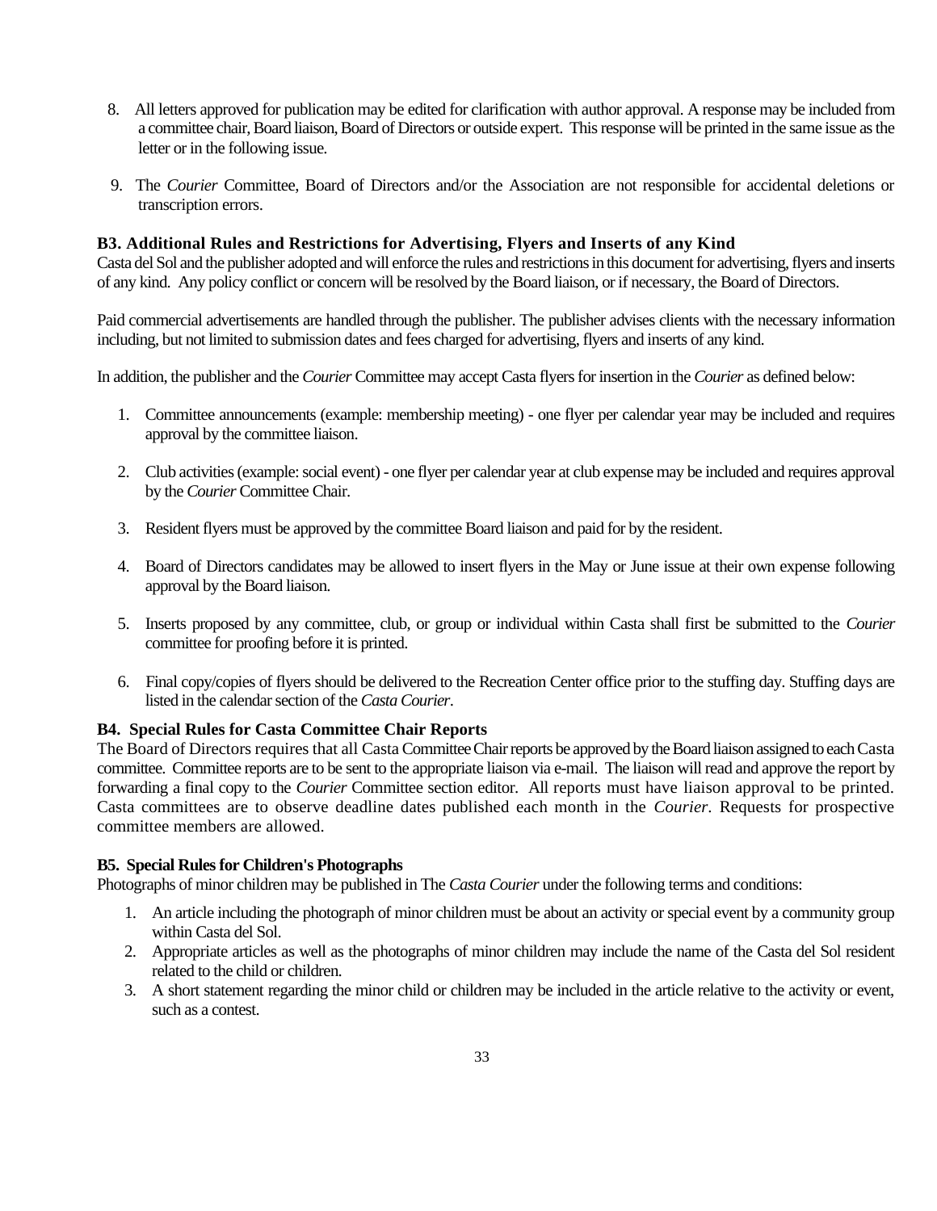8. All letters approved for publication may be edited for clarification with author approval. A response may be included from a committee chair, Board liaison, Board of Directors or outside expert. This response will be printed in the same issue as the letter or in the following issue.

9. The *Courier* Committee, Board of Directors and/or the Association are not responsible for accidental deletions or transcription errors.

### B3. Additional Rules and Restrictions for Advertising, Flyers and Inserts of any Kind

Casta del Sol and the publisher adopted and will enforce the rules and restrictions in this document for advertising, flyers and inserts of any kind. Any policy conflict or concern will be resolved by the Board liaison, or if necessary, the Board of Directors.

Paid commercial advertisements are handled through the publisher. The publisher advises clients with the necessary information including, but not limited to submission dates and fees charged for advertising, flyers and inserts of any kind.

In addition, the publisher and the *Courier* Committee may accept Casta flyers for insertion in the *Courier* as defined below:

1. Committee announcements (example: membership meeting) - one flyer per calendar year may be included and requires approval by the committee liaison.

2. Club activities (example: social event) - one flyer per calendar year at club expense may be included and requires approval by the *Courier* Committee Chair.

3. Resident flyers must be approved by the committee Board liaison and paid for by the resident.

4. Board of Directors candidates may be allowed to insert flyers in the May or June issue at their own expense following approval by the Board liaison.

5. Inserts proposed by any committee, club, or group or individual within Casta shall first be submitted to the *Courier* committee for proofing before it is printed.

6. Final copy/copies of flyers should be delivered to the Recreation Center office prior to the stuffing day. Stuffing days are listed in the calendar section of the *Casta Courier*.

### B4. Special Rules for Casta Committee Chair Reports

The Board of Directors requires that all Casta Committee Chair reports be approved by the Board liaison assigned to each Casta committee. Committee reports are to be sent to the appropriate liaison via e-mail. The liaison will read and approve the report by forwarding a final copy to the *Courier* Committee section editor. All reports must have liaison approval to be printed. Casta committees are to observe deadline dates published each month in the *Courier*. Requests for prospective committee members are allowed.

### B5. Special Rules for Children's Photographs

Photographs of minor children may be published in The *Casta Courier* under the following terms and conditions:

1. An article including the photograph of minor children must be about an activity or special event by a community group within Casta del Sol.
2. Appropriate articles as well as the photographs of minor children may include the name of the Casta del Sol resident related to the child or children.
3. A short statement regarding the minor child or children may be included in the article relative to the activity or event, such as a contest.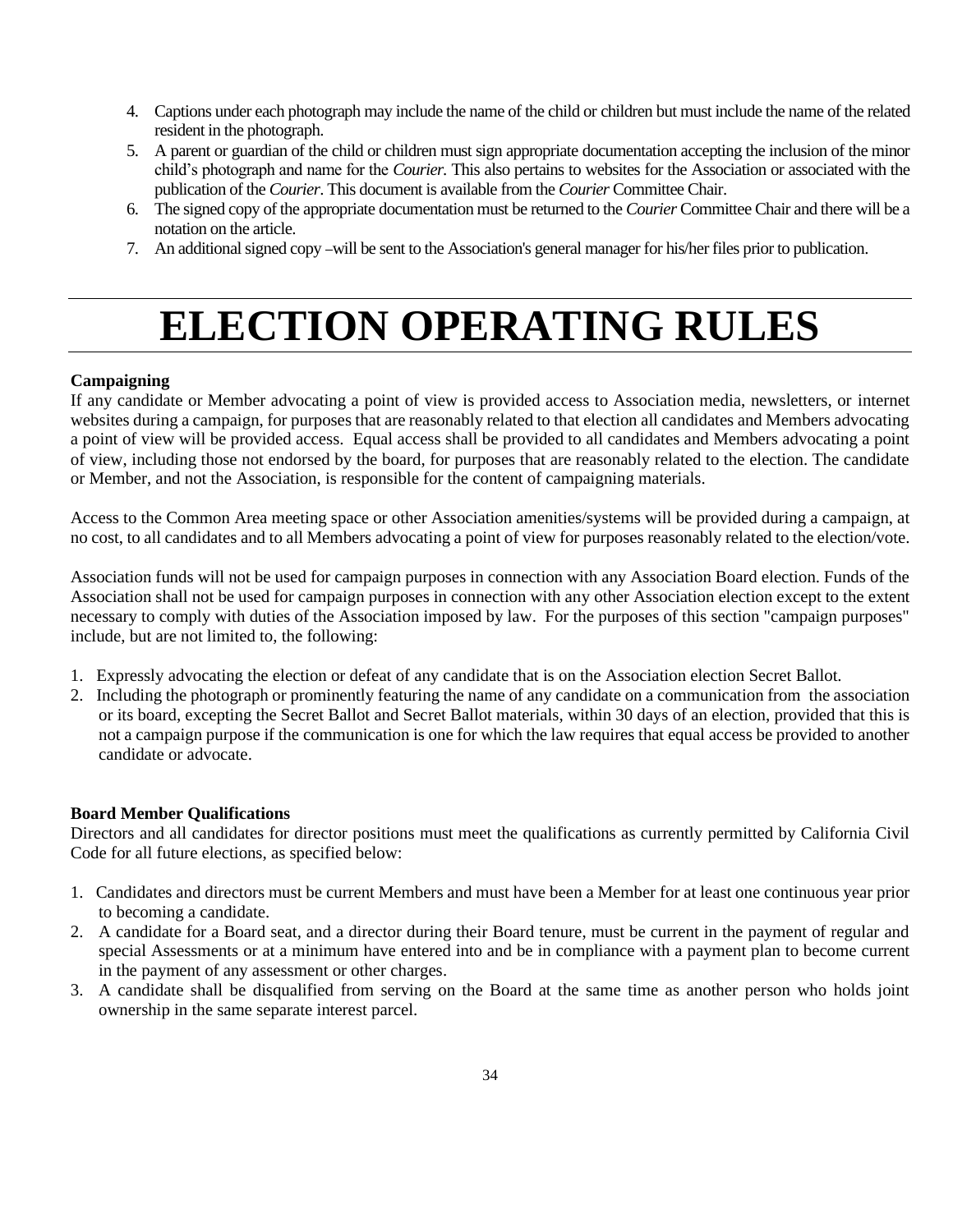4. Captions under each photograph may include the name of the child or children but must include the name of the related resident in the photograph.
5. A parent or guardian of the child or children must sign appropriate documentation accepting the inclusion of the minor child's photograph and name for the *Courier.* This also pertains to websites for the Association or associated with the publication of the *Courier*. This document is available from the *Courier* Committee Chair.
6. The signed copy of the appropriate documentation must be returned to the *Courier* Committee Chair and there will be a notation on the article.
7. An additional signed copy –will be sent to the Association's general manager for his/her files prior to publication.

# ELECTION OPERATING RULES

**Campaigning**

If any candidate or Member advocating a point of view is provided access to Association media, newsletters, or internet websites during a campaign, for purposes that are reasonably related to that election all candidates and Members advocating a point of view will be provided access. Equal access shall be provided to all candidates and Members advocating a point of view, including those not endorsed by the board, for purposes that are reasonably related to the election. The candidate or Member, and not the Association, is responsible for the content of campaigning materials.

Access to the Common Area meeting space or other Association amenities/systems will be provided during a campaign, at no cost, to all candidates and to all Members advocating a point of view for purposes reasonably related to the election/vote.

Association funds will not be used for campaign purposes in connection with any Association Board election. Funds of the Association shall not be used for campaign purposes in connection with any other Association election except to the extent necessary to comply with duties of the Association imposed by law. For the purposes of this section "campaign purposes" include, but are not limited to, the following:

1. Expressly advocating the election or defeat of any candidate that is on the Association election Secret Ballot.
2. Including the photograph or prominently featuring the name of any candidate on a communication from the association or its board, excepting the Secret Ballot and Secret Ballot materials, within 30 days of an election, provided that this is not a campaign purpose if the communication is one for which the law requires that equal access be provided to another candidate or advocate.

**Board Member Qualifications**

Directors and all candidates for director positions must meet the qualifications as currently permitted by California Civil Code for all future elections, as specified below:

1. Candidates and directors must be current Members and must have been a Member for at least one continuous year prior to becoming a candidate.
2. A candidate for a Board seat, and a director during their Board tenure, must be current in the payment of regular and special Assessments or at a minimum have entered into and be in compliance with a payment plan to become current in the payment of any assessment or other charges.
3. A candidate shall be disqualified from serving on the Board at the same time as another person who holds joint ownership in the same separate interest parcel.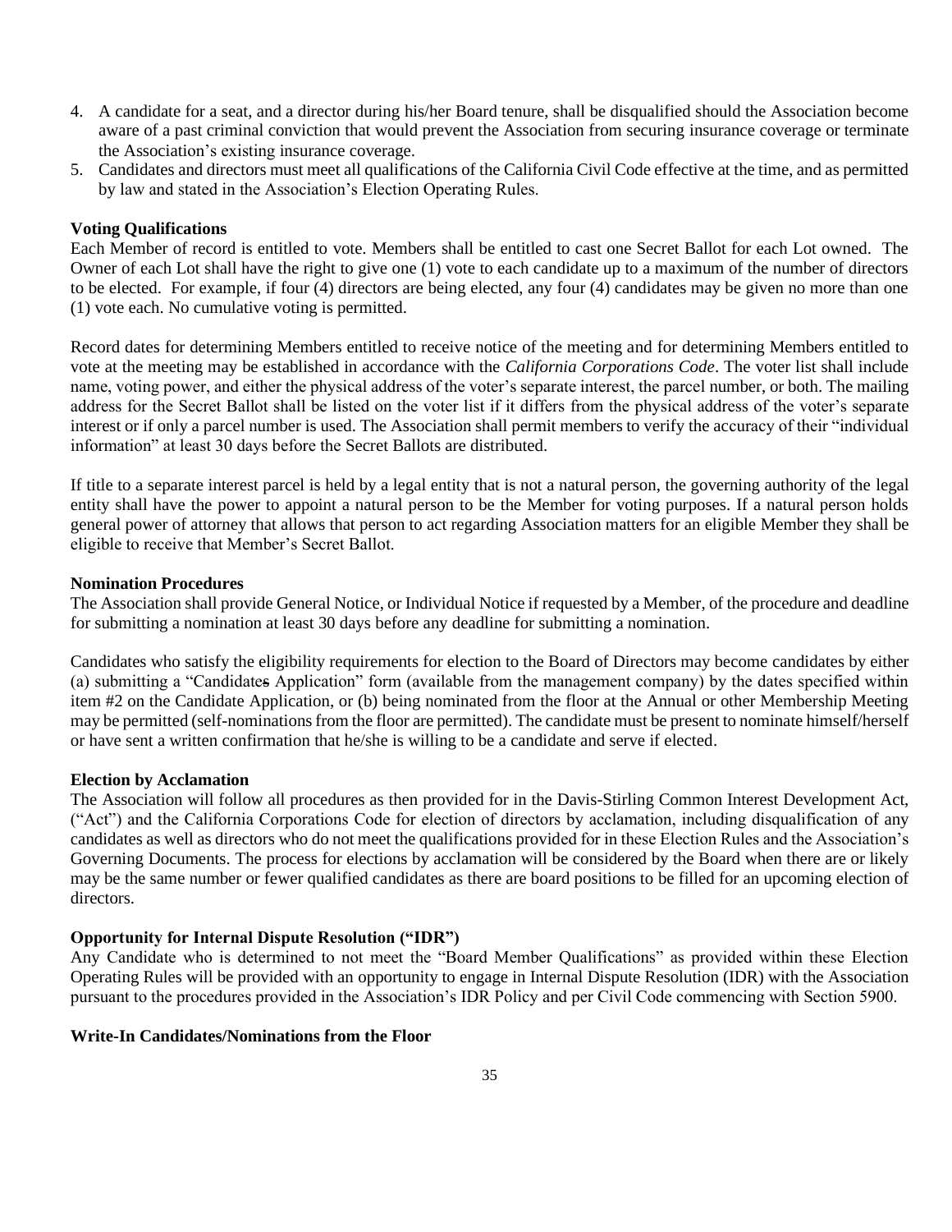4. A candidate for a seat, and a director during his/her Board tenure, shall be disqualified should the Association become aware of a past criminal conviction that would prevent the Association from securing insurance coverage or terminate the Association's existing insurance coverage.
5. Candidates and directors must meet all qualifications of the California Civil Code effective at the time, and as permitted by law and stated in the Association's Election Operating Rules.

**Voting Qualifications**

Each Member of record is entitled to vote. Members shall be entitled to cast one Secret Ballot for each Lot owned. The Owner of each Lot shall have the right to give one (1) vote to each candidate up to a maximum of the number of directors to be elected. For example, if four (4) directors are being elected, any four (4) candidates may be given no more than one (1) vote each. No cumulative voting is permitted.

Record dates for determining Members entitled to receive notice of the meeting and for determining Members entitled to vote at the meeting may be established in accordance with the *California Corporations Code*. The voter list shall include name, voting power, and either the physical address of the voter's separate interest, the parcel number, or both. The mailing address for the Secret Ballot shall be listed on the voter list if it differs from the physical address of the voter's separate interest or if only a parcel number is used. The Association shall permit members to verify the accuracy of their "individual information" at least 30 days before the Secret Ballots are distributed.

If title to a separate interest parcel is held by a legal entity that is not a natural person, the governing authority of the legal entity shall have the power to appoint a natural person to be the Member for voting purposes. If a natural person holds general power of attorney that allows that person to act regarding Association matters for an eligible Member they shall be eligible to receive that Member's Secret Ballot.

**Nomination Procedures**

The Association shall provide General Notice, or Individual Notice if requested by a Member, of the procedure and deadline for submitting a nomination at least 30 days before any deadline for submitting a nomination.

Candidates who satisfy the eligibility requirements for election to the Board of Directors may become candidates by either (a) submitting a "Candidates Application" form (available from the management company) by the dates specified within item #2 on the Candidate Application, or (b) being nominated from the floor at the Annual or other Membership Meeting may be permitted (self-nominations from the floor are permitted). The candidate must be present to nominate himself/herself or have sent a written confirmation that he/she is willing to be a candidate and serve if elected.

**Election by Acclamation**

The Association will follow all procedures as then provided for in the Davis-Stirling Common Interest Development Act, ("Act") and the California Corporations Code for election of directors by acclamation, including disqualification of any candidates as well as directors who do not meet the qualifications provided for in these Election Rules and the Association's Governing Documents. The process for elections by acclamation will be considered by the Board when there are or likely may be the same number or fewer qualified candidates as there are board positions to be filled for an upcoming election of directors.

**Opportunity for Internal Dispute Resolution ("IDR")**

Any Candidate who is determined to not meet the "Board Member Qualifications" as provided within these Election Operating Rules will be provided with an opportunity to engage in Internal Dispute Resolution (IDR) with the Association pursuant to the procedures provided in the Association's IDR Policy and per Civil Code commencing with Section 5900.

**Write-In Candidates/Nominations from the Floor**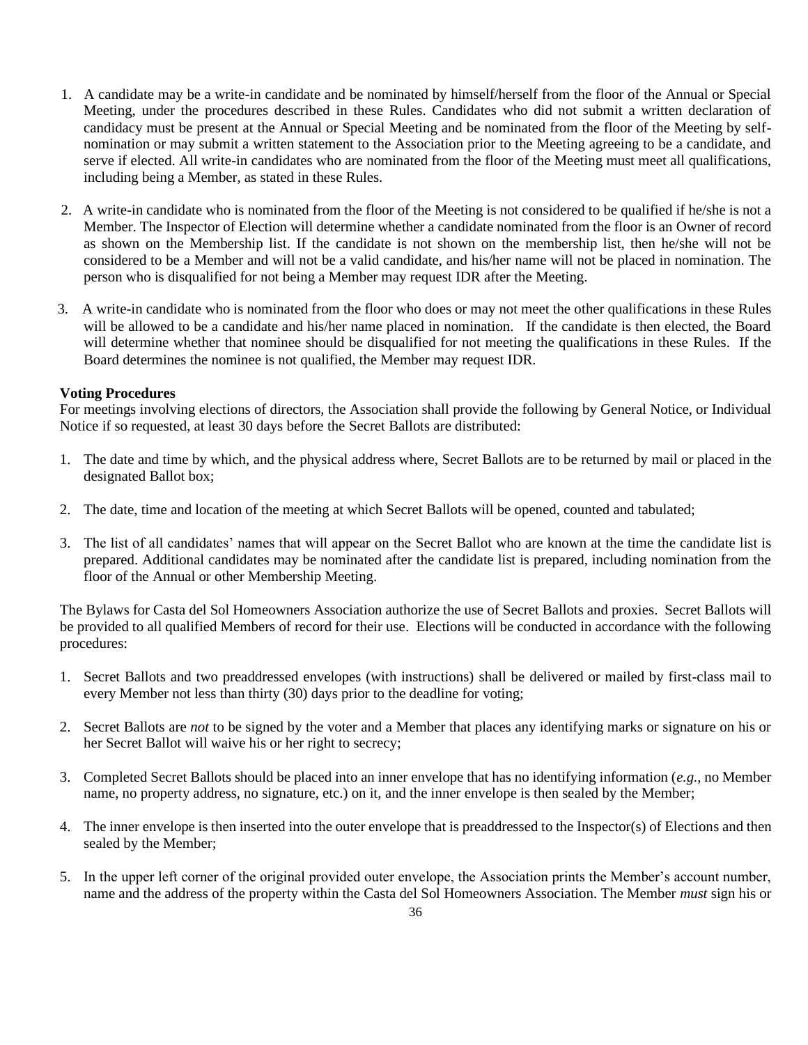1. A candidate may be a write-in candidate and be nominated by himself/herself from the floor of the Annual or Special Meeting, under the procedures described in these Rules. Candidates who did not submit a written declaration of candidacy must be present at the Annual or Special Meeting and be nominated from the floor of the Meeting by self-nomination or may submit a written statement to the Association prior to the Meeting agreeing to be a candidate, and serve if elected. All write-in candidates who are nominated from the floor of the Meeting must meet all qualifications, including being a Member, as stated in these Rules.

2. A write-in candidate who is nominated from the floor of the Meeting is not considered to be qualified if he/she is not a Member. The Inspector of Election will determine whether a candidate nominated from the floor is an Owner of record as shown on the Membership list. If the candidate is not shown on the membership list, then he/she will not be considered to be a Member and will not be a valid candidate, and his/her name will not be placed in nomination. The person who is disqualified for not being a Member may request IDR after the Meeting.

3. A write-in candidate who is nominated from the floor who does or may not meet the other qualifications in these Rules will be allowed to be a candidate and his/her name placed in nomination. If the candidate is then elected, the Board will determine whether that nominee should be disqualified for not meeting the qualifications in these Rules. If the Board determines the nominee is not qualified, the Member may request IDR.

**Voting Procedures**

For meetings involving elections of directors, the Association shall provide the following by General Notice, or Individual Notice if so requested, at least 30 days before the Secret Ballots are distributed:

1. The date and time by which, and the physical address where, Secret Ballots are to be returned by mail or placed in the designated Ballot box;

2. The date, time and location of the meeting at which Secret Ballots will be opened, counted and tabulated;

3. The list of all candidates' names that will appear on the Secret Ballot who are known at the time the candidate list is prepared. Additional candidates may be nominated after the candidate list is prepared, including nomination from the floor of the Annual or other Membership Meeting.

The Bylaws for Casta del Sol Homeowners Association authorize the use of Secret Ballots and proxies. Secret Ballots will be provided to all qualified Members of record for their use. Elections will be conducted in accordance with the following procedures:

1. Secret Ballots and two preaddressed envelopes (with instructions) shall be delivered or mailed by first-class mail to every Member not less than thirty (30) days prior to the deadline for voting;

2. Secret Ballots are *not* to be signed by the voter and a Member that places any identifying marks or signature on his or her Secret Ballot will waive his or her right to secrecy;

3. Completed Secret Ballots should be placed into an inner envelope that has no identifying information (*e.g.*, no Member name, no property address, no signature, etc.) on it, and the inner envelope is then sealed by the Member;

4. The inner envelope is then inserted into the outer envelope that is preaddressed to the Inspector(s) of Elections and then sealed by the Member;

5. In the upper left corner of the original provided outer envelope, the Association prints the Member's account number, name and the address of the property within the Casta del Sol Homeowners Association. The Member *must* sign his or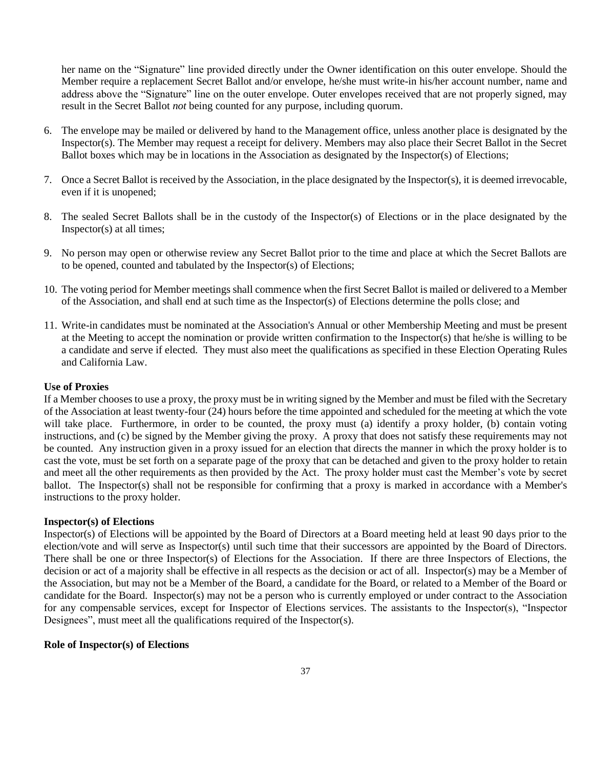her name on the "Signature" line provided directly under the Owner identification on this outer envelope. Should the Member require a replacement Secret Ballot and/or envelope, he/she must write-in his/her account number, name and address above the "Signature" line on the outer envelope. Outer envelopes received that are not properly signed, may result in the Secret Ballot *not* being counted for any purpose, including quorum.

6. The envelope may be mailed or delivered by hand to the Management office, unless another place is designated by the Inspector(s). The Member may request a receipt for delivery. Members may also place their Secret Ballot in the Secret Ballot boxes which may be in locations in the Association as designated by the Inspector(s) of Elections;
7. Once a Secret Ballot is received by the Association, in the place designated by the Inspector(s), it is deemed irrevocable, even if it is unopened;
8. The sealed Secret Ballots shall be in the custody of the Inspector(s) of Elections or in the place designated by the Inspector(s) at all times;
9. No person may open or otherwise review any Secret Ballot prior to the time and place at which the Secret Ballots are to be opened, counted and tabulated by the Inspector(s) of Elections;
10. The voting period for Member meetings shall commence when the first Secret Ballot is mailed or delivered to a Member of the Association, and shall end at such time as the Inspector(s) of Elections determine the polls close; and
11. Write-in candidates must be nominated at the Association's Annual or other Membership Meeting and must be present at the Meeting to accept the nomination or provide written confirmation to the Inspector(s) that he/she is willing to be a candidate and serve if elected. They must also meet the qualifications as specified in these Election Operating Rules and California Law.

**Use of Proxies**

If a Member chooses to use a proxy, the proxy must be in writing signed by the Member and must be filed with the Secretary of the Association at least twenty-four (24) hours before the time appointed and scheduled for the meeting at which the vote will take place. Furthermore, in order to be counted, the proxy must (a) identify a proxy holder, (b) contain voting instructions, and (c) be signed by the Member giving the proxy. A proxy that does not satisfy these requirements may not be counted. Any instruction given in a proxy issued for an election that directs the manner in which the proxy holder is to cast the vote, must be set forth on a separate page of the proxy that can be detached and given to the proxy holder to retain and meet all the other requirements as then provided by the Act. The proxy holder must cast the Member's vote by secret ballot. The Inspector(s) shall not be responsible for confirming that a proxy is marked in accordance with a Member's instructions to the proxy holder.

**Inspector(s) of Elections**

Inspector(s) of Elections will be appointed by the Board of Directors at a Board meeting held at least 90 days prior to the election/vote and will serve as Inspector(s) until such time that their successors are appointed by the Board of Directors. There shall be one or three Inspector(s) of Elections for the Association. If there are three Inspectors of Elections, the decision or act of a majority shall be effective in all respects as the decision or act of all. Inspector(s) may be a Member of the Association, but may not be a Member of the Board, a candidate for the Board, or related to a Member of the Board or candidate for the Board. Inspector(s) may not be a person who is currently employed or under contract to the Association for any compensable services, except for Inspector of Elections services. The assistants to the Inspector(s), "Inspector Designees", must meet all the qualifications required of the Inspector(s).

**Role of Inspector(s) of Elections**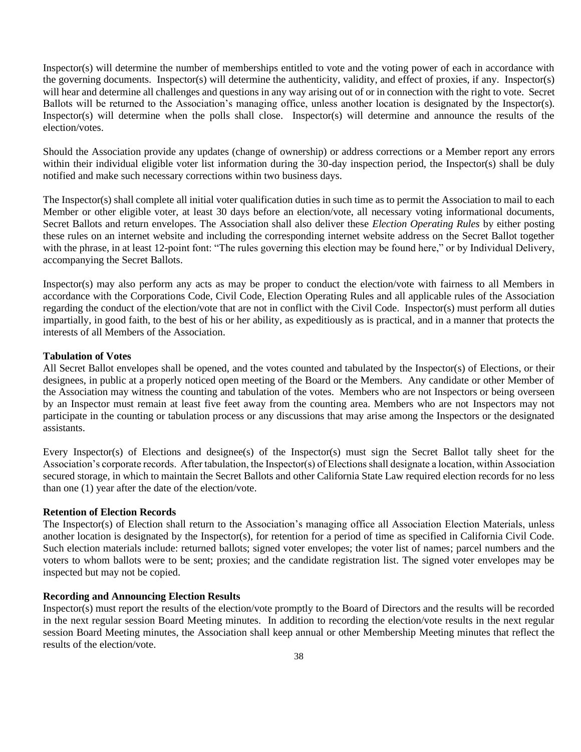Inspector(s) will determine the number of memberships entitled to vote and the voting power of each in accordance with the governing documents. Inspector(s) will determine the authenticity, validity, and effect of proxies, if any. Inspector(s) will hear and determine all challenges and questions in any way arising out of or in connection with the right to vote. Secret Ballots will be returned to the Association's managing office, unless another location is designated by the Inspector(s). Inspector(s) will determine when the polls shall close. Inspector(s) will determine and announce the results of the election/votes.

Should the Association provide any updates (change of ownership) or address corrections or a Member report any errors within their individual eligible voter list information during the 30-day inspection period, the Inspector(s) shall be duly notified and make such necessary corrections within two business days.

The Inspector(s) shall complete all initial voter qualification duties in such time as to permit the Association to mail to each Member or other eligible voter, at least 30 days before an election/vote, all necessary voting informational documents, Secret Ballots and return envelopes. The Association shall also deliver these *Election Operating Rules* by either posting these rules on an internet website and including the corresponding internet website address on the Secret Ballot together with the phrase, in at least 12-point font: "The rules governing this election may be found here," or by Individual Delivery, accompanying the Secret Ballots.

Inspector(s) may also perform any acts as may be proper to conduct the election/vote with fairness to all Members in accordance with the Corporations Code, Civil Code, Election Operating Rules and all applicable rules of the Association regarding the conduct of the election/vote that are not in conflict with the Civil Code. Inspector(s) must perform all duties impartially, in good faith, to the best of his or her ability, as expeditiously as is practical, and in a manner that protects the interests of all Members of the Association.

**Tabulation of Votes**

All Secret Ballot envelopes shall be opened, and the votes counted and tabulated by the Inspector(s) of Elections, or their designees, in public at a properly noticed open meeting of the Board or the Members. Any candidate or other Member of the Association may witness the counting and tabulation of the votes. Members who are not Inspectors or being overseen by an Inspector must remain at least five feet away from the counting area. Members who are not Inspectors may not participate in the counting or tabulation process or any discussions that may arise among the Inspectors or the designated assistants.

Every Inspector(s) of Elections and designee(s) of the Inspector(s) must sign the Secret Ballot tally sheet for the Association's corporate records. After tabulation, the Inspector(s) of Elections shall designate a location, within Association secured storage, in which to maintain the Secret Ballots and other California State Law required election records for no less than one (1) year after the date of the election/vote.

**Retention of Election Records**

The Inspector(s) of Election shall return to the Association's managing office all Association Election Materials, unless another location is designated by the Inspector(s), for retention for a period of time as specified in California Civil Code. Such election materials include: returned ballots; signed voter envelopes; the voter list of names; parcel numbers and the voters to whom ballots were to be sent; proxies; and the candidate registration list. The signed voter envelopes may be inspected but may not be copied.

**Recording and Announcing Election Results**

Inspector(s) must report the results of the election/vote promptly to the Board of Directors and the results will be recorded in the next regular session Board Meeting minutes. In addition to recording the election/vote results in the next regular session Board Meeting minutes, the Association shall keep annual or other Membership Meeting minutes that reflect the results of the election/vote.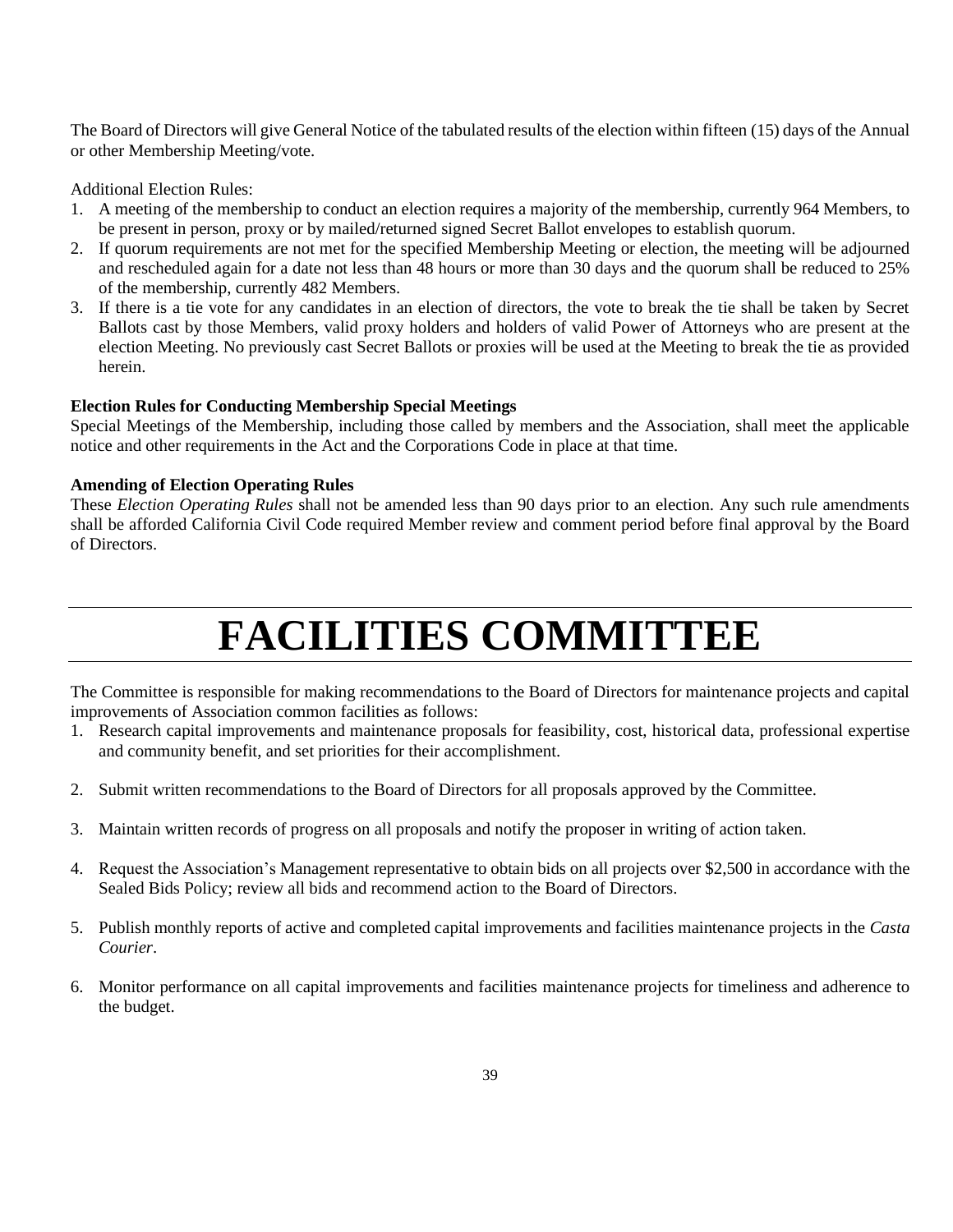The Board of Directors will give General Notice of the tabulated results of the election within fifteen (15) days of the Annual or other Membership Meeting/vote.

Additional Election Rules:

1. A meeting of the membership to conduct an election requires a majority of the membership, currently 964 Members, to be present in person, proxy or by mailed/returned signed Secret Ballot envelopes to establish quorum.
2. If quorum requirements are not met for the specified Membership Meeting or election, the meeting will be adjourned and rescheduled again for a date not less than 48 hours or more than 30 days and the quorum shall be reduced to 25% of the membership, currently 482 Members.
3. If there is a tie vote for any candidates in an election of directors, the vote to break the tie shall be taken by Secret Ballots cast by those Members, valid proxy holders and holders of valid Power of Attorneys who are present at the election Meeting. No previously cast Secret Ballots or proxies will be used at the Meeting to break the tie as provided herein.

**Election Rules for Conducting Membership Special Meetings**

Special Meetings of the Membership, including those called by members and the Association, shall meet the applicable notice and other requirements in the Act and the Corporations Code in place at that time.

**Amending of Election Operating Rules**

These *Election Operating Rules* shall not be amended less than 90 days prior to an election. Any such rule amendments shall be afforded California Civil Code required Member review and comment period before final approval by the Board of Directors.

# FACILITIES COMMITTEE

The Committee is responsible for making recommendations to the Board of Directors for maintenance projects and capital improvements of Association common facilities as follows:

1. Research capital improvements and maintenance proposals for feasibility, cost, historical data, professional expertise and community benefit, and set priorities for their accomplishment.

2. Submit written recommendations to the Board of Directors for all proposals approved by the Committee.

3. Maintain written records of progress on all proposals and notify the proposer in writing of action taken.

4. Request the Association's Management representative to obtain bids on all projects over $2,500 in accordance with the Sealed Bids Policy; review all bids and recommend action to the Board of Directors.

5. Publish monthly reports of active and completed capital improvements and facilities maintenance projects in the *Casta Courier*.

6. Monitor performance on all capital improvements and facilities maintenance projects for timeliness and adherence to the budget.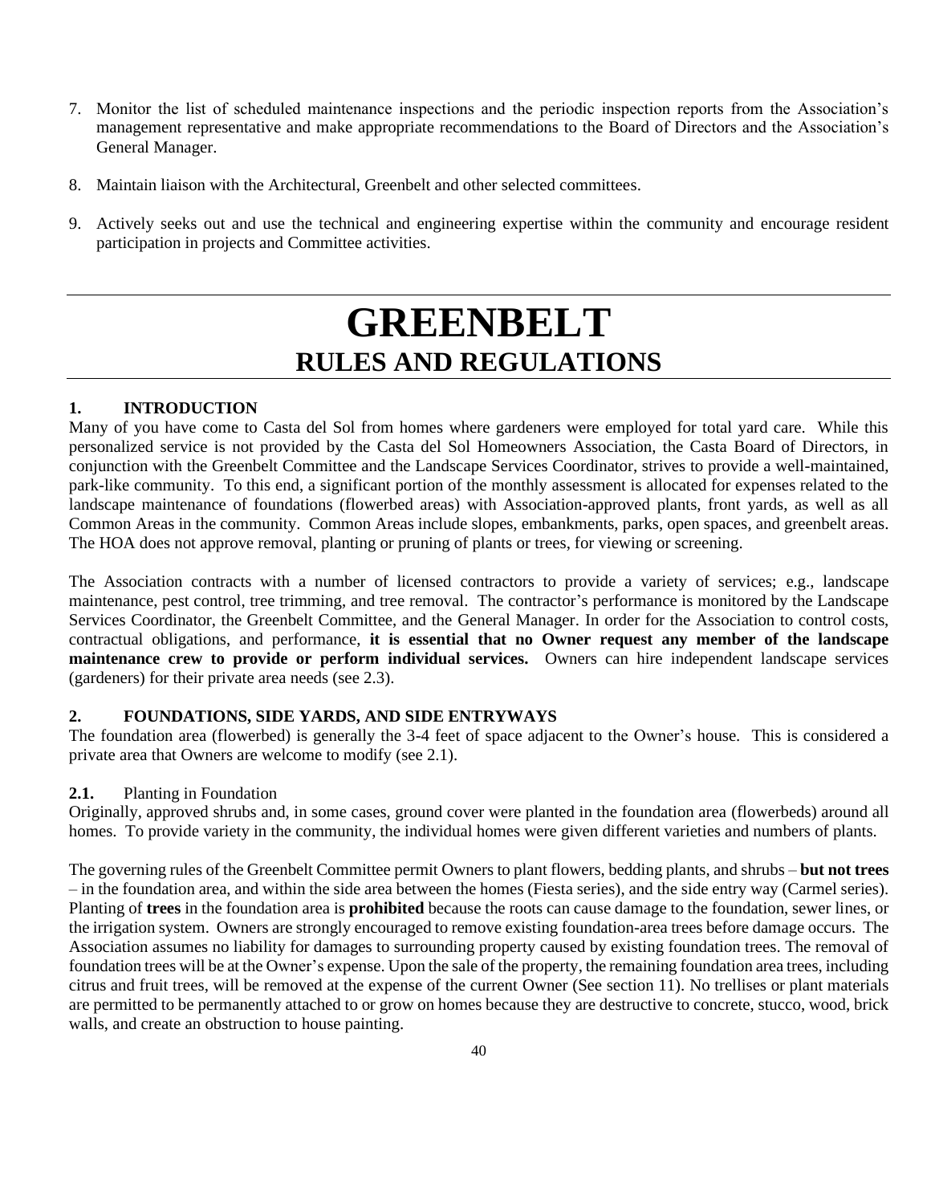7. Monitor the list of scheduled maintenance inspections and the periodic inspection reports from the Association's management representative and make appropriate recommendations to the Board of Directors and the Association's General Manager.

8. Maintain liaison with the Architectural, Greenbelt and other selected committees.

9. Actively seeks out and use the technical and engineering expertise within the community and encourage resident participation in projects and Committee activities.

# GREENBELT
## RULES AND REGULATIONS

### 1. INTRODUCTION

Many of you have come to Casta del Sol from homes where gardeners were employed for total yard care. While this personalized service is not provided by the Casta del Sol Homeowners Association, the Casta Board of Directors, in conjunction with the Greenbelt Committee and the Landscape Services Coordinator, strives to provide a well-maintained, park-like community. To this end, a significant portion of the monthly assessment is allocated for expenses related to the landscape maintenance of foundations (flowerbed areas) with Association-approved plants, front yards, as well as all Common Areas in the community. Common Areas include slopes, embankments, parks, open spaces, and greenbelt areas. The HOA does not approve removal, planting or pruning of plants or trees, for viewing or screening.

The Association contracts with a number of licensed contractors to provide a variety of services; e.g., landscape maintenance, pest control, tree trimming, and tree removal. The contractor's performance is monitored by the Landscape Services Coordinator, the Greenbelt Committee, and the General Manager. In order for the Association to control costs, contractual obligations, and performance, **it is essential that no Owner request any member of the landscape maintenance crew to provide or perform individual services.** Owners can hire independent landscape services (gardeners) for their private area needs (see 2.3).

### 2. FOUNDATIONS, SIDE YARDS, AND SIDE ENTRYWAYS

The foundation area (flowerbed) is generally the 3-4 feet of space adjacent to the Owner's house. This is considered a private area that Owners are welcome to modify (see 2.1).

**2.1.** Planting in Foundation

Originally, approved shrubs and, in some cases, ground cover were planted in the foundation area (flowerbeds) around all homes. To provide variety in the community, the individual homes were given different varieties and numbers of plants.

The governing rules of the Greenbelt Committee permit Owners to plant flowers, bedding plants, and shrubs – **but not trees** – in the foundation area, and within the side area between the homes (Fiesta series), and the side entry way (Carmel series). Planting of **trees** in the foundation area is **prohibited** because the roots can cause damage to the foundation, sewer lines, or the irrigation system. Owners are strongly encouraged to remove existing foundation-area trees before damage occurs. The Association assumes no liability for damages to surrounding property caused by existing foundation trees. The removal of foundation trees will be at the Owner's expense. Upon the sale of the property, the remaining foundation area trees, including citrus and fruit trees, will be removed at the expense of the current Owner (See section 11). No trellises or plant materials are permitted to be permanently attached to or grow on homes because they are destructive to concrete, stucco, wood, brick walls, and create an obstruction to house painting.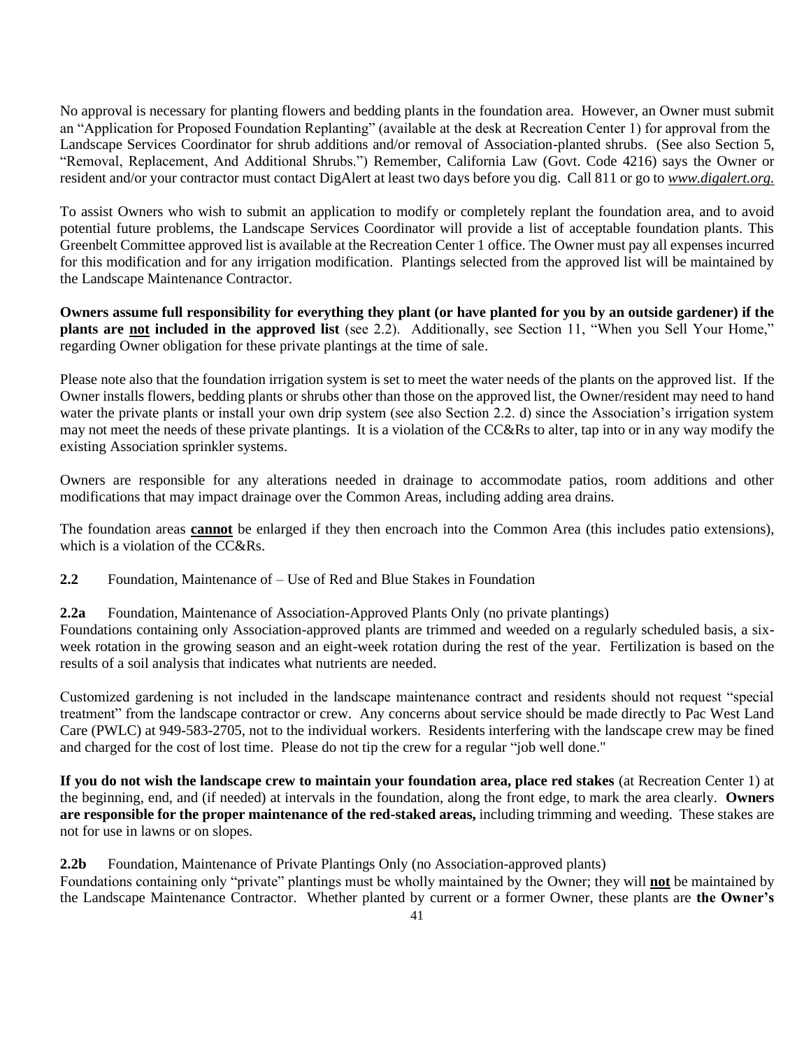No approval is necessary for planting flowers and bedding plants in the foundation area. However, an Owner must submit an "Application for Proposed Foundation Replanting" (available at the desk at Recreation Center 1) for approval from the Landscape Services Coordinator for shrub additions and/or removal of Association-planted shrubs. (See also Section 5, "Removal, Replacement, And Additional Shrubs.") Remember, California Law (Govt. Code 4216) says the Owner or resident and/or your contractor must contact DigAlert at least two days before you dig. Call 811 or go to *www.digalert.org.*

To assist Owners who wish to submit an application to modify or completely replant the foundation area, and to avoid potential future problems, the Landscape Services Coordinator will provide a list of acceptable foundation plants. This Greenbelt Committee approved list is available at the Recreation Center 1 office. The Owner must pay all expenses incurred for this modification and for any irrigation modification. Plantings selected from the approved list will be maintained by the Landscape Maintenance Contractor.

**Owners assume full responsibility for everything they plant (or have planted for you by an outside gardener) if the plants are not included in the approved list** (see 2.2). Additionally, see Section 11, "When you Sell Your Home," regarding Owner obligation for these private plantings at the time of sale.

Please note also that the foundation irrigation system is set to meet the water needs of the plants on the approved list. If the Owner installs flowers, bedding plants or shrubs other than those on the approved list, the Owner/resident may need to hand water the private plants or install your own drip system (see also Section 2.2. d) since the Association's irrigation system may not meet the needs of these private plantings. It is a violation of the CC&Rs to alter, tap into or in any way modify the existing Association sprinkler systems.

Owners are responsible for any alterations needed in drainage to accommodate patios, room additions and other modifications that may impact drainage over the Common Areas, including adding area drains.

The foundation areas **cannot** be enlarged if they then encroach into the Common Area (this includes patio extensions), which is a violation of the CC&Rs.

**2.2** Foundation, Maintenance of – Use of Red and Blue Stakes in Foundation

**2.2a** Foundation, Maintenance of Association-Approved Plants Only (no private plantings)
Foundations containing only Association-approved plants are trimmed and weeded on a regularly scheduled basis, a six-week rotation in the growing season and an eight-week rotation during the rest of the year. Fertilization is based on the results of a soil analysis that indicates what nutrients are needed.

Customized gardening is not included in the landscape maintenance contract and residents should not request "special treatment" from the landscape contractor or crew. Any concerns about service should be made directly to Pac West Land Care (PWLC) at 949-583-2705, not to the individual workers. Residents interfering with the landscape crew may be fined and charged for the cost of lost time. Please do not tip the crew for a regular "job well done."

**If you do not wish the landscape crew to maintain your foundation area, place red stakes** (at Recreation Center 1) at the beginning, end, and (if needed) at intervals in the foundation, along the front edge, to mark the area clearly. **Owners are responsible for the proper maintenance of the red-staked areas,** including trimming and weeding. These stakes are not for use in lawns or on slopes.

**2.2b** Foundation, Maintenance of Private Plantings Only (no Association-approved plants)
Foundations containing only "private" plantings must be wholly maintained by the Owner; they will **not** be maintained by the Landscape Maintenance Contractor. Whether planted by current or a former Owner, these plants are **the Owner's**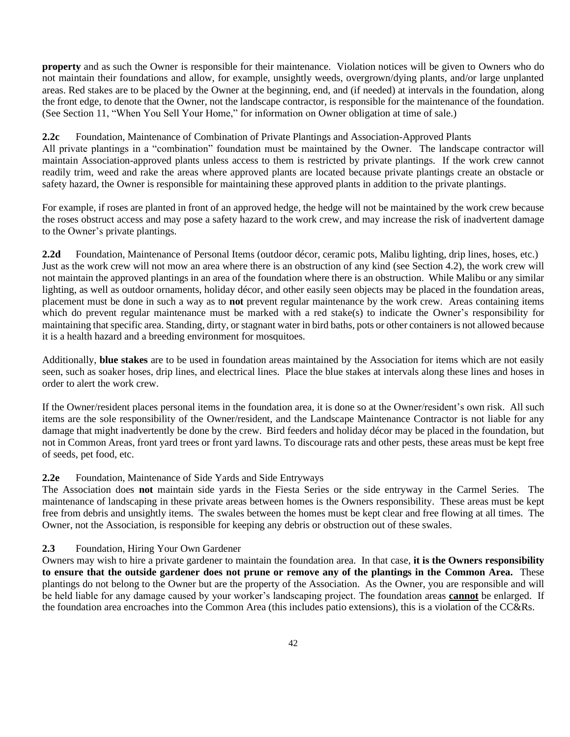**property** and as such the Owner is responsible for their maintenance. Violation notices will be given to Owners who do not maintain their foundations and allow, for example, unsightly weeds, overgrown/dying plants, and/or large unplanted areas. Red stakes are to be placed by the Owner at the beginning, end, and (if needed) at intervals in the foundation, along the front edge, to denote that the Owner, not the landscape contractor, is responsible for the maintenance of the foundation. (See Section 11, "When You Sell Your Home," for information on Owner obligation at time of sale.)

**2.2c** Foundation, Maintenance of Combination of Private Plantings and Association-Approved Plants
All private plantings in a "combination" foundation must be maintained by the Owner. The landscape contractor will maintain Association-approved plants unless access to them is restricted by private plantings. If the work crew cannot readily trim, weed and rake the areas where approved plants are located because private plantings create an obstacle or safety hazard, the Owner is responsible for maintaining these approved plants in addition to the private plantings.

For example, if roses are planted in front of an approved hedge, the hedge will not be maintained by the work crew because the roses obstruct access and may pose a safety hazard to the work crew, and may increase the risk of inadvertent damage to the Owner's private plantings.

**2.2d** Foundation, Maintenance of Personal Items (outdoor décor, ceramic pots, Malibu lighting, drip lines, hoses, etc.)
Just as the work crew will not mow an area where there is an obstruction of any kind (see Section 4.2), the work crew will not maintain the approved plantings in an area of the foundation where there is an obstruction. While Malibu or any similar lighting, as well as outdoor ornaments, holiday décor, and other easily seen objects may be placed in the foundation areas, placement must be done in such a way as to **not** prevent regular maintenance by the work crew. Areas containing items which do prevent regular maintenance must be marked with a red stake(s) to indicate the Owner's responsibility for maintaining that specific area. Standing, dirty, or stagnant water in bird baths, pots or other containers is not allowed because it is a health hazard and a breeding environment for mosquitoes.

Additionally, **blue stakes** are to be used in foundation areas maintained by the Association for items which are not easily seen, such as soaker hoses, drip lines, and electrical lines. Place the blue stakes at intervals along these lines and hoses in order to alert the work crew.

If the Owner/resident places personal items in the foundation area, it is done so at the Owner/resident's own risk. All such items are the sole responsibility of the Owner/resident, and the Landscape Maintenance Contractor is not liable for any damage that might inadvertently be done by the crew. Bird feeders and holiday décor may be placed in the foundation, but not in Common Areas, front yard trees or front yard lawns. To discourage rats and other pests, these areas must be kept free of seeds, pet food, etc.

**2.2e** Foundation, Maintenance of Side Yards and Side Entryways
The Association does **not** maintain side yards in the Fiesta Series or the side entryway in the Carmel Series. The maintenance of landscaping in these private areas between homes is the Owners responsibility. These areas must be kept free from debris and unsightly items. The swales between the homes must be kept clear and free flowing at all times. The Owner, not the Association, is responsible for keeping any debris or obstruction out of these swales.

**2.3** Foundation, Hiring Your Own Gardener
Owners may wish to hire a private gardener to maintain the foundation area. In that case, **it is the Owners responsibility to ensure that the outside gardener does not prune or remove any of the plantings in the Common Area.** These plantings do not belong to the Owner but are the property of the Association. As the Owner, you are responsible and will be held liable for any damage caused by your worker's landscaping project. The foundation areas **cannot** be enlarged. If the foundation area encroaches into the Common Area (this includes patio extensions), this is a violation of the CC&Rs.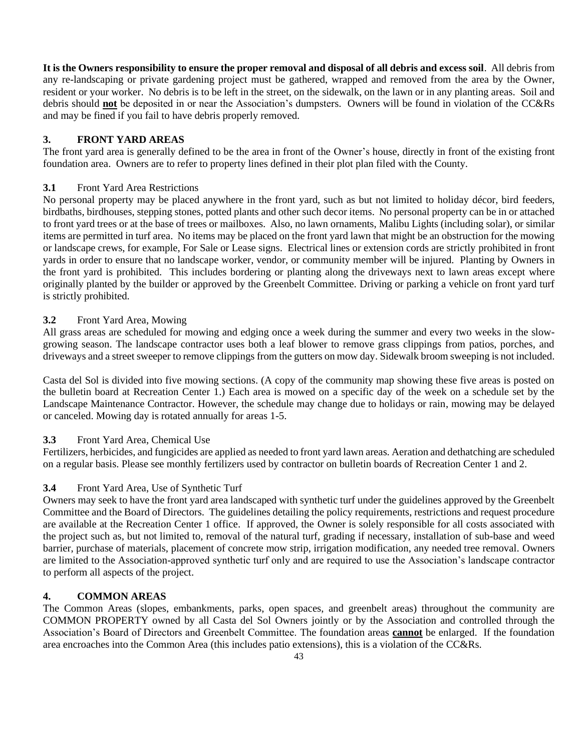**It is the Owners responsibility to ensure the proper removal and disposal of all debris and excess soil**. All debris from any re-landscaping or private gardening project must be gathered, wrapped and removed from the area by the Owner, resident or your worker. No debris is to be left in the street, on the sidewalk, on the lawn or in any planting areas. Soil and debris should **not** be deposited in or near the Association's dumpsters. Owners will be found in violation of the CC&Rs and may be fined if you fail to have debris properly removed.

## 3. FRONT YARD AREAS

The front yard area is generally defined to be the area in front of the Owner's house, directly in front of the existing front foundation area. Owners are to refer to property lines defined in their plot plan filed with the County.

### 3.1 Front Yard Area Restrictions

No personal property may be placed anywhere in the front yard, such as but not limited to holiday décor, bird feeders, birdbaths, birdhouses, stepping stones, potted plants and other such decor items. No personal property can be in or attached to front yard trees or at the base of trees or mailboxes. Also, no lawn ornaments, Malibu Lights (including solar), or similar items are permitted in turf area. No items may be placed on the front yard lawn that might be an obstruction for the mowing or landscape crews, for example, For Sale or Lease signs. Electrical lines or extension cords are strictly prohibited in front yards in order to ensure that no landscape worker, vendor, or community member will be injured. Planting by Owners in the front yard is prohibited. This includes bordering or planting along the driveways next to lawn areas except where originally planted by the builder or approved by the Greenbelt Committee. Driving or parking a vehicle on front yard turf is strictly prohibited.

### 3.2 Front Yard Area, Mowing

All grass areas are scheduled for mowing and edging once a week during the summer and every two weeks in the slow-growing season. The landscape contractor uses both a leaf blower to remove grass clippings from patios, porches, and driveways and a street sweeper to remove clippings from the gutters on mow day. Sidewalk broom sweeping is not included.

Casta del Sol is divided into five mowing sections. (A copy of the community map showing these five areas is posted on the bulletin board at Recreation Center 1.) Each area is mowed on a specific day of the week on a schedule set by the Landscape Maintenance Contractor. However, the schedule may change due to holidays or rain, mowing may be delayed or canceled. Mowing day is rotated annually for areas 1-5.

### 3.3 Front Yard Area, Chemical Use

Fertilizers, herbicides, and fungicides are applied as needed to front yard lawn areas. Aeration and dethatching are scheduled on a regular basis. Please see monthly fertilizers used by contractor on bulletin boards of Recreation Center 1 and 2.

### 3.4 Front Yard Area, Use of Synthetic Turf

Owners may seek to have the front yard area landscaped with synthetic turf under the guidelines approved by the Greenbelt Committee and the Board of Directors. The guidelines detailing the policy requirements, restrictions and request procedure are available at the Recreation Center 1 office. If approved, the Owner is solely responsible for all costs associated with the project such as, but not limited to, removal of the natural turf, grading if necessary, installation of sub-base and weed barrier, purchase of materials, placement of concrete mow strip, irrigation modification, any needed tree removal. Owners are limited to the Association-approved synthetic turf only and are required to use the Association's landscape contractor to perform all aspects of the project.

## 4. COMMON AREAS

The Common Areas (slopes, embankments, parks, open spaces, and greenbelt areas) throughout the community are COMMON PROPERTY owned by all Casta del Sol Owners jointly or by the Association and controlled through the Association's Board of Directors and Greenbelt Committee. The foundation areas **cannot** be enlarged. If the foundation area encroaches into the Common Area (this includes patio extensions), this is a violation of the CC&Rs.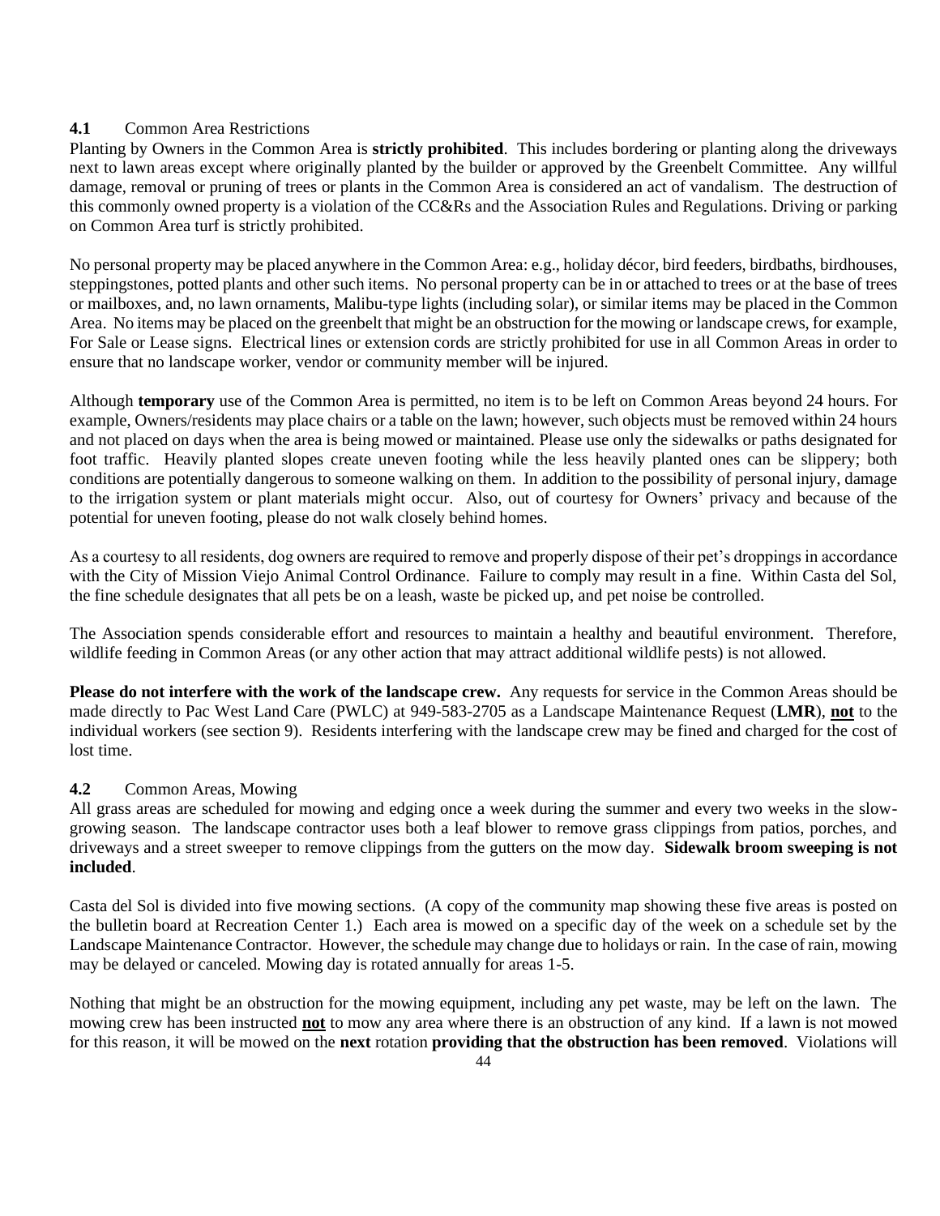### 4.1 Common Area Restrictions

Planting by Owners in the Common Area is **strictly prohibited**. This includes bordering or planting along the driveways next to lawn areas except where originally planted by the builder or approved by the Greenbelt Committee. Any willful damage, removal or pruning of trees or plants in the Common Area is considered an act of vandalism. The destruction of this commonly owned property is a violation of the CC&Rs and the Association Rules and Regulations. Driving or parking on Common Area turf is strictly prohibited.

No personal property may be placed anywhere in the Common Area: e.g., holiday décor, bird feeders, birdbaths, birdhouses, steppingstones, potted plants and other such items. No personal property can be in or attached to trees or at the base of trees or mailboxes, and, no lawn ornaments, Malibu-type lights (including solar), or similar items may be placed in the Common Area. No items may be placed on the greenbelt that might be an obstruction for the mowing or landscape crews, for example, For Sale or Lease signs. Electrical lines or extension cords are strictly prohibited for use in all Common Areas in order to ensure that no landscape worker, vendor or community member will be injured.

Although **temporary** use of the Common Area is permitted, no item is to be left on Common Areas beyond 24 hours. For example, Owners/residents may place chairs or a table on the lawn; however, such objects must be removed within 24 hours and not placed on days when the area is being mowed or maintained. Please use only the sidewalks or paths designated for foot traffic. Heavily planted slopes create uneven footing while the less heavily planted ones can be slippery; both conditions are potentially dangerous to someone walking on them. In addition to the possibility of personal injury, damage to the irrigation system or plant materials might occur. Also, out of courtesy for Owners' privacy and because of the potential for uneven footing, please do not walk closely behind homes.

As a courtesy to all residents, dog owners are required to remove and properly dispose of their pet's droppings in accordance with the City of Mission Viejo Animal Control Ordinance. Failure to comply may result in a fine. Within Casta del Sol, the fine schedule designates that all pets be on a leash, waste be picked up, and pet noise be controlled.

The Association spends considerable effort and resources to maintain a healthy and beautiful environment. Therefore, wildlife feeding in Common Areas (or any other action that may attract additional wildlife pests) is not allowed.

**Please do not interfere with the work of the landscape crew.** Any requests for service in the Common Areas should be made directly to Pac West Land Care (PWLC) at 949-583-2705 as a Landscape Maintenance Request (**LMR**), **not** to the individual workers (see section 9). Residents interfering with the landscape crew may be fined and charged for the cost of lost time.

### 4.2 Common Areas, Mowing

All grass areas are scheduled for mowing and edging once a week during the summer and every two weeks in the slow-growing season. The landscape contractor uses both a leaf blower to remove grass clippings from patios, porches, and driveways and a street sweeper to remove clippings from the gutters on the mow day. **Sidewalk broom sweeping is not included**.

Casta del Sol is divided into five mowing sections. (A copy of the community map showing these five areas is posted on the bulletin board at Recreation Center 1.) Each area is mowed on a specific day of the week on a schedule set by the Landscape Maintenance Contractor. However, the schedule may change due to holidays or rain. In the case of rain, mowing may be delayed or canceled. Mowing day is rotated annually for areas 1-5.

Nothing that might be an obstruction for the mowing equipment, including any pet waste, may be left on the lawn. The mowing crew has been instructed **not** to mow any area where there is an obstruction of any kind. If a lawn is not mowed for this reason, it will be mowed on the **next** rotation **providing that the obstruction has been removed**. Violations will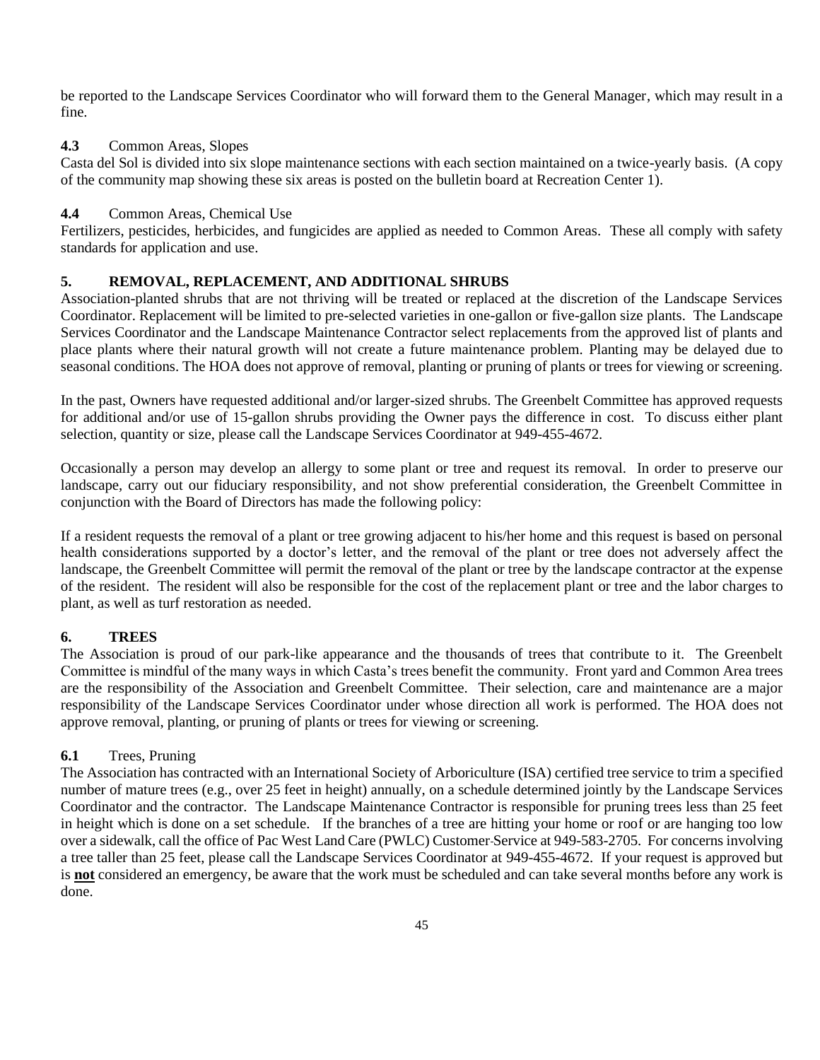be reported to the Landscape Services Coordinator who will forward them to the General Manager, which may result in a fine.

**4.3** Common Areas, Slopes

Casta del Sol is divided into six slope maintenance sections with each section maintained on a twice-yearly basis. (A copy of the community map showing these six areas is posted on the bulletin board at Recreation Center 1).

**4.4** Common Areas, Chemical Use

Fertilizers, pesticides, herbicides, and fungicides are applied as needed to Common Areas. These all comply with safety standards for application and use.

## 5. REMOVAL, REPLACEMENT, AND ADDITIONAL SHRUBS

Association-planted shrubs that are not thriving will be treated or replaced at the discretion of the Landscape Services Coordinator. Replacement will be limited to pre-selected varieties in one-gallon or five-gallon size plants. The Landscape Services Coordinator and the Landscape Maintenance Contractor select replacements from the approved list of plants and place plants where their natural growth will not create a future maintenance problem. Planting may be delayed due to seasonal conditions. The HOA does not approve of removal, planting or pruning of plants or trees for viewing or screening.

In the past, Owners have requested additional and/or larger-sized shrubs. The Greenbelt Committee has approved requests for additional and/or use of 15-gallon shrubs providing the Owner pays the difference in cost. To discuss either plant selection, quantity or size, please call the Landscape Services Coordinator at 949-455-4672.

Occasionally a person may develop an allergy to some plant or tree and request its removal. In order to preserve our landscape, carry out our fiduciary responsibility, and not show preferential consideration, the Greenbelt Committee in conjunction with the Board of Directors has made the following policy:

If a resident requests the removal of a plant or tree growing adjacent to his/her home and this request is based on personal health considerations supported by a doctor's letter, and the removal of the plant or tree does not adversely affect the landscape, the Greenbelt Committee will permit the removal of the plant or tree by the landscape contractor at the expense of the resident. The resident will also be responsible for the cost of the replacement plant or tree and the labor charges to plant, as well as turf restoration as needed.

## 6. TREES

The Association is proud of our park-like appearance and the thousands of trees that contribute to it. The Greenbelt Committee is mindful of the many ways in which Casta's trees benefit the community. Front yard and Common Area trees are the responsibility of the Association and Greenbelt Committee. Their selection, care and maintenance are a major responsibility of the Landscape Services Coordinator under whose direction all work is performed. The HOA does not approve removal, planting, or pruning of plants or trees for viewing or screening.

**6.1** Trees, Pruning

The Association has contracted with an International Society of Arboriculture (ISA) certified tree service to trim a specified number of mature trees (e.g., over 25 feet in height) annually, on a schedule determined jointly by the Landscape Services Coordinator and the contractor. The Landscape Maintenance Contractor is responsible for pruning trees less than 25 feet in height which is done on a set schedule. If the branches of a tree are hitting your home or roof or are hanging too low over a sidewalk, call the office of Pac West Land Care (PWLC) Customer Service at 949-583-2705. For concerns involving a tree taller than 25 feet, please call the Landscape Services Coordinator at 949-455-4672. If your request is approved but is **not** considered an emergency, be aware that the work must be scheduled and can take several months before any work is done.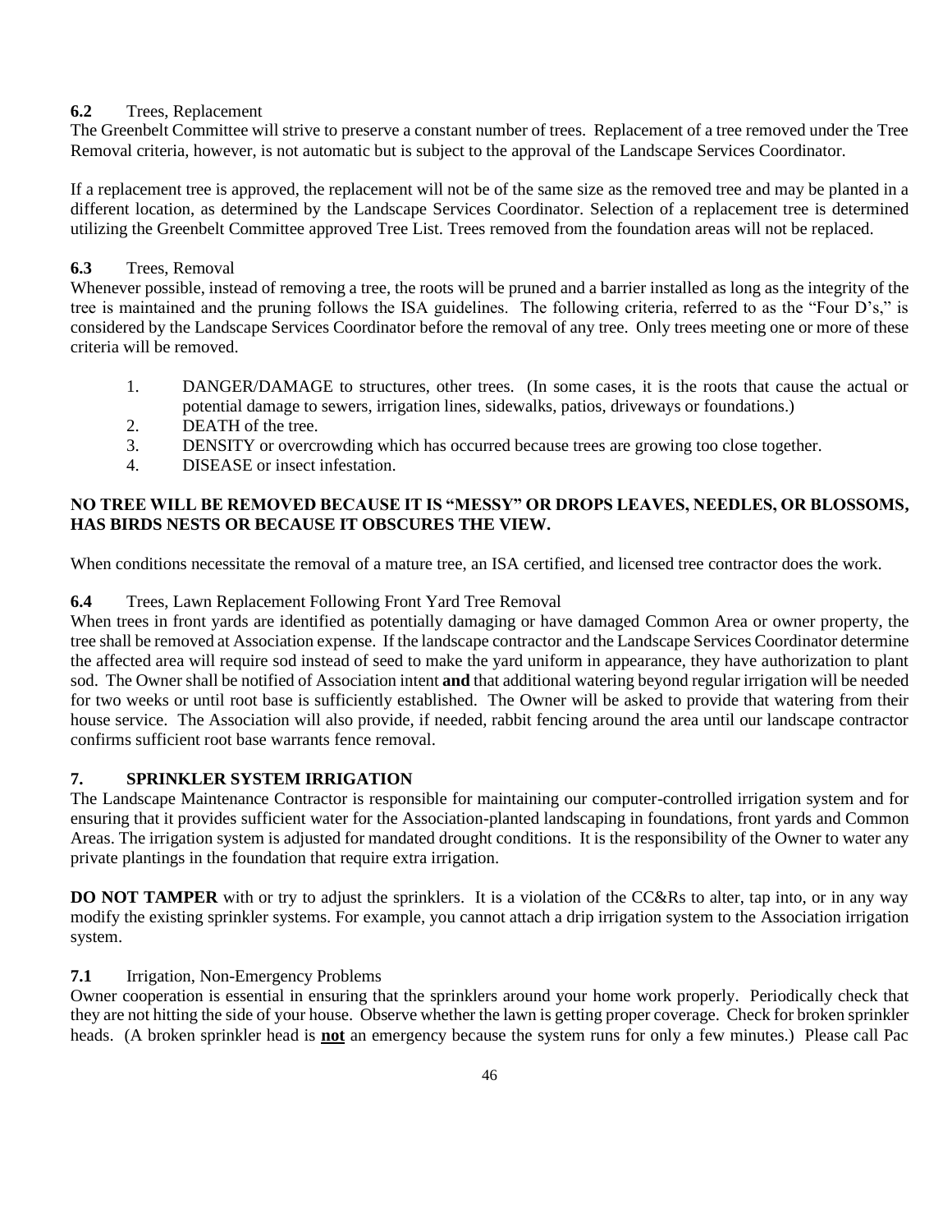**6.2** Trees, Replacement

The Greenbelt Committee will strive to preserve a constant number of trees. Replacement of a tree removed under the Tree Removal criteria, however, is not automatic but is subject to the approval of the Landscape Services Coordinator.

If a replacement tree is approved, the replacement will not be of the same size as the removed tree and may be planted in a different location, as determined by the Landscape Services Coordinator. Selection of a replacement tree is determined utilizing the Greenbelt Committee approved Tree List. Trees removed from the foundation areas will not be replaced.

**6.3** Trees, Removal

Whenever possible, instead of removing a tree, the roots will be pruned and a barrier installed as long as the integrity of the tree is maintained and the pruning follows the ISA guidelines. The following criteria, referred to as the "Four D's," is considered by the Landscape Services Coordinator before the removal of any tree. Only trees meeting one or more of these criteria will be removed.

1. DANGER/DAMAGE to structures, other trees. (In some cases, it is the roots that cause the actual or potential damage to sewers, irrigation lines, sidewalks, patios, driveways or foundations.)
2. DEATH of the tree.
3. DENSITY or overcrowding which has occurred because trees are growing too close together.
4. DISEASE or insect infestation.

**NO TREE WILL BE REMOVED BECAUSE IT IS "MESSY" OR DROPS LEAVES, NEEDLES, OR BLOSSOMS, HAS BIRDS NESTS OR BECAUSE IT OBSCURES THE VIEW.**

When conditions necessitate the removal of a mature tree, an ISA certified, and licensed tree contractor does the work.

**6.4** Trees, Lawn Replacement Following Front Yard Tree Removal

When trees in front yards are identified as potentially damaging or have damaged Common Area or owner property, the tree shall be removed at Association expense. If the landscape contractor and the Landscape Services Coordinator determine the affected area will require sod instead of seed to make the yard uniform in appearance, they have authorization to plant sod. The Owner shall be notified of Association intent **and** that additional watering beyond regular irrigation will be needed for two weeks or until root base is sufficiently established. The Owner will be asked to provide that watering from their house service. The Association will also provide, if needed, rabbit fencing around the area until our landscape contractor confirms sufficient root base warrants fence removal.

## 7. SPRINKLER SYSTEM IRRIGATION

The Landscape Maintenance Contractor is responsible for maintaining our computer-controlled irrigation system and for ensuring that it provides sufficient water for the Association-planted landscaping in foundations, front yards and Common Areas. The irrigation system is adjusted for mandated drought conditions. It is the responsibility of the Owner to water any private plantings in the foundation that require extra irrigation.

**DO NOT TAMPER** with or try to adjust the sprinklers. It is a violation of the CC&Rs to alter, tap into, or in any way modify the existing sprinkler systems. For example, you cannot attach a drip irrigation system to the Association irrigation system.

**7.1** Irrigation, Non-Emergency Problems

Owner cooperation is essential in ensuring that the sprinklers around your home work properly. Periodically check that they are not hitting the side of your house. Observe whether the lawn is getting proper coverage. Check for broken sprinkler heads. (A broken sprinkler head is **not** an emergency because the system runs for only a few minutes.) Please call Pac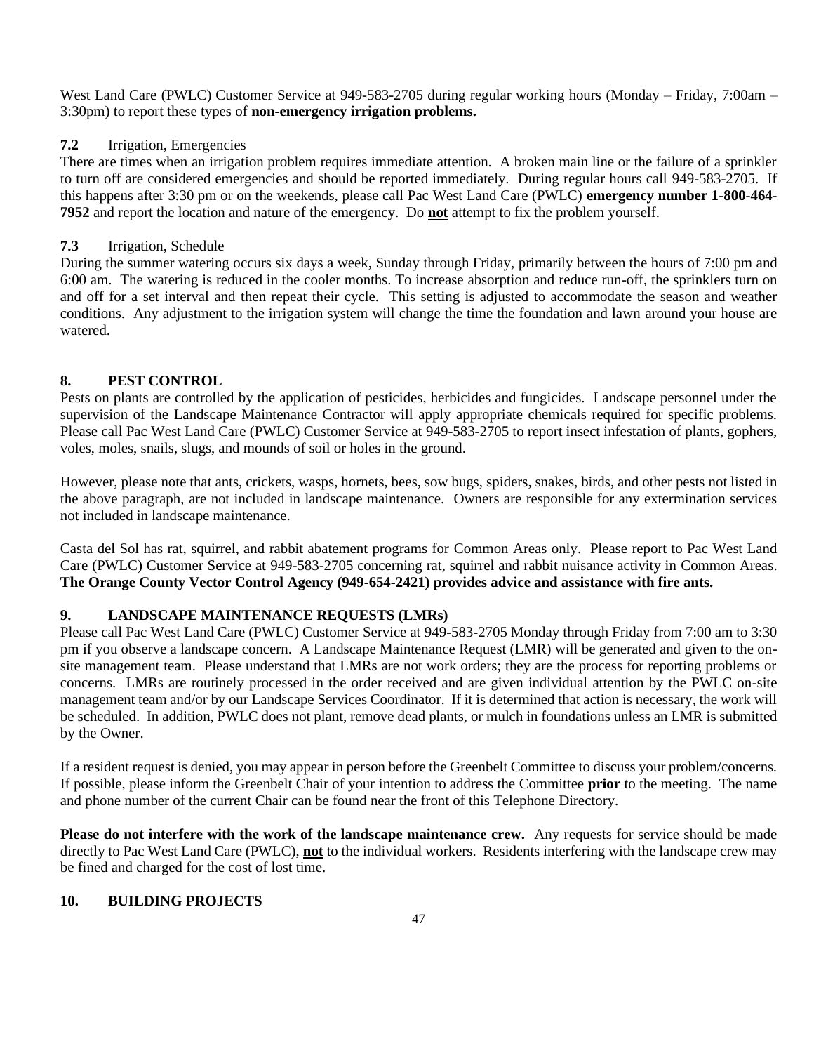West Land Care (PWLC) Customer Service at 949-583-2705 during regular working hours (Monday – Friday, 7:00am – 3:30pm) to report these types of **non-emergency irrigation problems.**

**7.2** Irrigation, Emergencies

There are times when an irrigation problem requires immediate attention. A broken main line or the failure of a sprinkler to turn off are considered emergencies and should be reported immediately. During regular hours call 949-583-2705. If this happens after 3:30 pm or on the weekends, please call Pac West Land Care (PWLC) **emergency number 1-800-464-7952** and report the location and nature of the emergency. Do **not** attempt to fix the problem yourself.

**7.3** Irrigation, Schedule

During the summer watering occurs six days a week, Sunday through Friday, primarily between the hours of 7:00 pm and 6:00 am. The watering is reduced in the cooler months. To increase absorption and reduce run-off, the sprinklers turn on and off for a set interval and then repeat their cycle. This setting is adjusted to accommodate the season and weather conditions. Any adjustment to the irrigation system will change the time the foundation and lawn around your house are watered.

## 8. PEST CONTROL

Pests on plants are controlled by the application of pesticides, herbicides and fungicides. Landscape personnel under the supervision of the Landscape Maintenance Contractor will apply appropriate chemicals required for specific problems. Please call Pac West Land Care (PWLC) Customer Service at 949-583-2705 to report insect infestation of plants, gophers, voles, moles, snails, slugs, and mounds of soil or holes in the ground.

However, please note that ants, crickets, wasps, hornets, bees, sow bugs, spiders, snakes, birds, and other pests not listed in the above paragraph, are not included in landscape maintenance. Owners are responsible for any extermination services not included in landscape maintenance.

Casta del Sol has rat, squirrel, and rabbit abatement programs for Common Areas only. Please report to Pac West Land Care (PWLC) Customer Service at 949-583-2705 concerning rat, squirrel and rabbit nuisance activity in Common Areas. **The Orange County Vector Control Agency (949-654-2421) provides advice and assistance with fire ants.**

## 9. LANDSCAPE MAINTENANCE REQUESTS (LMRs)

Please call Pac West Land Care (PWLC) Customer Service at 949-583-2705 Monday through Friday from 7:00 am to 3:30 pm if you observe a landscape concern. A Landscape Maintenance Request (LMR) will be generated and given to the on-site management team. Please understand that LMRs are not work orders; they are the process for reporting problems or concerns. LMRs are routinely processed in the order received and are given individual attention by the PWLC on-site management team and/or by our Landscape Services Coordinator. If it is determined that action is necessary, the work will be scheduled. In addition, PWLC does not plant, remove dead plants, or mulch in foundations unless an LMR is submitted by the Owner.

If a resident request is denied, you may appear in person before the Greenbelt Committee to discuss your problem/concerns. If possible, please inform the Greenbelt Chair of your intention to address the Committee **prior** to the meeting. The name and phone number of the current Chair can be found near the front of this Telephone Directory.

**Please do not interfere with the work of the landscape maintenance crew.** Any requests for service should be made directly to Pac West Land Care (PWLC), **not** to the individual workers. Residents interfering with the landscape crew may be fined and charged for the cost of lost time.

## 10. BUILDING PROJECTS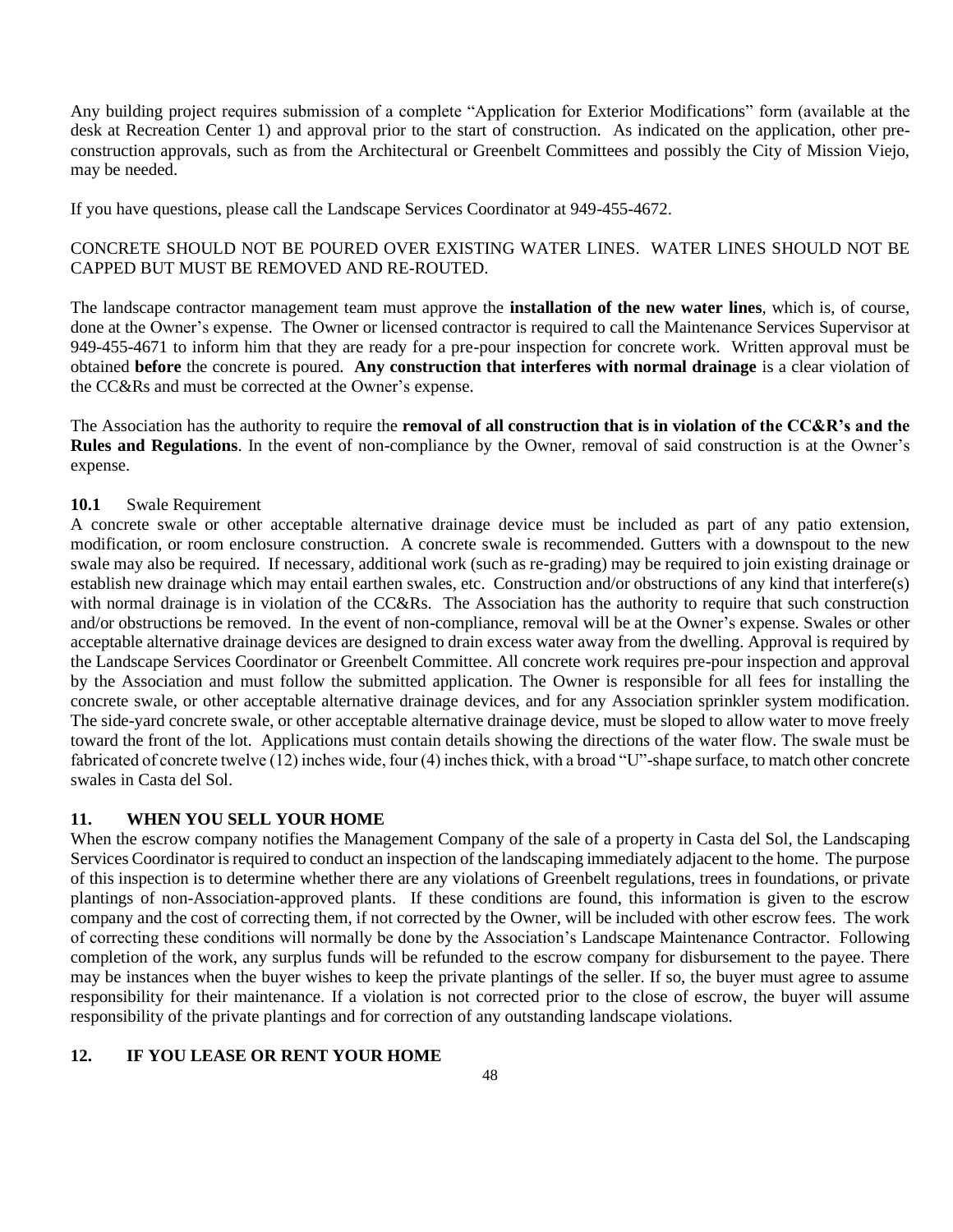Any building project requires submission of a complete "Application for Exterior Modifications" form (available at the desk at Recreation Center 1) and approval prior to the start of construction. As indicated on the application, other pre-construction approvals, such as from the Architectural or Greenbelt Committees and possibly the City of Mission Viejo, may be needed.

If you have questions, please call the Landscape Services Coordinator at 949-455-4672.

CONCRETE SHOULD NOT BE POURED OVER EXISTING WATER LINES. WATER LINES SHOULD NOT BE CAPPED BUT MUST BE REMOVED AND RE-ROUTED.

The landscape contractor management team must approve the **installation of the new water lines**, which is, of course, done at the Owner's expense. The Owner or licensed contractor is required to call the Maintenance Services Supervisor at 949-455-4671 to inform him that they are ready for a pre-pour inspection for concrete work. Written approval must be obtained **before** the concrete is poured. **Any construction that interferes with normal drainage** is a clear violation of the CC&Rs and must be corrected at the Owner's expense.

The Association has the authority to require the **removal of all construction that is in violation of the CC&R's and the Rules and Regulations**. In the event of non-compliance by the Owner, removal of said construction is at the Owner's expense.

**10.1** Swale Requirement

A concrete swale or other acceptable alternative drainage device must be included as part of any patio extension, modification, or room enclosure construction. A concrete swale is recommended. Gutters with a downspout to the new swale may also be required. If necessary, additional work (such as re-grading) may be required to join existing drainage or establish new drainage which may entail earthen swales, etc. Construction and/or obstructions of any kind that interfere(s) with normal drainage is in violation of the CC&Rs. The Association has the authority to require that such construction and/or obstructions be removed. In the event of non-compliance, removal will be at the Owner's expense. Swales or other acceptable alternative drainage devices are designed to drain excess water away from the dwelling. Approval is required by the Landscape Services Coordinator or Greenbelt Committee. All concrete work requires pre-pour inspection and approval by the Association and must follow the submitted application. The Owner is responsible for all fees for installing the concrete swale, or other acceptable alternative drainage devices, and for any Association sprinkler system modification. The side-yard concrete swale, or other acceptable alternative drainage device, must be sloped to allow water to move freely toward the front of the lot. Applications must contain details showing the directions of the water flow. The swale must be fabricated of concrete twelve (12) inches wide, four (4) inches thick, with a broad "U"-shape surface, to match other concrete swales in Casta del Sol.

## 11. WHEN YOU SELL YOUR HOME

When the escrow company notifies the Management Company of the sale of a property in Casta del Sol, the Landscaping Services Coordinator is required to conduct an inspection of the landscaping immediately adjacent to the home. The purpose of this inspection is to determine whether there are any violations of Greenbelt regulations, trees in foundations, or private plantings of non-Association-approved plants. If these conditions are found, this information is given to the escrow company and the cost of correcting them, if not corrected by the Owner, will be included with other escrow fees. The work of correcting these conditions will normally be done by the Association's Landscape Maintenance Contractor. Following completion of the work, any surplus funds will be refunded to the escrow company for disbursement to the payee. There may be instances when the buyer wishes to keep the private plantings of the seller. If so, the buyer must agree to assume responsibility for their maintenance. If a violation is not corrected prior to the close of escrow, the buyer will assume responsibility of the private plantings and for correction of any outstanding landscape violations.

## 12. IF YOU LEASE OR RENT YOUR HOME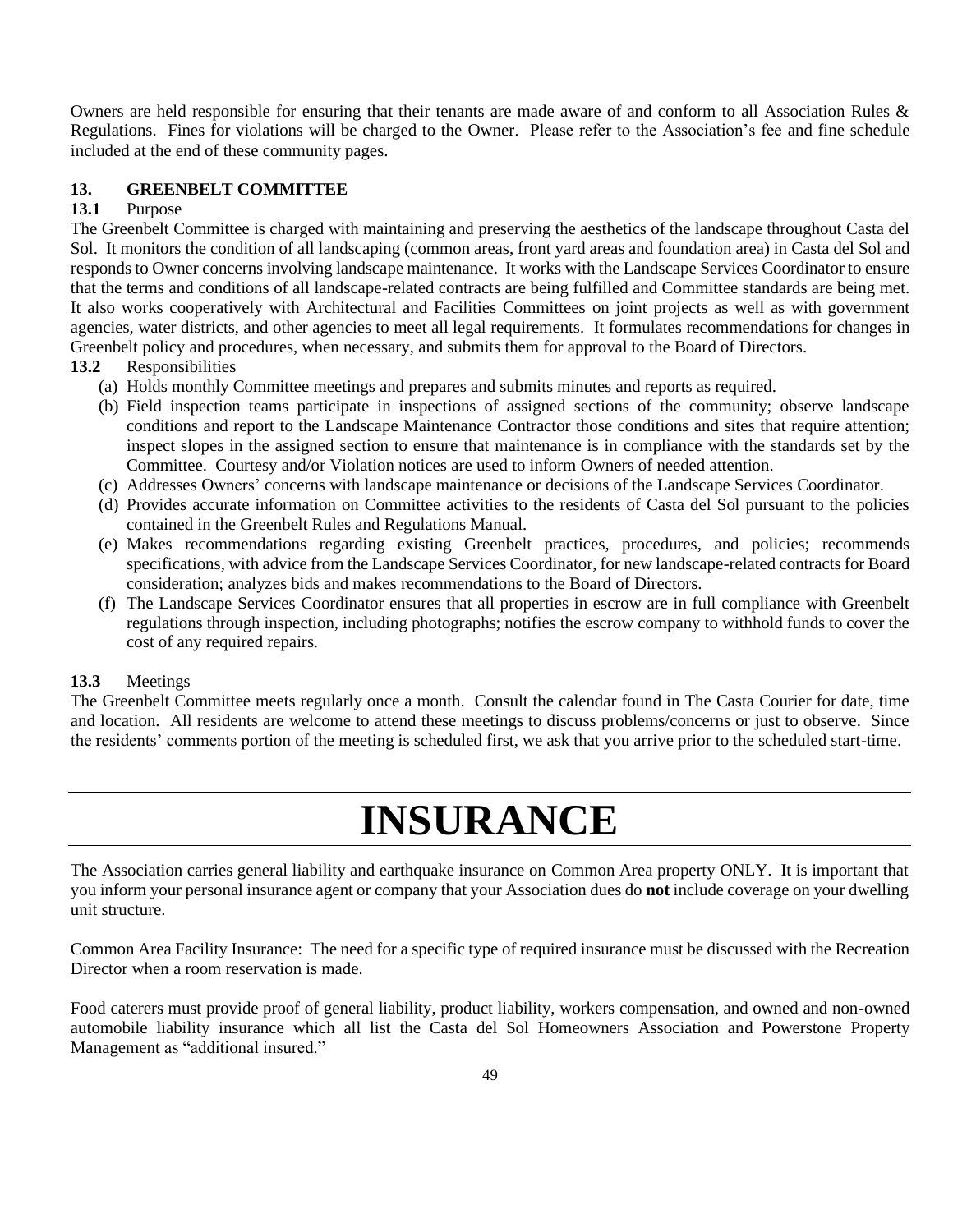Owners are held responsible for ensuring that their tenants are made aware of and conform to all Association Rules & Regulations. Fines for violations will be charged to the Owner. Please refer to the Association's fee and fine schedule included at the end of these community pages.

### 13. GREENBELT COMMITTEE

**13.1** Purpose

The Greenbelt Committee is charged with maintaining and preserving the aesthetics of the landscape throughout Casta del Sol. It monitors the condition of all landscaping (common areas, front yard areas and foundation area) in Casta del Sol and responds to Owner concerns involving landscape maintenance. It works with the Landscape Services Coordinator to ensure that the terms and conditions of all landscape-related contracts are being fulfilled and Committee standards are being met. It also works cooperatively with Architectural and Facilities Committees on joint projects as well as with government agencies, water districts, and other agencies to meet all legal requirements. It formulates recommendations for changes in Greenbelt policy and procedures, when necessary, and submits them for approval to the Board of Directors.

**13.2** Responsibilities

(a) Holds monthly Committee meetings and prepares and submits minutes and reports as required.

(b) Field inspection teams participate in inspections of assigned sections of the community; observe landscape conditions and report to the Landscape Maintenance Contractor those conditions and sites that require attention; inspect slopes in the assigned section to ensure that maintenance is in compliance with the standards set by the Committee. Courtesy and/or Violation notices are used to inform Owners of needed attention.

(c) Addresses Owners' concerns with landscape maintenance or decisions of the Landscape Services Coordinator.

(d) Provides accurate information on Committee activities to the residents of Casta del Sol pursuant to the policies contained in the Greenbelt Rules and Regulations Manual.

(e) Makes recommendations regarding existing Greenbelt practices, procedures, and policies; recommends specifications, with advice from the Landscape Services Coordinator, for new landscape-related contracts for Board consideration; analyzes bids and makes recommendations to the Board of Directors.

(f) The Landscape Services Coordinator ensures that all properties in escrow are in full compliance with Greenbelt regulations through inspection, including photographs; notifies the escrow company to withhold funds to cover the cost of any required repairs.

**13.3** Meetings

The Greenbelt Committee meets regularly once a month. Consult the calendar found in The Casta Courier for date, time and location. All residents are welcome to attend these meetings to discuss problems/concerns or just to observe. Since the residents' comments portion of the meeting is scheduled first, we ask that you arrive prior to the scheduled start-time.

# INSURANCE

The Association carries general liability and earthquake insurance on Common Area property ONLY. It is important that you inform your personal insurance agent or company that your Association dues do **not** include coverage on your dwelling unit structure.

Common Area Facility Insurance: The need for a specific type of required insurance must be discussed with the Recreation Director when a room reservation is made.

Food caterers must provide proof of general liability, product liability, workers compensation, and owned and non-owned automobile liability insurance which all list the Casta del Sol Homeowners Association and Powerstone Property Management as "additional insured."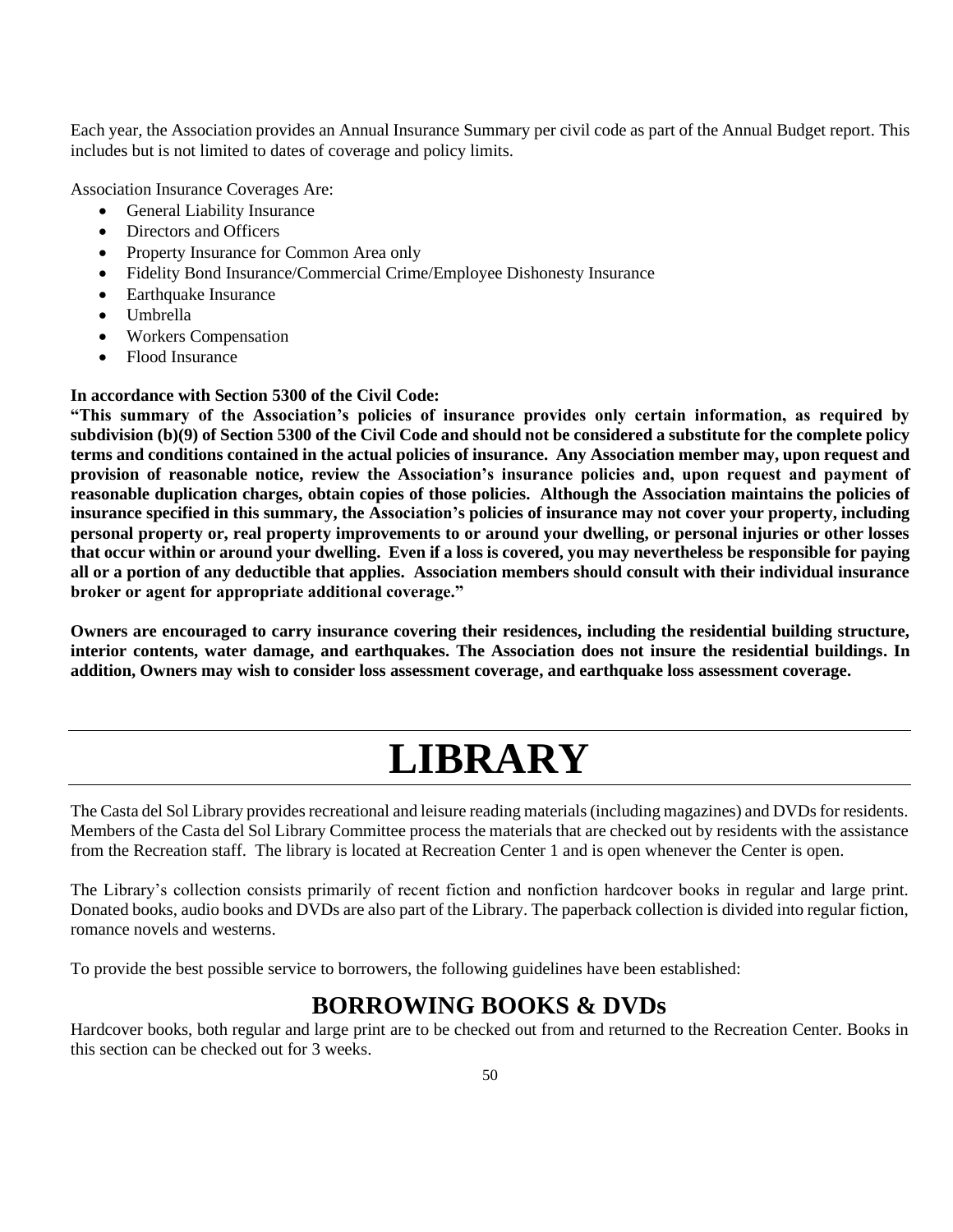Each year, the Association provides an Annual Insurance Summary per civil code as part of the Annual Budget report. This includes but is not limited to dates of coverage and policy limits.

Association Insurance Coverages Are:

- General Liability Insurance
- Directors and Officers
- Property Insurance for Common Area only
- Fidelity Bond Insurance/Commercial Crime/Employee Dishonesty Insurance
- Earthquake Insurance
- Umbrella
- Workers Compensation
- Flood Insurance

**In accordance with Section 5300 of the Civil Code:**

**"This summary of the Association's policies of insurance provides only certain information, as required by subdivision (b)(9) of Section 5300 of the Civil Code and should not be considered a substitute for the complete policy terms and conditions contained in the actual policies of insurance. Any Association member may, upon request and provision of reasonable notice, review the Association's insurance policies and, upon request and payment of reasonable duplication charges, obtain copies of those policies. Although the Association maintains the policies of insurance specified in this summary, the Association's policies of insurance may not cover your property, including personal property or, real property improvements to or around your dwelling, or personal injuries or other losses that occur within or around your dwelling. Even if a loss is covered, you may nevertheless be responsible for paying all or a portion of any deductible that applies. Association members should consult with their individual insurance broker or agent for appropriate additional coverage."**

**Owners are encouraged to carry insurance covering their residences, including the residential building structure, interior contents, water damage, and earthquakes. The Association does not insure the residential buildings. In addition, Owners may wish to consider loss assessment coverage, and earthquake loss assessment coverage.**

# LIBRARY

The Casta del Sol Library provides recreational and leisure reading materials (including magazines) and DVDs for residents. Members of the Casta del Sol Library Committee process the materials that are checked out by residents with the assistance from the Recreation staff. The library is located at Recreation Center 1 and is open whenever the Center is open.

The Library's collection consists primarily of recent fiction and nonfiction hardcover books in regular and large print. Donated books, audio books and DVDs are also part of the Library. The paperback collection is divided into regular fiction, romance novels and westerns.

To provide the best possible service to borrowers, the following guidelines have been established:

## BORROWING BOOKS & DVDs

Hardcover books, both regular and large print are to be checked out from and returned to the Recreation Center. Books in this section can be checked out for 3 weeks.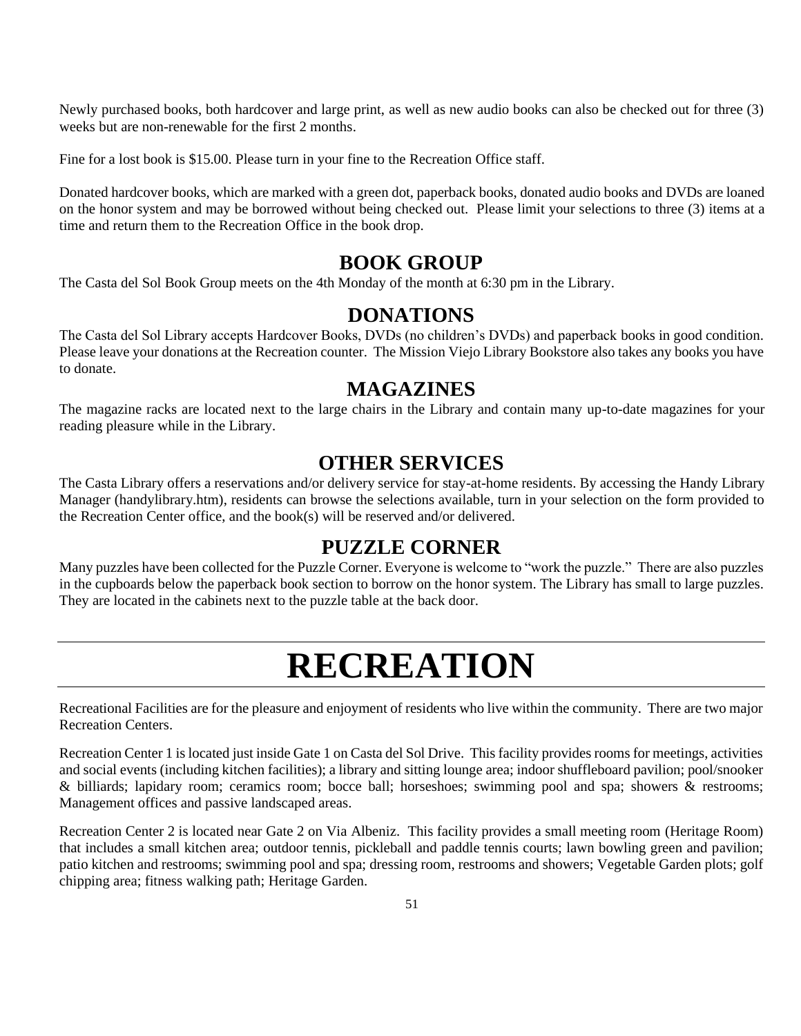Newly purchased books, both hardcover and large print, as well as new audio books can also be checked out for three (3) weeks but are non-renewable for the first 2 months.

Fine for a lost book is $15.00. Please turn in your fine to the Recreation Office staff.

Donated hardcover books, which are marked with a green dot, paperback books, donated audio books and DVDs are loaned on the honor system and may be borrowed without being checked out. Please limit your selections to three (3) items at a time and return them to the Recreation Office in the book drop.

## BOOK GROUP

The Casta del Sol Book Group meets on the 4th Monday of the month at 6:30 pm in the Library.

## DONATIONS

The Casta del Sol Library accepts Hardcover Books, DVDs (no children's DVDs) and paperback books in good condition. Please leave your donations at the Recreation counter. The Mission Viejo Library Bookstore also takes any books you have to donate.

## MAGAZINES

The magazine racks are located next to the large chairs in the Library and contain many up-to-date magazines for your reading pleasure while in the Library.

## OTHER SERVICES

The Casta Library offers a reservations and/or delivery service for stay-at-home residents. By accessing the Handy Library Manager (handylibrary.htm), residents can browse the selections available, turn in your selection on the form provided to the Recreation Center office, and the book(s) will be reserved and/or delivered.

## PUZZLE CORNER

Many puzzles have been collected for the Puzzle Corner. Everyone is welcome to "work the puzzle." There are also puzzles in the cupboards below the paperback book section to borrow on the honor system. The Library has small to large puzzles. They are located in the cabinets next to the puzzle table at the back door.

# RECREATION

Recreational Facilities are for the pleasure and enjoyment of residents who live within the community. There are two major Recreation Centers.

Recreation Center 1 is located just inside Gate 1 on Casta del Sol Drive. This facility provides rooms for meetings, activities and social events (including kitchen facilities); a library and sitting lounge area; indoor shuffleboard pavilion; pool/snooker & billiards; lapidary room; ceramics room; bocce ball; horseshoes; swimming pool and spa; showers & restrooms; Management offices and passive landscaped areas.

Recreation Center 2 is located near Gate 2 on Via Albeniz. This facility provides a small meeting room (Heritage Room) that includes a small kitchen area; outdoor tennis, pickleball and paddle tennis courts; lawn bowling green and pavilion; patio kitchen and restrooms; swimming pool and spa; dressing room, restrooms and showers; Vegetable Garden plots; golf chipping area; fitness walking path; Heritage Garden.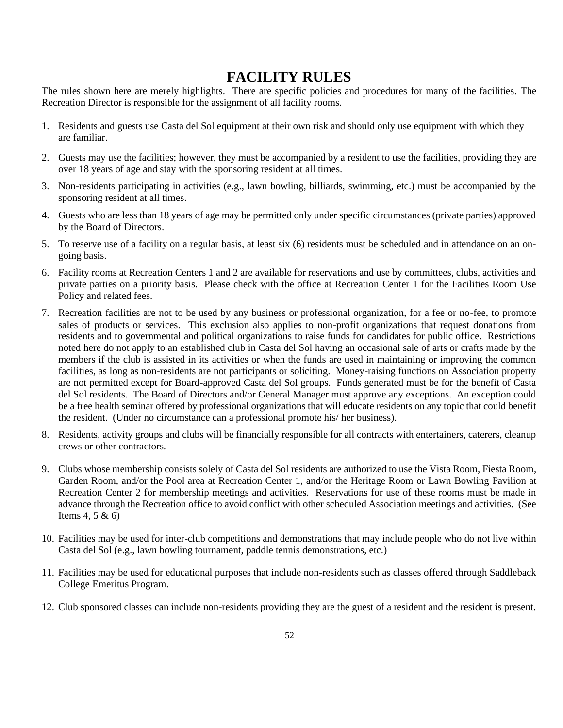# FACILITY RULES

The rules shown here are merely highlights. There are specific policies and procedures for many of the facilities. The Recreation Director is responsible for the assignment of all facility rooms.

1. Residents and guests use Casta del Sol equipment at their own risk and should only use equipment with which they are familiar.
2. Guests may use the facilities; however, they must be accompanied by a resident to use the facilities, providing they are over 18 years of age and stay with the sponsoring resident at all times.
3. Non-residents participating in activities (e.g., lawn bowling, billiards, swimming, etc.) must be accompanied by the sponsoring resident at all times.
4. Guests who are less than 18 years of age may be permitted only under specific circumstances (private parties) approved by the Board of Directors.
5. To reserve use of a facility on a regular basis, at least six (6) residents must be scheduled and in attendance on an on-going basis.
6. Facility rooms at Recreation Centers 1 and 2 are available for reservations and use by committees, clubs, activities and private parties on a priority basis. Please check with the office at Recreation Center 1 for the Facilities Room Use Policy and related fees.
7. Recreation facilities are not to be used by any business or professional organization, for a fee or no-fee, to promote sales of products or services. This exclusion also applies to non-profit organizations that request donations from residents and to governmental and political organizations to raise funds for candidates for public office. Restrictions noted here do not apply to an established club in Casta del Sol having an occasional sale of arts or crafts made by the members if the club is assisted in its activities or when the funds are used in maintaining or improving the common facilities, as long as non-residents are not participants or soliciting. Money-raising functions on Association property are not permitted except for Board-approved Casta del Sol groups. Funds generated must be for the benefit of Casta del Sol residents. The Board of Directors and/or General Manager must approve any exceptions. An exception could be a free health seminar offered by professional organizations that will educate residents on any topic that could benefit the resident. (Under no circumstance can a professional promote his/ her business).
8. Residents, activity groups and clubs will be financially responsible for all contracts with entertainers, caterers, cleanup crews or other contractors.
9. Clubs whose membership consists solely of Casta del Sol residents are authorized to use the Vista Room, Fiesta Room, Garden Room, and/or the Pool area at Recreation Center 1, and/or the Heritage Room or Lawn Bowling Pavilion at Recreation Center 2 for membership meetings and activities. Reservations for use of these rooms must be made in advance through the Recreation office to avoid conflict with other scheduled Association meetings and activities. (See Items 4, 5 & 6)
10. Facilities may be used for inter-club competitions and demonstrations that may include people who do not live within Casta del Sol (e.g., lawn bowling tournament, paddle tennis demonstrations, etc.)
11. Facilities may be used for educational purposes that include non-residents such as classes offered through Saddleback College Emeritus Program.
12. Club sponsored classes can include non-residents providing they are the guest of a resident and the resident is present.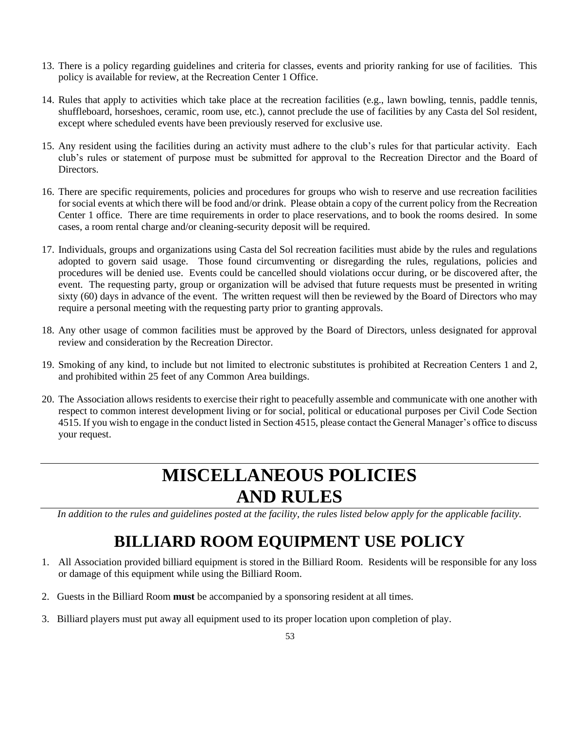13. There is a policy regarding guidelines and criteria for classes, events and priority ranking for use of facilities. This policy is available for review, at the Recreation Center 1 Office.

14. Rules that apply to activities which take place at the recreation facilities (e.g., lawn bowling, tennis, paddle tennis, shuffleboard, horseshoes, ceramic, room use, etc.), cannot preclude the use of facilities by any Casta del Sol resident, except where scheduled events have been previously reserved for exclusive use.

15. Any resident using the facilities during an activity must adhere to the club's rules for that particular activity. Each club's rules or statement of purpose must be submitted for approval to the Recreation Director and the Board of Directors.

16. There are specific requirements, policies and procedures for groups who wish to reserve and use recreation facilities for social events at which there will be food and/or drink. Please obtain a copy of the current policy from the Recreation Center 1 office. There are time requirements in order to place reservations, and to book the rooms desired. In some cases, a room rental charge and/or cleaning-security deposit will be required.

17. Individuals, groups and organizations using Casta del Sol recreation facilities must abide by the rules and regulations adopted to govern said usage. Those found circumventing or disregarding the rules, regulations, policies and procedures will be denied use. Events could be cancelled should violations occur during, or be discovered after, the event. The requesting party, group or organization will be advised that future requests must be presented in writing sixty (60) days in advance of the event. The written request will then be reviewed by the Board of Directors who may require a personal meeting with the requesting party prior to granting approvals.

18. Any other usage of common facilities must be approved by the Board of Directors, unless designated for approval review and consideration by the Recreation Director.

19. Smoking of any kind, to include but not limited to electronic substitutes is prohibited at Recreation Centers 1 and 2, and prohibited within 25 feet of any Common Area buildings.

20. The Association allows residents to exercise their right to peacefully assemble and communicate with one another with respect to common interest development living or for social, political or educational purposes per Civil Code Section 4515. If you wish to engage in the conduct listed in Section 4515, please contact the General Manager's office to discuss your request.

# MISCELLANEOUS POLICIES AND RULES

*In addition to the rules and guidelines posted at the facility, the rules listed below apply for the applicable facility.*

## BILLIARD ROOM EQUIPMENT USE POLICY

1. All Association provided billiard equipment is stored in the Billiard Room. Residents will be responsible for any loss or damage of this equipment while using the Billiard Room.

2. Guests in the Billiard Room **must** be accompanied by a sponsoring resident at all times.

3. Billiard players must put away all equipment used to its proper location upon completion of play.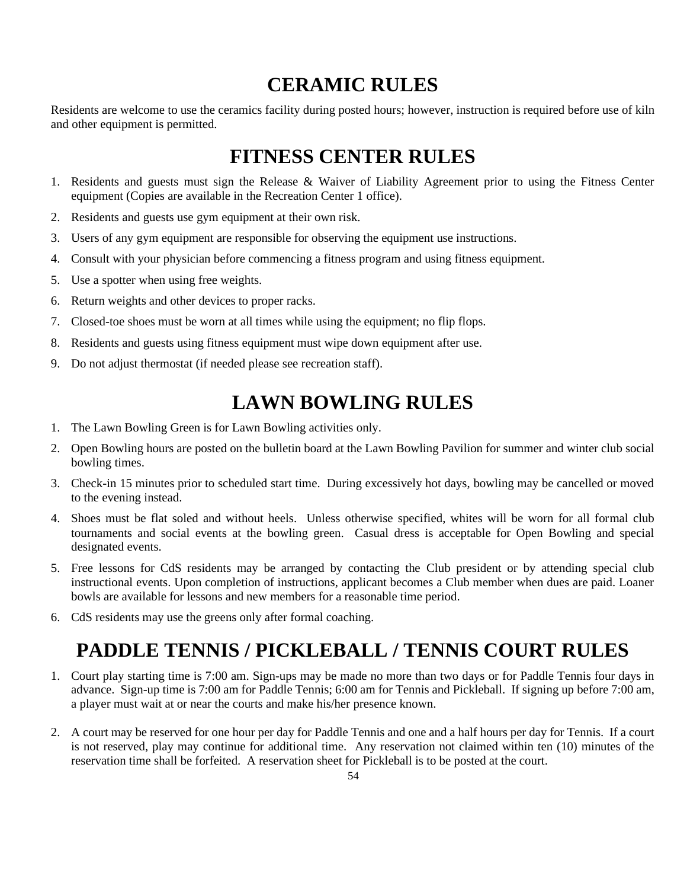# CERAMIC RULES

Residents are welcome to use the ceramics facility during posted hours; however, instruction is required before use of kiln and other equipment is permitted.

# FITNESS CENTER RULES

1. Residents and guests must sign the Release & Waiver of Liability Agreement prior to using the Fitness Center equipment (Copies are available in the Recreation Center 1 office).
2. Residents and guests use gym equipment at their own risk.
3. Users of any gym equipment are responsible for observing the equipment use instructions.
4. Consult with your physician before commencing a fitness program and using fitness equipment.
5. Use a spotter when using free weights.
6. Return weights and other devices to proper racks.
7. Closed-toe shoes must be worn at all times while using the equipment; no flip flops.
8. Residents and guests using fitness equipment must wipe down equipment after use.
9. Do not adjust thermostat (if needed please see recreation staff).

# LAWN BOWLING RULES

1. The Lawn Bowling Green is for Lawn Bowling activities only.
2. Open Bowling hours are posted on the bulletin board at the Lawn Bowling Pavilion for summer and winter club social bowling times.
3. Check-in 15 minutes prior to scheduled start time. During excessively hot days, bowling may be cancelled or moved to the evening instead.
4. Shoes must be flat soled and without heels. Unless otherwise specified, whites will be worn for all formal club tournaments and social events at the bowling green. Casual dress is acceptable for Open Bowling and special designated events.
5. Free lessons for CdS residents may be arranged by contacting the Club president or by attending special club instructional events. Upon completion of instructions, applicant becomes a Club member when dues are paid. Loaner bowls are available for lessons and new members for a reasonable time period.
6. CdS residents may use the greens only after formal coaching.

# PADDLE TENNIS / PICKLEBALL / TENNIS COURT RULES

1. Court play starting time is 7:00 am. Sign-ups may be made no more than two days or for Paddle Tennis four days in advance. Sign-up time is 7:00 am for Paddle Tennis; 6:00 am for Tennis and Pickleball. If signing up before 7:00 am, a player must wait at or near the courts and make his/her presence known.

2. A court may be reserved for one hour per day for Paddle Tennis and one and a half hours per day for Tennis. If a court is not reserved, play may continue for additional time. Any reservation not claimed within ten (10) minutes of the reservation time shall be forfeited. A reservation sheet for Pickleball is to be posted at the court.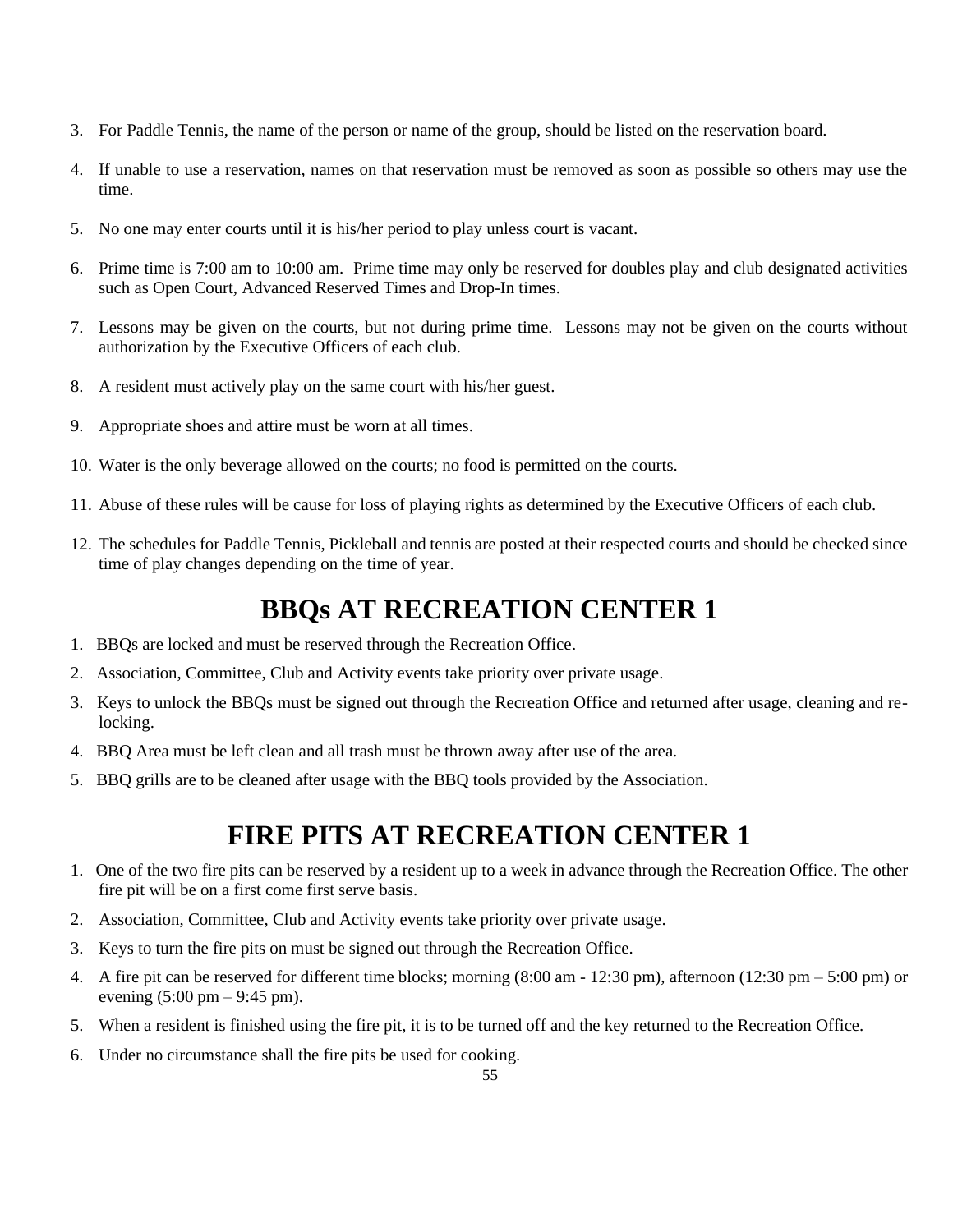3. For Paddle Tennis, the name of the person or name of the group, should be listed on the reservation board.

4. If unable to use a reservation, names on that reservation must be removed as soon as possible so others may use the time.

5. No one may enter courts until it is his/her period to play unless court is vacant.

6. Prime time is 7:00 am to 10:00 am. Prime time may only be reserved for doubles play and club designated activities such as Open Court, Advanced Reserved Times and Drop-In times.

7. Lessons may be given on the courts, but not during prime time. Lessons may not be given on the courts without authorization by the Executive Officers of each club.

8. A resident must actively play on the same court with his/her guest.

9. Appropriate shoes and attire must be worn at all times.

10. Water is the only beverage allowed on the courts; no food is permitted on the courts.

11. Abuse of these rules will be cause for loss of playing rights as determined by the Executive Officers of each club.

12. The schedules for Paddle Tennis, Pickleball and tennis are posted at their respected courts and should be checked since time of play changes depending on the time of year.

# BBQs AT RECREATION CENTER 1

1. BBQs are locked and must be reserved through the Recreation Office.
2. Association, Committee, Club and Activity events take priority over private usage.
3. Keys to unlock the BBQs must be signed out through the Recreation Office and returned after usage, cleaning and re-locking.
4. BBQ Area must be left clean and all trash must be thrown away after use of the area.
5. BBQ grills are to be cleaned after usage with the BBQ tools provided by the Association.

# FIRE PITS AT RECREATION CENTER 1

1. One of the two fire pits can be reserved by a resident up to a week in advance through the Recreation Office. The other fire pit will be on a first come first serve basis.
2. Association, Committee, Club and Activity events take priority over private usage.
3. Keys to turn the fire pits on must be signed out through the Recreation Office.
4. A fire pit can be reserved for different time blocks; morning (8:00 am - 12:30 pm), afternoon (12:30 pm – 5:00 pm) or evening (5:00 pm – 9:45 pm).
5. When a resident is finished using the fire pit, it is to be turned off and the key returned to the Recreation Office.
6. Under no circumstance shall the fire pits be used for cooking.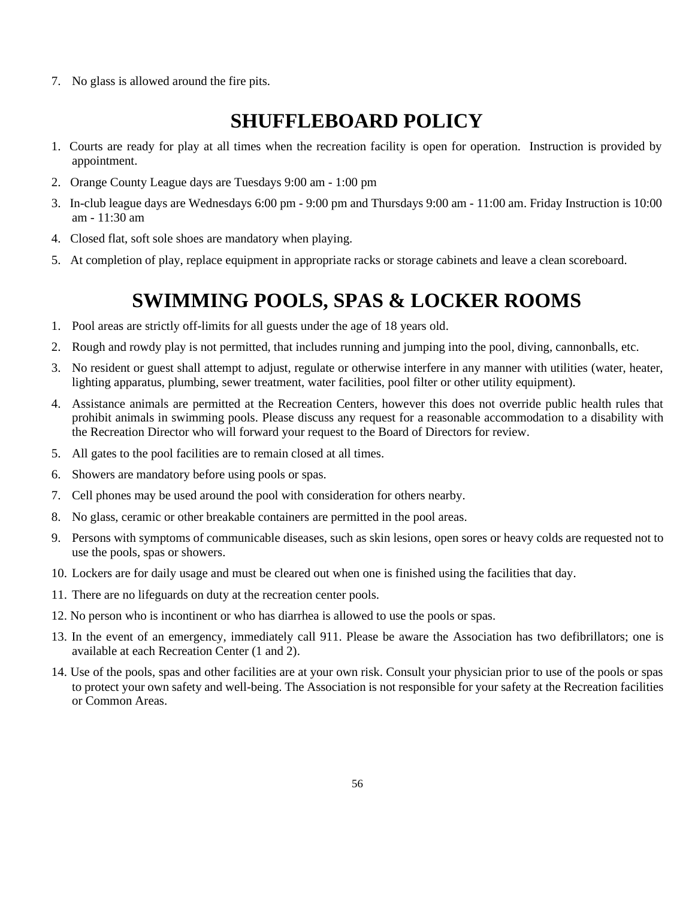7. No glass is allowed around the fire pits.

# SHUFFLEBOARD POLICY

1. Courts are ready for play at all times when the recreation facility is open for operation. Instruction is provided by appointment.
2. Orange County League days are Tuesdays 9:00 am - 1:00 pm
3. In-club league days are Wednesdays 6:00 pm - 9:00 pm and Thursdays 9:00 am - 11:00 am. Friday Instruction is 10:00 am - 11:30 am
4. Closed flat, soft sole shoes are mandatory when playing.
5. At completion of play, replace equipment in appropriate racks or storage cabinets and leave a clean scoreboard.

# SWIMMING POOLS, SPAS & LOCKER ROOMS

1. Pool areas are strictly off-limits for all guests under the age of 18 years old.
2. Rough and rowdy play is not permitted, that includes running and jumping into the pool, diving, cannonballs, etc.
3. No resident or guest shall attempt to adjust, regulate or otherwise interfere in any manner with utilities (water, heater, lighting apparatus, plumbing, sewer treatment, water facilities, pool filter or other utility equipment).
4. Assistance animals are permitted at the Recreation Centers, however this does not override public health rules that prohibit animals in swimming pools. Please discuss any request for a reasonable accommodation to a disability with the Recreation Director who will forward your request to the Board of Directors for review.
5. All gates to the pool facilities are to remain closed at all times.
6. Showers are mandatory before using pools or spas.
7. Cell phones may be used around the pool with consideration for others nearby.
8. No glass, ceramic or other breakable containers are permitted in the pool areas.
9. Persons with symptoms of communicable diseases, such as skin lesions, open sores or heavy colds are requested not to use the pools, spas or showers.
10. Lockers are for daily usage and must be cleared out when one is finished using the facilities that day.
11. There are no lifeguards on duty at the recreation center pools.
12. No person who is incontinent or who has diarrhea is allowed to use the pools or spas.
13. In the event of an emergency, immediately call 911. Please be aware the Association has two defibrillators; one is available at each Recreation Center (1 and 2).
14. Use of the pools, spas and other facilities are at your own risk. Consult your physician prior to use of the pools or spas to protect your own safety and well-being. The Association is not responsible for your safety at the Recreation facilities or Common Areas.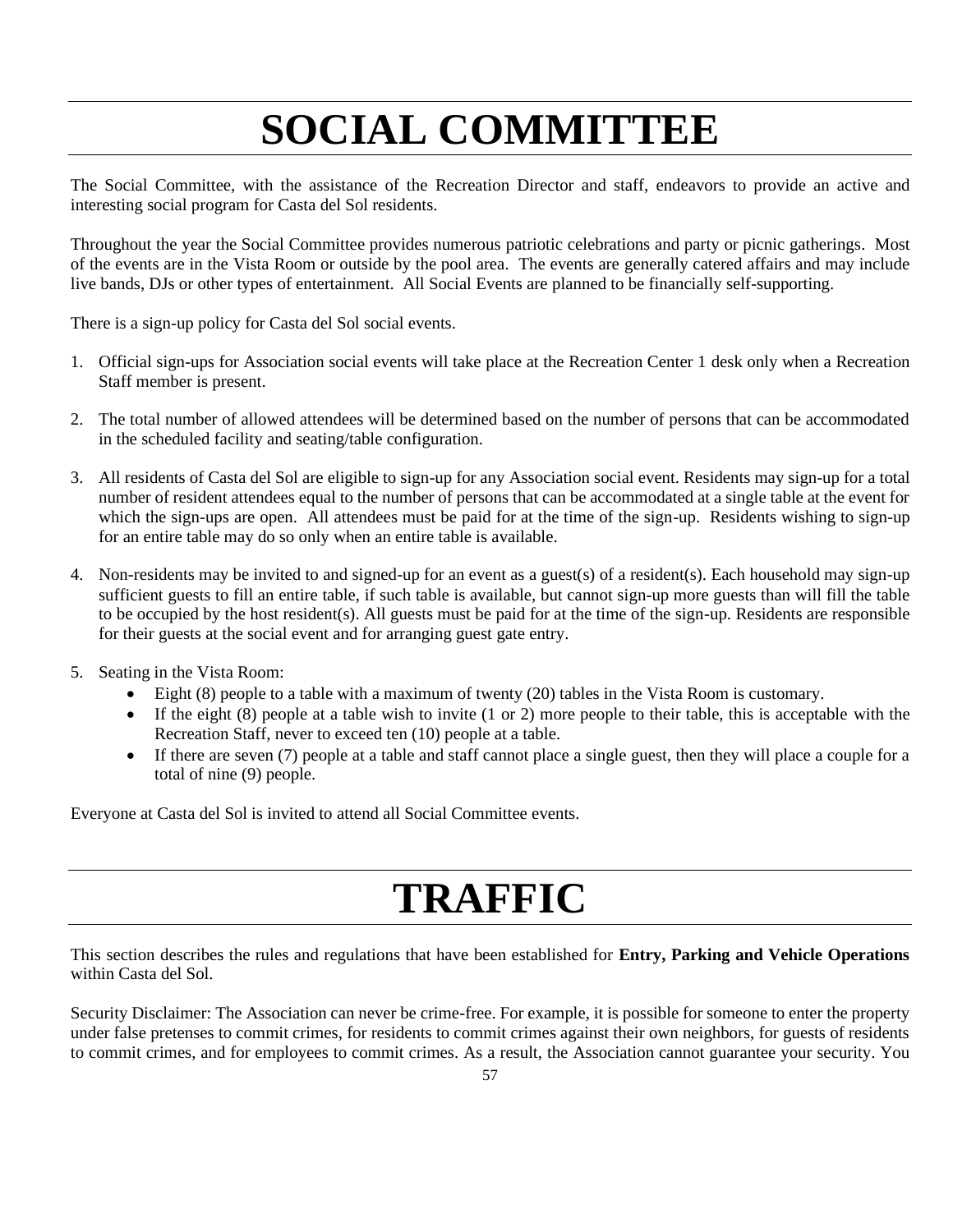# SOCIAL COMMITTEE

The Social Committee, with the assistance of the Recreation Director and staff, endeavors to provide an active and interesting social program for Casta del Sol residents.

Throughout the year the Social Committee provides numerous patriotic celebrations and party or picnic gatherings. Most of the events are in the Vista Room or outside by the pool area. The events are generally catered affairs and may include live bands, DJs or other types of entertainment. All Social Events are planned to be financially self-supporting.

There is a sign-up policy for Casta del Sol social events.

1. Official sign-ups for Association social events will take place at the Recreation Center 1 desk only when a Recreation Staff member is present.

2. The total number of allowed attendees will be determined based on the number of persons that can be accommodated in the scheduled facility and seating/table configuration.

3. All residents of Casta del Sol are eligible to sign-up for any Association social event. Residents may sign-up for a total number of resident attendees equal to the number of persons that can be accommodated at a single table at the event for which the sign-ups are open. All attendees must be paid for at the time of the sign-up. Residents wishing to sign-up for an entire table may do so only when an entire table is available.

4. Non-residents may be invited to and signed-up for an event as a guest(s) of a resident(s). Each household may sign-up sufficient guests to fill an entire table, if such table is available, but cannot sign-up more guests than will fill the table to be occupied by the host resident(s). All guests must be paid for at the time of the sign-up. Residents are responsible for their guests at the social event and for arranging guest gate entry.

5. Seating in the Vista Room:
   - Eight (8) people to a table with a maximum of twenty (20) tables in the Vista Room is customary.
   - If the eight (8) people at a table wish to invite (1 or 2) more people to their table, this is acceptable with the Recreation Staff, never to exceed ten (10) people at a table.
   - If there are seven (7) people at a table and staff cannot place a single guest, then they will place a couple for a total of nine (9) people.

Everyone at Casta del Sol is invited to attend all Social Committee events.

# TRAFFIC

This section describes the rules and regulations that have been established for **Entry, Parking and Vehicle Operations** within Casta del Sol.

Security Disclaimer: The Association can never be crime-free. For example, it is possible for someone to enter the property under false pretenses to commit crimes, for residents to commit crimes against their own neighbors, for guests of residents to commit crimes, and for employees to commit crimes. As a result, the Association cannot guarantee your security. You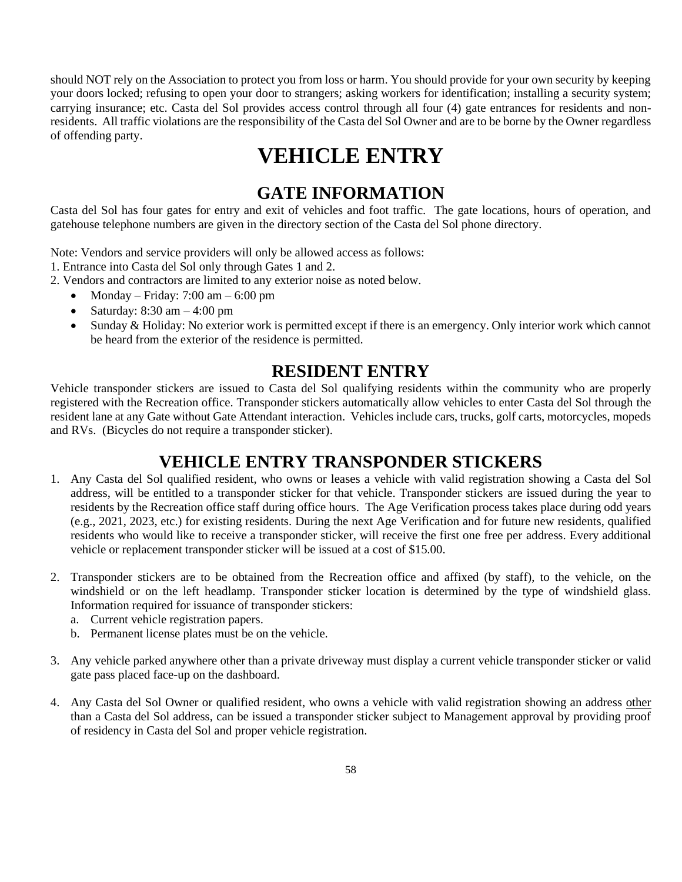should NOT rely on the Association to protect you from loss or harm. You should provide for your own security by keeping your doors locked; refusing to open your door to strangers; asking workers for identification; installing a security system; carrying insurance; etc. Casta del Sol provides access control through all four (4) gate entrances for residents and non-residents. All traffic violations are the responsibility of the Casta del Sol Owner and are to be borne by the Owner regardless of offending party.

# VEHICLE ENTRY

## GATE INFORMATION

Casta del Sol has four gates for entry and exit of vehicles and foot traffic. The gate locations, hours of operation, and gatehouse telephone numbers are given in the directory section of the Casta del Sol phone directory.

Note: Vendors and service providers will only be allowed access as follows:
1. Entrance into Casta del Sol only through Gates 1 and 2.
2. Vendors and contractors are limited to any exterior noise as noted below.
   - Monday – Friday: 7:00 am – 6:00 pm
   - Saturday: 8:30 am – 4:00 pm
   - Sunday & Holiday: No exterior work is permitted except if there is an emergency. Only interior work which cannot be heard from the exterior of the residence is permitted.

## RESIDENT ENTRY

Vehicle transponder stickers are issued to Casta del Sol qualifying residents within the community who are properly registered with the Recreation office. Transponder stickers automatically allow vehicles to enter Casta del Sol through the resident lane at any Gate without Gate Attendant interaction. Vehicles include cars, trucks, golf carts, motorcycles, mopeds and RVs. (Bicycles do not require a transponder sticker).

## VEHICLE ENTRY TRANSPONDER STICKERS

1. Any Casta del Sol qualified resident, who owns or leases a vehicle with valid registration showing a Casta del Sol address, will be entitled to a transponder sticker for that vehicle. Transponder stickers are issued during the year to residents by the Recreation office staff during office hours. The Age Verification process takes place during odd years (e.g., 2021, 2023, etc.) for existing residents. During the next Age Verification and for future new residents, qualified residents who would like to receive a transponder sticker, will receive the first one free per address. Every additional vehicle or replacement transponder sticker will be issued at a cost of $15.00.

2. Transponder stickers are to be obtained from the Recreation office and affixed (by staff), to the vehicle, on the windshield or on the left headlamp. Transponder sticker location is determined by the type of windshield glass. Information required for issuance of transponder stickers:
   a. Current vehicle registration papers.
   b. Permanent license plates must be on the vehicle.

3. Any vehicle parked anywhere other than a private driveway must display a current vehicle transponder sticker or valid gate pass placed face-up on the dashboard.

4. Any Casta del Sol Owner or qualified resident, who owns a vehicle with valid registration showing an address <u>other</u> than a Casta del Sol address, can be issued a transponder sticker subject to Management approval by providing proof of residency in Casta del Sol and proper vehicle registration.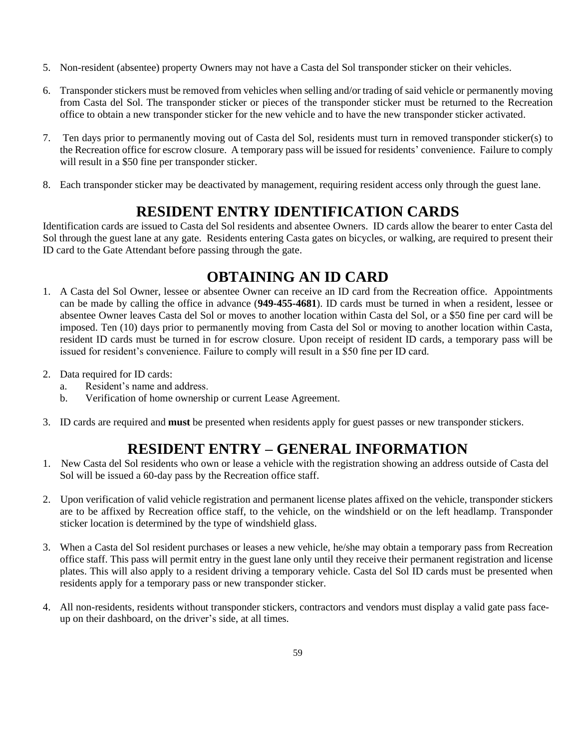5. Non-resident (absentee) property Owners may not have a Casta del Sol transponder sticker on their vehicles.

6. Transponder stickers must be removed from vehicles when selling and/or trading of said vehicle or permanently moving from Casta del Sol. The transponder sticker or pieces of the transponder sticker must be returned to the Recreation office to obtain a new transponder sticker for the new vehicle and to have the new transponder sticker activated.

7. Ten days prior to permanently moving out of Casta del Sol, residents must turn in removed transponder sticker(s) to the Recreation office for escrow closure. A temporary pass will be issued for residents' convenience. Failure to comply will result in a $50 fine per transponder sticker.

8. Each transponder sticker may be deactivated by management, requiring resident access only through the guest lane.

## RESIDENT ENTRY IDENTIFICATION CARDS

Identification cards are issued to Casta del Sol residents and absentee Owners. ID cards allow the bearer to enter Casta del Sol through the guest lane at any gate. Residents entering Casta gates on bicycles, or walking, are required to present their ID card to the Gate Attendant before passing through the gate.

## OBTAINING AN ID CARD

1. A Casta del Sol Owner, lessee or absentee Owner can receive an ID card from the Recreation office. Appointments can be made by calling the office in advance (**949-455-4681**). ID cards must be turned in when a resident, lessee or absentee Owner leaves Casta del Sol or moves to another location within Casta del Sol, or a $50 fine per card will be imposed. Ten (10) days prior to permanently moving from Casta del Sol or moving to another location within Casta, resident ID cards must be turned in for escrow closure. Upon receipt of resident ID cards, a temporary pass will be issued for resident's convenience. Failure to comply will result in a $50 fine per ID card.

2. Data required for ID cards:
   a. Resident's name and address.
   b. Verification of home ownership or current Lease Agreement.

3. ID cards are required and **must** be presented when residents apply for guest passes or new transponder stickers.

## RESIDENT ENTRY – GENERAL INFORMATION

1. New Casta del Sol residents who own or lease a vehicle with the registration showing an address outside of Casta del Sol will be issued a 60-day pass by the Recreation office staff.

2. Upon verification of valid vehicle registration and permanent license plates affixed on the vehicle, transponder stickers are to be affixed by Recreation office staff, to the vehicle, on the windshield or on the left headlamp. Transponder sticker location is determined by the type of windshield glass.

3. When a Casta del Sol resident purchases or leases a new vehicle, he/she may obtain a temporary pass from Recreation office staff. This pass will permit entry in the guest lane only until they receive their permanent registration and license plates. This will also apply to a resident driving a temporary vehicle. Casta del Sol ID cards must be presented when residents apply for a temporary pass or new transponder sticker.

4. All non-residents, residents without transponder stickers, contractors and vendors must display a valid gate pass face-up on their dashboard, on the driver's side, at all times.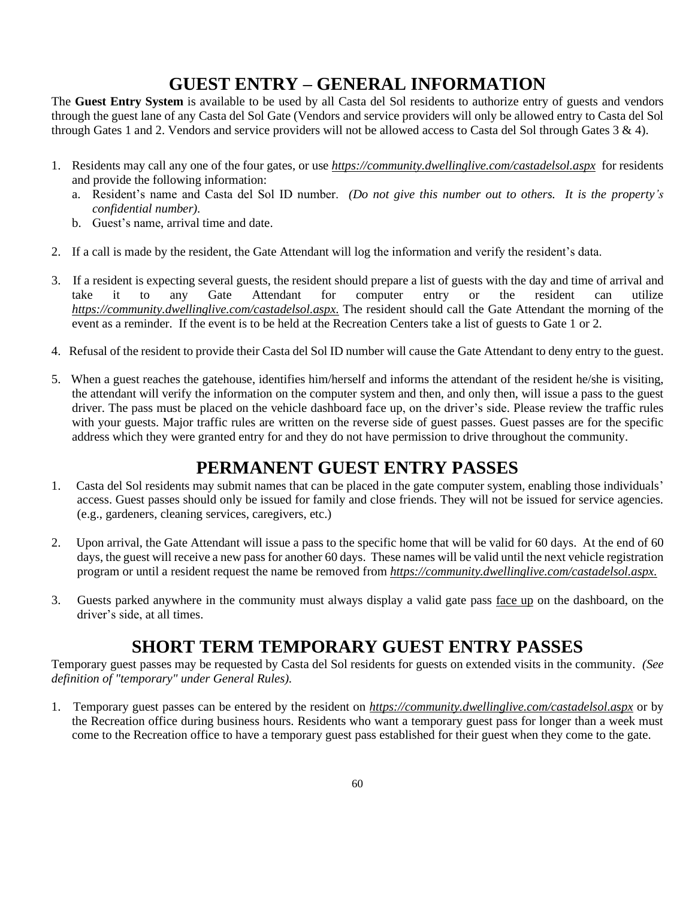# GUEST ENTRY – GENERAL INFORMATION

The **Guest Entry System** is available to be used by all Casta del Sol residents to authorize entry of guests and vendors through the guest lane of any Casta del Sol Gate (Vendors and service providers will only be allowed entry to Casta del Sol through Gates 1 and 2. Vendors and service providers will not be allowed access to Casta del Sol through Gates 3 & 4).

1. Residents may call any one of the four gates, or use ***https://community.dwellinglive.com/castadelsol.aspx*** for residents and provide the following information:
   a. Resident's name and Casta del Sol ID number. *(Do not give this number out to others. It is the property's confidential number).*
   b. Guest's name, arrival time and date.

2. If a call is made by the resident, the Gate Attendant will log the information and verify the resident's data.

3. If a resident is expecting several guests, the resident should prepare a list of guests with the day and time of arrival and take it to any Gate Attendant for computer entry or the resident can utilize ***https://community.dwellinglive.com/castadelsol.aspx.*** The resident should call the Gate Attendant the morning of the event as a reminder. If the event is to be held at the Recreation Centers take a list of guests to Gate 1 or 2.

4. Refusal of the resident to provide their Casta del Sol ID number will cause the Gate Attendant to deny entry to the guest.

5. When a guest reaches the gatehouse, identifies him/herself and informs the attendant of the resident he/she is visiting, the attendant will verify the information on the computer system and then, and only then, will issue a pass to the guest driver. The pass must be placed on the vehicle dashboard face up, on the driver's side. Please review the traffic rules with your guests. Major traffic rules are written on the reverse side of guest passes. Guest passes are for the specific address which they were granted entry for and they do not have permission to drive throughout the community.

# PERMANENT GUEST ENTRY PASSES

1. Casta del Sol residents may submit names that can be placed in the gate computer system, enabling those individuals' access. Guest passes should only be issued for family and close friends. They will not be issued for service agencies. (e.g., gardeners, cleaning services, caregivers, etc.)

2. Upon arrival, the Gate Attendant will issue a pass to the specific home that will be valid for 60 days. At the end of 60 days, the guest will receive a new pass for another 60 days. These names will be valid until the next vehicle registration program or until a resident request the name be removed from ***https://community.dwellinglive.com/castadelsol.aspx.***

3. Guests parked anywhere in the community must always display a valid gate pass face up on the dashboard, on the driver's side, at all times.

# SHORT TERM TEMPORARY GUEST ENTRY PASSES

Temporary guest passes may be requested by Casta del Sol residents for guests on extended visits in the community. *(See definition of "temporary" under General Rules).*

1. Temporary guest passes can be entered by the resident on ***https://community.dwellinglive.com/castadelsol.aspx*** or by the Recreation office during business hours. Residents who want a temporary guest pass for longer than a week must come to the Recreation office to have a temporary guest pass established for their guest when they come to the gate.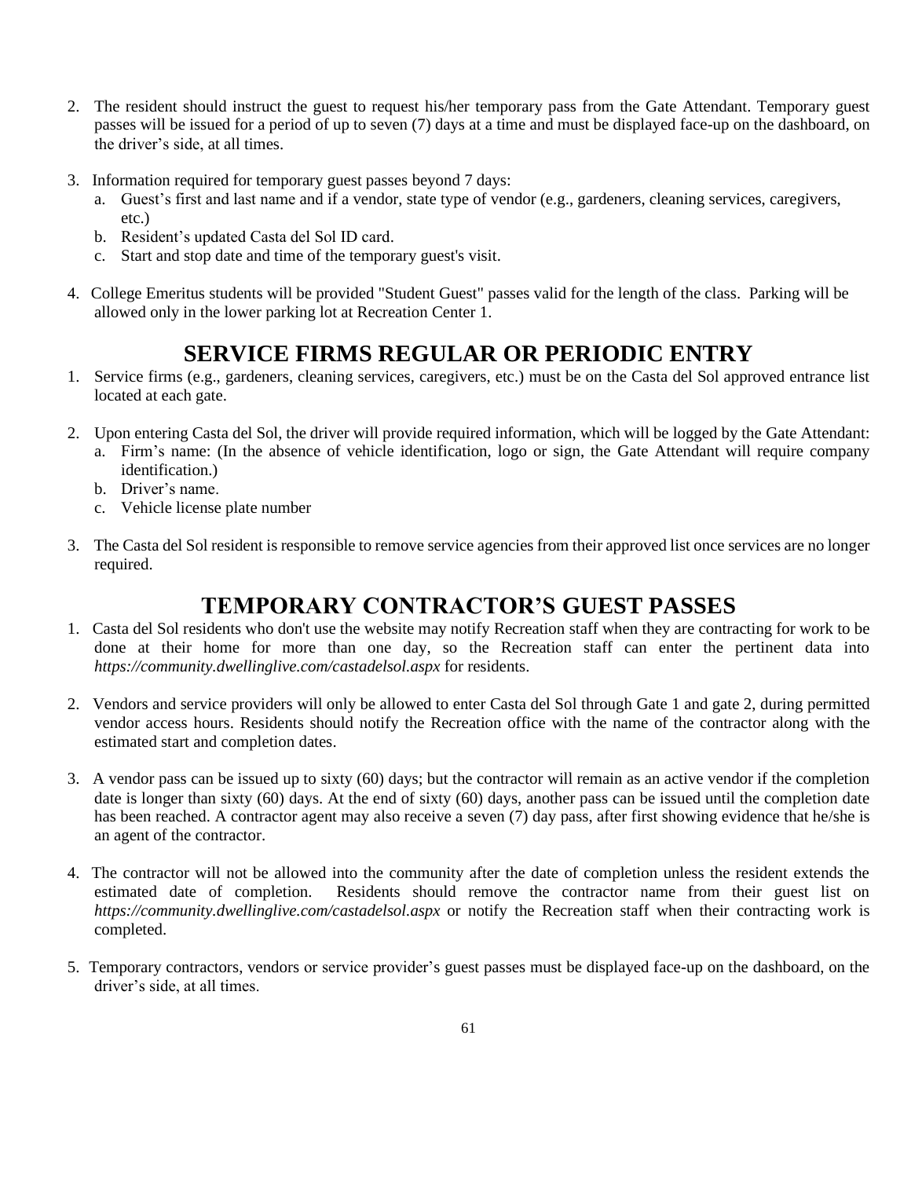2. The resident should instruct the guest to request his/her temporary pass from the Gate Attendant. Temporary guest passes will be issued for a period of up to seven (7) days at a time and must be displayed face-up on the dashboard, on the driver's side, at all times.

3. Information required for temporary guest passes beyond 7 days:
   a. Guest's first and last name and if a vendor, state type of vendor (e.g., gardeners, cleaning services, caregivers, etc.)
   b. Resident's updated Casta del Sol ID card.
   c. Start and stop date and time of the temporary guest's visit.

4. College Emeritus students will be provided "Student Guest" passes valid for the length of the class. Parking will be allowed only in the lower parking lot at Recreation Center 1.

## SERVICE FIRMS REGULAR OR PERIODIC ENTRY

1. Service firms (e.g., gardeners, cleaning services, caregivers, etc.) must be on the Casta del Sol approved entrance list located at each gate.

2. Upon entering Casta del Sol, the driver will provide required information, which will be logged by the Gate Attendant:
   a. Firm's name: (In the absence of vehicle identification, logo or sign, the Gate Attendant will require company identification.)
   b. Driver's name.
   c. Vehicle license plate number

3. The Casta del Sol resident is responsible to remove service agencies from their approved list once services are no longer required.

## TEMPORARY CONTRACTOR'S GUEST PASSES

1. Casta del Sol residents who don't use the website may notify Recreation staff when they are contracting for work to be done at their home for more than one day, so the Recreation staff can enter the pertinent data into *https://community.dwellinglive.com/castadelsol.aspx* for residents.

2. Vendors and service providers will only be allowed to enter Casta del Sol through Gate 1 and gate 2, during permitted vendor access hours. Residents should notify the Recreation office with the name of the contractor along with the estimated start and completion dates.

3. A vendor pass can be issued up to sixty (60) days; but the contractor will remain as an active vendor if the completion date is longer than sixty (60) days. At the end of sixty (60) days, another pass can be issued until the completion date has been reached. A contractor agent may also receive a seven (7) day pass, after first showing evidence that he/she is an agent of the contractor.

4. The contractor will not be allowed into the community after the date of completion unless the resident extends the estimated date of completion. Residents should remove the contractor name from their guest list on *https://community.dwellinglive.com/castadelsol.aspx* or notify the Recreation staff when their contracting work is completed.

5. Temporary contractors, vendors or service provider's guest passes must be displayed face-up on the dashboard, on the driver's side, at all times.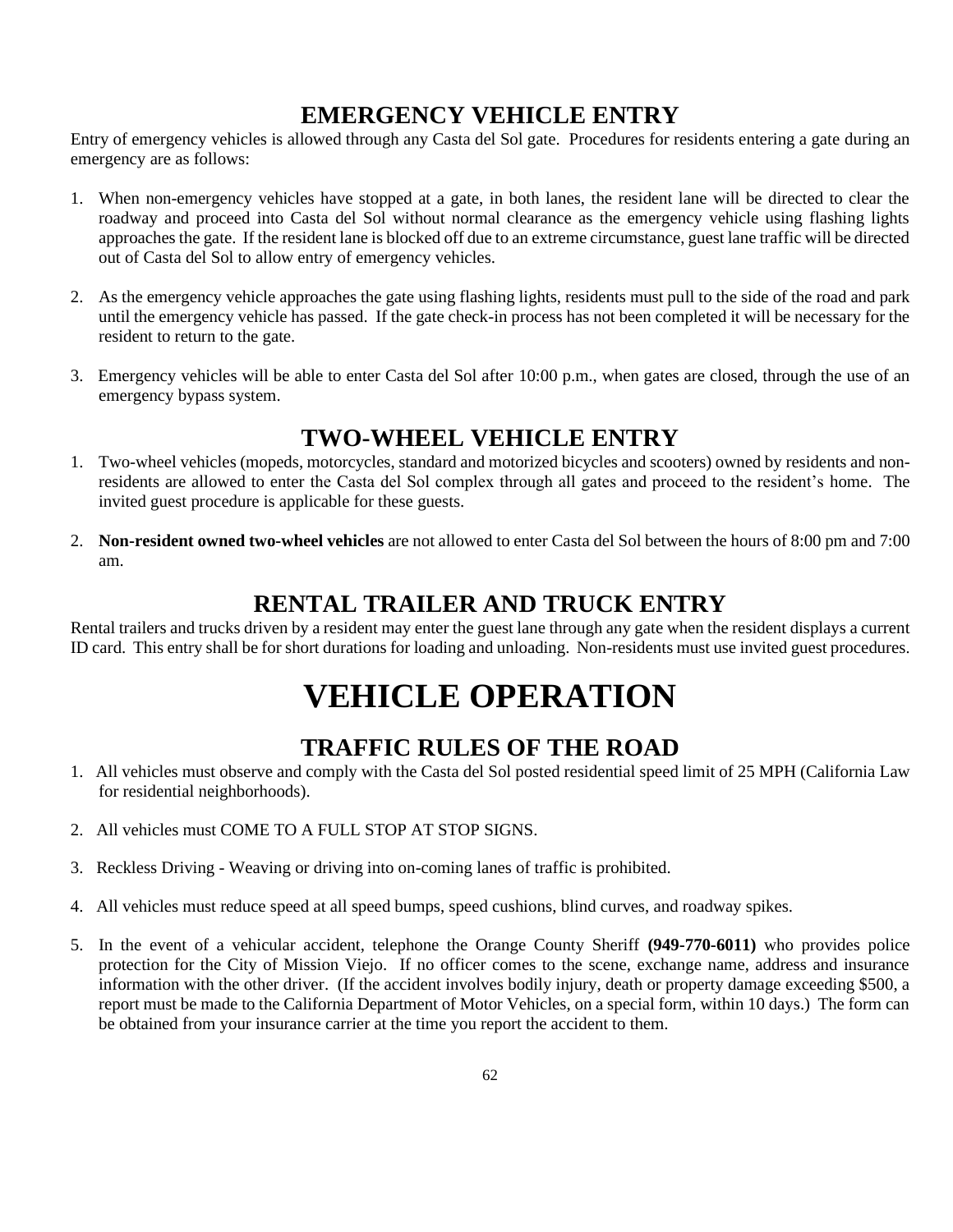## EMERGENCY VEHICLE ENTRY

Entry of emergency vehicles is allowed through any Casta del Sol gate. Procedures for residents entering a gate during an emergency are as follows:

1. When non-emergency vehicles have stopped at a gate, in both lanes, the resident lane will be directed to clear the roadway and proceed into Casta del Sol without normal clearance as the emergency vehicle using flashing lights approaches the gate. If the resident lane is blocked off due to an extreme circumstance, guest lane traffic will be directed out of Casta del Sol to allow entry of emergency vehicles.

2. As the emergency vehicle approaches the gate using flashing lights, residents must pull to the side of the road and park until the emergency vehicle has passed. If the gate check-in process has not been completed it will be necessary for the resident to return to the gate.

3. Emergency vehicles will be able to enter Casta del Sol after 10:00 p.m., when gates are closed, through the use of an emergency bypass system.

## TWO-WHEEL VEHICLE ENTRY

1. Two-wheel vehicles (mopeds, motorcycles, standard and motorized bicycles and scooters) owned by residents and non-residents are allowed to enter the Casta del Sol complex through all gates and proceed to the resident's home. The invited guest procedure is applicable for these guests.

2. **Non-resident owned two-wheel vehicles** are not allowed to enter Casta del Sol between the hours of 8:00 pm and 7:00 am.

## RENTAL TRAILER AND TRUCK ENTRY

Rental trailers and trucks driven by a resident may enter the guest lane through any gate when the resident displays a current ID card. This entry shall be for short durations for loading and unloading. Non-residents must use invited guest procedures.

# VEHICLE OPERATION

## TRAFFIC RULES OF THE ROAD

1. All vehicles must observe and comply with the Casta del Sol posted residential speed limit of 25 MPH (California Law for residential neighborhoods).

2. All vehicles must COME TO A FULL STOP AT STOP SIGNS.

3. Reckless Driving - Weaving or driving into on-coming lanes of traffic is prohibited.

4. All vehicles must reduce speed at all speed bumps, speed cushions, blind curves, and roadway spikes.

5. In the event of a vehicular accident, telephone the Orange County Sheriff **(949-770-6011)** who provides police protection for the City of Mission Viejo. If no officer comes to the scene, exchange name, address and insurance information with the other driver. (If the accident involves bodily injury, death or property damage exceeding $500, a report must be made to the California Department of Motor Vehicles, on a special form, within 10 days.) The form can be obtained from your insurance carrier at the time you report the accident to them.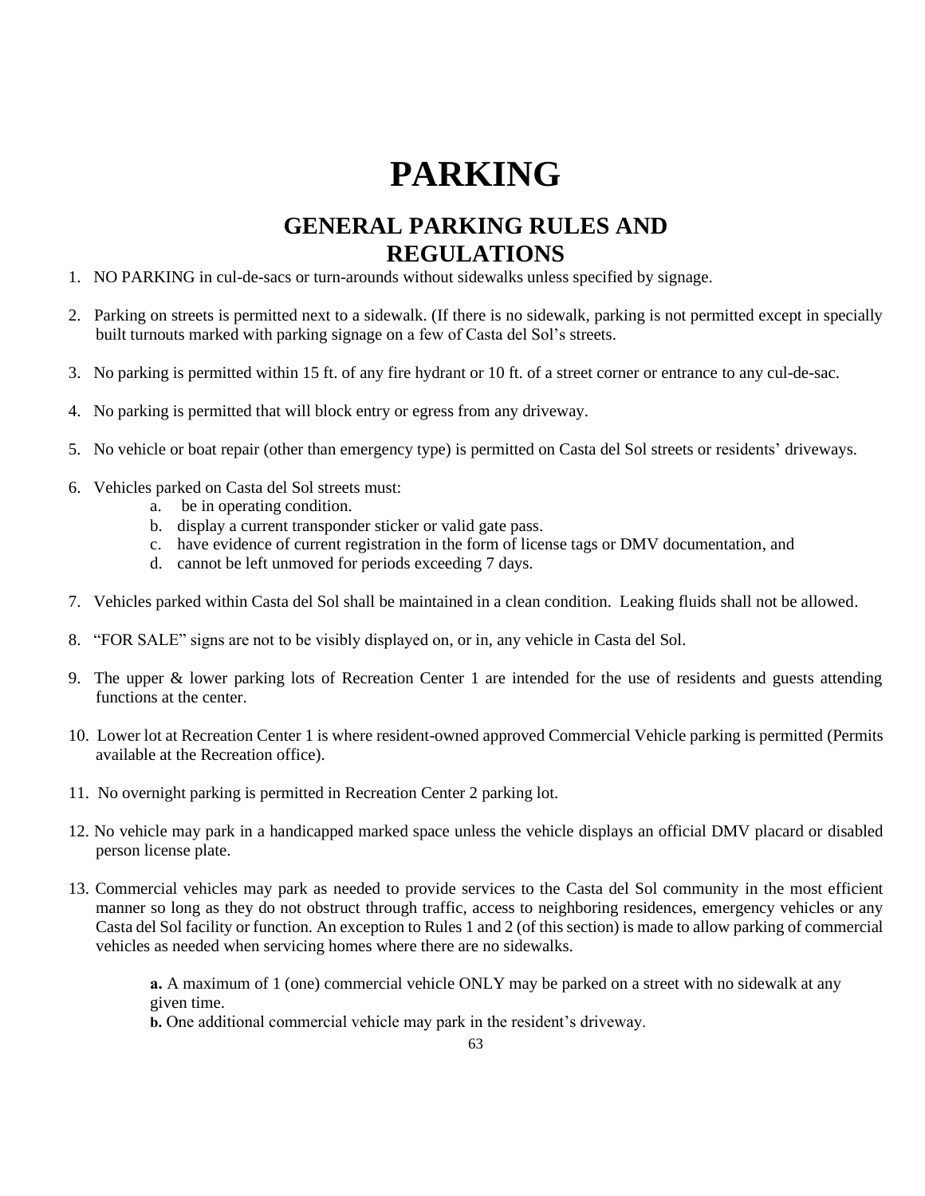# PARKING

## GENERAL PARKING RULES AND REGULATIONS

1. NO PARKING in cul-de-sacs or turn-arounds without sidewalks unless specified by signage.

2. Parking on streets is permitted next to a sidewalk. (If there is no sidewalk, parking is not permitted except in specially built turnouts marked with parking signage on a few of Casta del Sol's streets.

3. No parking is permitted within 15 ft. of any fire hydrant or 10 ft. of a street corner or entrance to any cul-de-sac.

4. No parking is permitted that will block entry or egress from any driveway.

5. No vehicle or boat repair (other than emergency type) is permitted on Casta del Sol streets or residents' driveways.

6. Vehicles parked on Casta del Sol streets must:
   a. be in operating condition.
   b. display a current transponder sticker or valid gate pass.
   c. have evidence of current registration in the form of license tags or DMV documentation, and
   d. cannot be left unmoved for periods exceeding 7 days.

7. Vehicles parked within Casta del Sol shall be maintained in a clean condition. Leaking fluids shall not be allowed.

8. "FOR SALE" signs are not to be visibly displayed on, or in, any vehicle in Casta del Sol.

9. The upper & lower parking lots of Recreation Center 1 are intended for the use of residents and guests attending functions at the center.

10. Lower lot at Recreation Center 1 is where resident-owned approved Commercial Vehicle parking is permitted (Permits available at the Recreation office).

11. No overnight parking is permitted in Recreation Center 2 parking lot.

12. No vehicle may park in a handicapped marked space unless the vehicle displays an official DMV placard or disabled person license plate.

13. Commercial vehicles may park as needed to provide services to the Casta del Sol community in the most efficient manner so long as they do not obstruct through traffic, access to neighboring residences, emergency vehicles or any Casta del Sol facility or function. An exception to Rules 1 and 2 (of this section) is made to allow parking of commercial vehicles as needed when servicing homes where there are no sidewalks.

    **a.** A maximum of 1 (one) commercial vehicle ONLY may be parked on a street with no sidewalk at any given time.
    **b.** One additional commercial vehicle may park in the resident's driveway.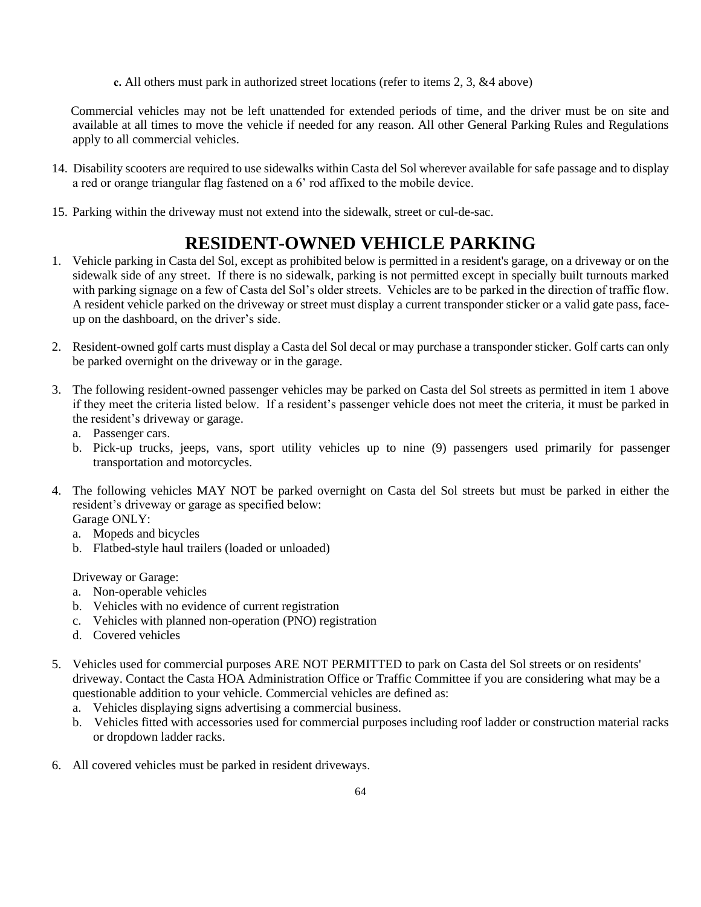**c.** All others must park in authorized street locations (refer to items 2, 3, &4 above)

Commercial vehicles may not be left unattended for extended periods of time, and the driver must be on site and available at all times to move the vehicle if needed for any reason. All other General Parking Rules and Regulations apply to all commercial vehicles.

14. Disability scooters are required to use sidewalks within Casta del Sol wherever available for safe passage and to display a red or orange triangular flag fastened on a 6' rod affixed to the mobile device.

15. Parking within the driveway must not extend into the sidewalk, street or cul-de-sac.

# RESIDENT-OWNED VEHICLE PARKING

1. Vehicle parking in Casta del Sol, except as prohibited below is permitted in a resident's garage, on a driveway or on the sidewalk side of any street. If there is no sidewalk, parking is not permitted except in specially built turnouts marked with parking signage on a few of Casta del Sol's older streets. Vehicles are to be parked in the direction of traffic flow. A resident vehicle parked on the driveway or street must display a current transponder sticker or a valid gate pass, face-up on the dashboard, on the driver's side.

2. Resident-owned golf carts must display a Casta del Sol decal or may purchase a transponder sticker. Golf carts can only be parked overnight on the driveway or in the garage.

3. The following resident-owned passenger vehicles may be parked on Casta del Sol streets as permitted in item 1 above if they meet the criteria listed below. If a resident's passenger vehicle does not meet the criteria, it must be parked in the resident's driveway or garage.
   a. Passenger cars.
   b. Pick-up trucks, jeeps, vans, sport utility vehicles up to nine (9) passengers used primarily for passenger transportation and motorcycles.

4. The following vehicles MAY NOT be parked overnight on Casta del Sol streets but must be parked in either the resident's driveway or garage as specified below:
   Garage ONLY:
   a. Mopeds and bicycles
   b. Flatbed-style haul trailers (loaded or unloaded)

   Driveway or Garage:
   a. Non-operable vehicles
   b. Vehicles with no evidence of current registration
   c. Vehicles with planned non-operation (PNO) registration
   d. Covered vehicles

5. Vehicles used for commercial purposes ARE NOT PERMITTED to park on Casta del Sol streets or on residents' driveway. Contact the Casta HOA Administration Office or Traffic Committee if you are considering what may be a questionable addition to your vehicle. Commercial vehicles are defined as:
   a. Vehicles displaying signs advertising a commercial business.
   b. Vehicles fitted with accessories used for commercial purposes including roof ladder or construction material racks or dropdown ladder racks.

6. All covered vehicles must be parked in resident driveways.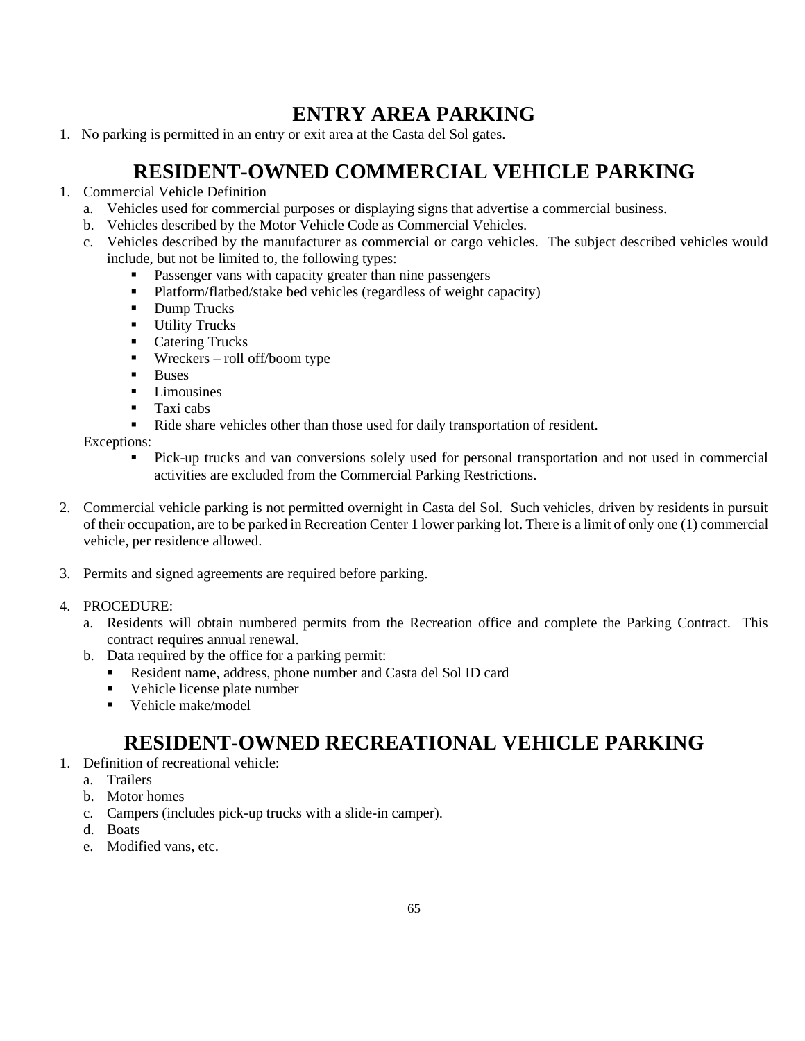# ENTRY AREA PARKING

1. No parking is permitted in an entry or exit area at the Casta del Sol gates.

# RESIDENT-OWNED COMMERCIAL VEHICLE PARKING

1. Commercial Vehicle Definition
   a. Vehicles used for commercial purposes or displaying signs that advertise a commercial business.
   b. Vehicles described by the Motor Vehicle Code as Commercial Vehicles.
   c. Vehicles described by the manufacturer as commercial or cargo vehicles. The subject described vehicles would include, but not be limited to, the following types:
      - Passenger vans with capacity greater than nine passengers
      - Platform/flatbed/stake bed vehicles (regardless of weight capacity)
      - Dump Trucks
      - Utility Trucks
      - Catering Trucks
      - Wreckers – roll off/boom type
      - Buses
      - Limousines
      - Taxi cabs
      - Ride share vehicles other than those used for daily transportation of resident.

   Exceptions:
      - Pick-up trucks and van conversions solely used for personal transportation and not used in commercial activities are excluded from the Commercial Parking Restrictions.

2. Commercial vehicle parking is not permitted overnight in Casta del Sol. Such vehicles, driven by residents in pursuit of their occupation, are to be parked in Recreation Center 1 lower parking lot. There is a limit of only one (1) commercial vehicle, per residence allowed.

3. Permits and signed agreements are required before parking.

4. PROCEDURE:
   a. Residents will obtain numbered permits from the Recreation office and complete the Parking Contract. This contract requires annual renewal.
   b. Data required by the office for a parking permit:
      - Resident name, address, phone number and Casta del Sol ID card
      - Vehicle license plate number
      - Vehicle make/model

# RESIDENT-OWNED RECREATIONAL VEHICLE PARKING

1. Definition of recreational vehicle:
   a. Trailers
   b. Motor homes
   c. Campers (includes pick-up trucks with a slide-in camper).
   d. Boats
   e. Modified vans, etc.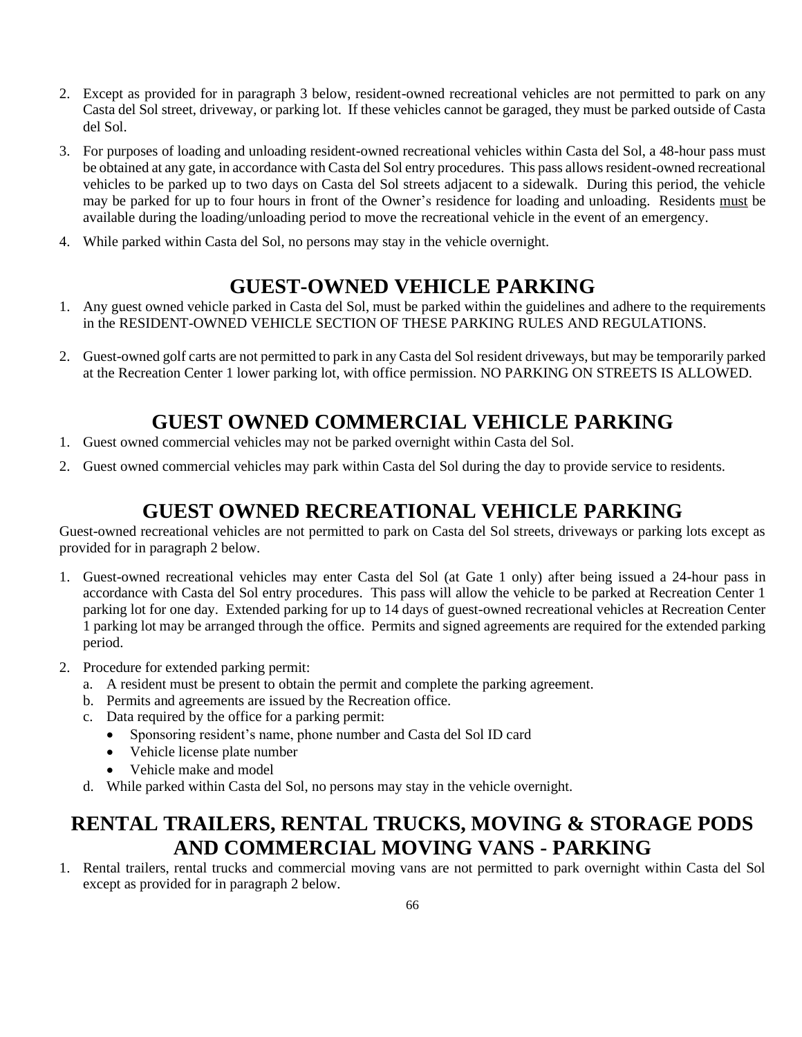2. Except as provided for in paragraph 3 below, resident-owned recreational vehicles are not permitted to park on any Casta del Sol street, driveway, or parking lot. If these vehicles cannot be garaged, they must be parked outside of Casta del Sol.

3. For purposes of loading and unloading resident-owned recreational vehicles within Casta del Sol, a 48-hour pass must be obtained at any gate, in accordance with Casta del Sol entry procedures. This pass allows resident-owned recreational vehicles to be parked up to two days on Casta del Sol streets adjacent to a sidewalk. During this period, the vehicle may be parked for up to four hours in front of the Owner's residence for loading and unloading. Residents <u>must</u> be available during the loading/unloading period to move the recreational vehicle in the event of an emergency.

4. While parked within Casta del Sol, no persons may stay in the vehicle overnight.

## GUEST-OWNED VEHICLE PARKING

1. Any guest owned vehicle parked in Casta del Sol, must be parked within the guidelines and adhere to the requirements in the RESIDENT-OWNED VEHICLE SECTION OF THESE PARKING RULES AND REGULATIONS.

2. Guest-owned golf carts are not permitted to park in any Casta del Sol resident driveways, but may be temporarily parked at the Recreation Center 1 lower parking lot, with office permission. NO PARKING ON STREETS IS ALLOWED.

## GUEST OWNED COMMERCIAL VEHICLE PARKING

1. Guest owned commercial vehicles may not be parked overnight within Casta del Sol.
2. Guest owned commercial vehicles may park within Casta del Sol during the day to provide service to residents.

## GUEST OWNED RECREATIONAL VEHICLE PARKING

Guest-owned recreational vehicles are not permitted to park on Casta del Sol streets, driveways or parking lots except as provided for in paragraph 2 below.

1. Guest-owned recreational vehicles may enter Casta del Sol (at Gate 1 only) after being issued a 24-hour pass in accordance with Casta del Sol entry procedures. This pass will allow the vehicle to be parked at Recreation Center 1 parking lot for one day. Extended parking for up to 14 days of guest-owned recreational vehicles at Recreation Center 1 parking lot may be arranged through the office. Permits and signed agreements are required for the extended parking period.

2. Procedure for extended parking permit:
   a. A resident must be present to obtain the permit and complete the parking agreement.
   b. Permits and agreements are issued by the Recreation office.
   c. Data required by the office for a parking permit:
      - Sponsoring resident's name, phone number and Casta del Sol ID card
      - Vehicle license plate number
      - Vehicle make and model
   d. While parked within Casta del Sol, no persons may stay in the vehicle overnight.

## RENTAL TRAILERS, RENTAL TRUCKS, MOVING & STORAGE PODS AND COMMERCIAL MOVING VANS - PARKING

1. Rental trailers, rental trucks and commercial moving vans are not permitted to park overnight within Casta del Sol except as provided for in paragraph 2 below.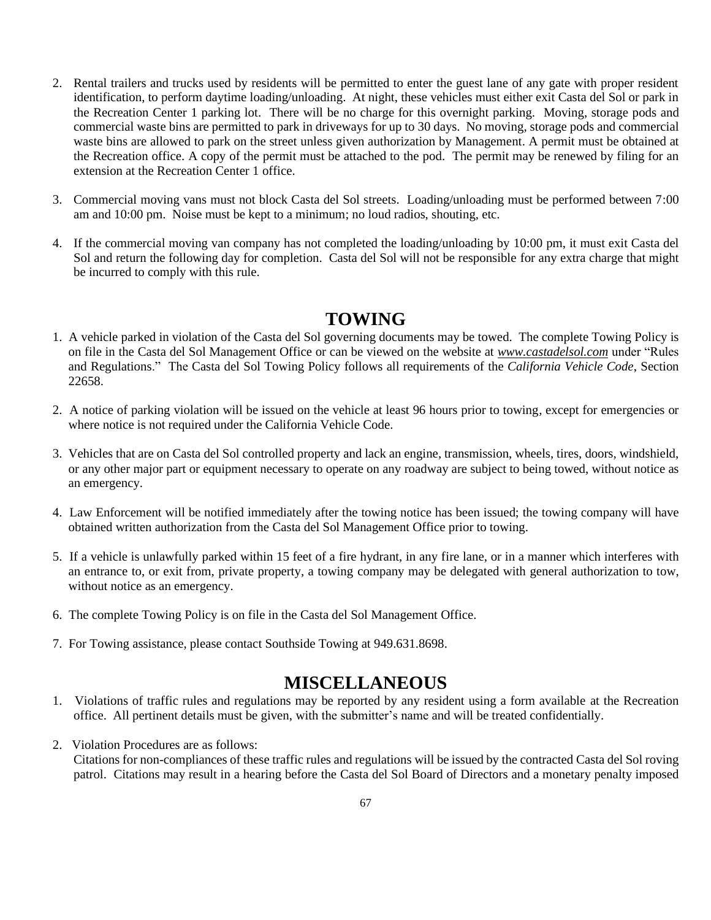2. Rental trailers and trucks used by residents will be permitted to enter the guest lane of any gate with proper resident identification, to perform daytime loading/unloading. At night, these vehicles must either exit Casta del Sol or park in the Recreation Center 1 parking lot. There will be no charge for this overnight parking. Moving, storage pods and commercial waste bins are permitted to park in driveways for up to 30 days. No moving, storage pods and commercial waste bins are allowed to park on the street unless given authorization by Management. A permit must be obtained at the Recreation office. A copy of the permit must be attached to the pod. The permit may be renewed by filing for an extension at the Recreation Center 1 office.

3. Commercial moving vans must not block Casta del Sol streets. Loading/unloading must be performed between 7:00 am and 10:00 pm. Noise must be kept to a minimum; no loud radios, shouting, etc.

4. If the commercial moving van company has not completed the loading/unloading by 10:00 pm, it must exit Casta del Sol and return the following day for completion. Casta del Sol will not be responsible for any extra charge that might be incurred to comply with this rule.

## TOWING

1. A vehicle parked in violation of the Casta del Sol governing documents may be towed. The complete Towing Policy is on file in the Casta del Sol Management Office or can be viewed on the website at ***www.castadelsol.com*** under "Rules and Regulations." The Casta del Sol Towing Policy follows all requirements of the *California Vehicle Code*, Section 22658.

2. A notice of parking violation will be issued on the vehicle at least 96 hours prior to towing, except for emergencies or where notice is not required under the California Vehicle Code.

3. Vehicles that are on Casta del Sol controlled property and lack an engine, transmission, wheels, tires, doors, windshield, or any other major part or equipment necessary to operate on any roadway are subject to being towed, without notice as an emergency.

4. Law Enforcement will be notified immediately after the towing notice has been issued; the towing company will have obtained written authorization from the Casta del Sol Management Office prior to towing.

5. If a vehicle is unlawfully parked within 15 feet of a fire hydrant, in any fire lane, or in a manner which interferes with an entrance to, or exit from, private property, a towing company may be delegated with general authorization to tow, without notice as an emergency.

6. The complete Towing Policy is on file in the Casta del Sol Management Office.

7. For Towing assistance, please contact Southside Towing at 949.631.8698.

## MISCELLANEOUS

1. Violations of traffic rules and regulations may be reported by any resident using a form available at the Recreation office. All pertinent details must be given, with the submitter's name and will be treated confidentially.

2. Violation Procedures are as follows:
   Citations for non-compliances of these traffic rules and regulations will be issued by the contracted Casta del Sol roving patrol. Citations may result in a hearing before the Casta del Sol Board of Directors and a monetary penalty imposed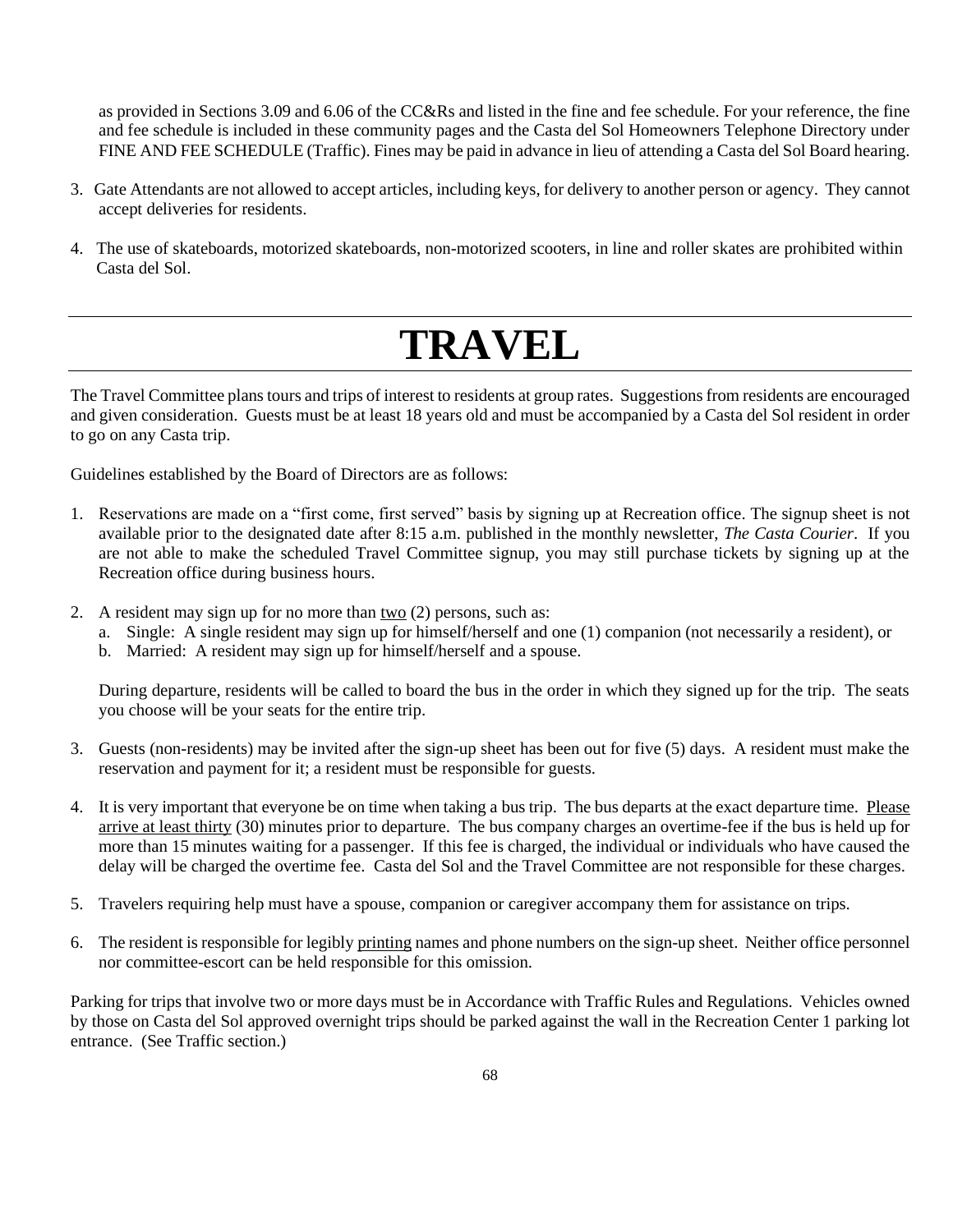as provided in Sections 3.09 and 6.06 of the CC&Rs and listed in the fine and fee schedule. For your reference, the fine and fee schedule is included in these community pages and the Casta del Sol Homeowners Telephone Directory under FINE AND FEE SCHEDULE (Traffic). Fines may be paid in advance in lieu of attending a Casta del Sol Board hearing.

3. Gate Attendants are not allowed to accept articles, including keys, for delivery to another person or agency. They cannot accept deliveries for residents.

4. The use of skateboards, motorized skateboards, non-motorized scooters, in line and roller skates are prohibited within Casta del Sol.

# TRAVEL

The Travel Committee plans tours and trips of interest to residents at group rates. Suggestions from residents are encouraged and given consideration. Guests must be at least 18 years old and must be accompanied by a Casta del Sol resident in order to go on any Casta trip.

Guidelines established by the Board of Directors are as follows:

1. Reservations are made on a "first come, first served" basis by signing up at Recreation office. The signup sheet is not available prior to the designated date after 8:15 a.m. published in the monthly newsletter, *The Casta Courier*. If you are not able to make the scheduled Travel Committee signup, you may still purchase tickets by signing up at the Recreation office during business hours.

2. A resident may sign up for no more than two (2) persons, such as:
   a. Single: A single resident may sign up for himself/herself and one (1) companion (not necessarily a resident), or
   b. Married: A resident may sign up for himself/herself and a spouse.

   During departure, residents will be called to board the bus in the order in which they signed up for the trip. The seats you choose will be your seats for the entire trip.

3. Guests (non-residents) may be invited after the sign-up sheet has been out for five (5) days. A resident must make the reservation and payment for it; a resident must be responsible for guests.

4. It is very important that everyone be on time when taking a bus trip. The bus departs at the exact departure time. Please arrive at least thirty (30) minutes prior to departure. The bus company charges an overtime-fee if the bus is held up for more than 15 minutes waiting for a passenger. If this fee is charged, the individual or individuals who have caused the delay will be charged the overtime fee. Casta del Sol and the Travel Committee are not responsible for these charges.

5. Travelers requiring help must have a spouse, companion or caregiver accompany them for assistance on trips.

6. The resident is responsible for legibly printing names and phone numbers on the sign-up sheet. Neither office personnel nor committee-escort can be held responsible for this omission.

Parking for trips that involve two or more days must be in Accordance with Traffic Rules and Regulations. Vehicles owned by those on Casta del Sol approved overnight trips should be parked against the wall in the Recreation Center 1 parking lot entrance. (See Traffic section.)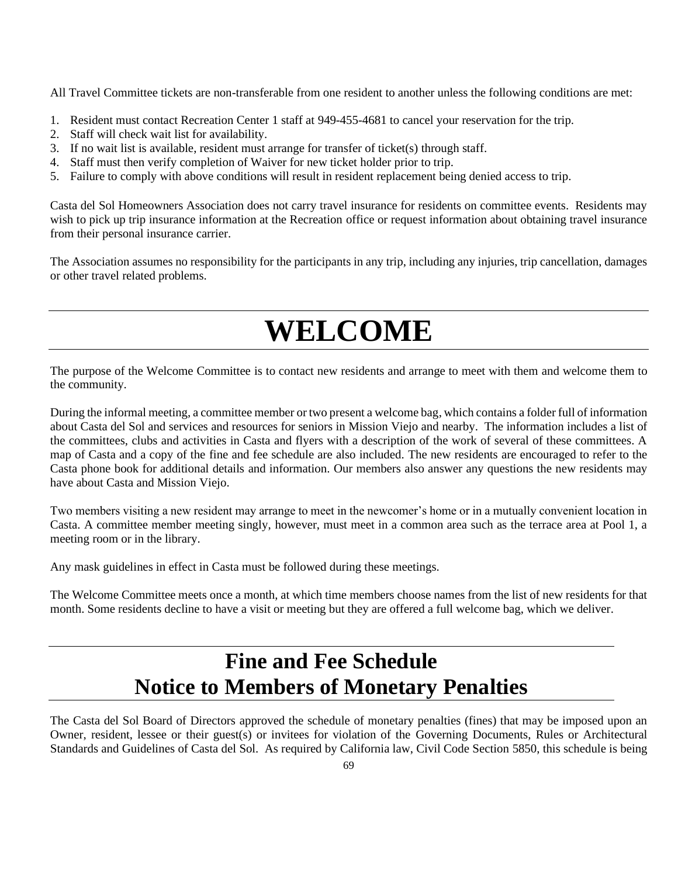All Travel Committee tickets are non-transferable from one resident to another unless the following conditions are met:

1. Resident must contact Recreation Center 1 staff at 949-455-4681 to cancel your reservation for the trip.
2. Staff will check wait list for availability.
3. If no wait list is available, resident must arrange for transfer of ticket(s) through staff.
4. Staff must then verify completion of Waiver for new ticket holder prior to trip.
5. Failure to comply with above conditions will result in resident replacement being denied access to trip.

Casta del Sol Homeowners Association does not carry travel insurance for residents on committee events. Residents may wish to pick up trip insurance information at the Recreation office or request information about obtaining travel insurance from their personal insurance carrier.

The Association assumes no responsibility for the participants in any trip, including any injuries, trip cancellation, damages or other travel related problems.

# WELCOME

The purpose of the Welcome Committee is to contact new residents and arrange to meet with them and welcome them to the community.

During the informal meeting, a committee member or two present a welcome bag, which contains a folder full of information about Casta del Sol and services and resources for seniors in Mission Viejo and nearby. The information includes a list of the committees, clubs and activities in Casta and flyers with a description of the work of several of these committees. A map of Casta and a copy of the fine and fee schedule are also included. The new residents are encouraged to refer to the Casta phone book for additional details and information. Our members also answer any questions the new residents may have about Casta and Mission Viejo.

Two members visiting a new resident may arrange to meet in the newcomer's home or in a mutually convenient location in Casta. A committee member meeting singly, however, must meet in a common area such as the terrace area at Pool 1, a meeting room or in the library.

Any mask guidelines in effect in Casta must be followed during these meetings.

The Welcome Committee meets once a month, at which time members choose names from the list of new residents for that month. Some residents decline to have a visit or meeting but they are offered a full welcome bag, which we deliver.

# Fine and Fee Schedule
# Notice to Members of Monetary Penalties

The Casta del Sol Board of Directors approved the schedule of monetary penalties (fines) that may be imposed upon an Owner, resident, lessee or their guest(s) or invitees for violation of the Governing Documents, Rules or Architectural Standards and Guidelines of Casta del Sol. As required by California law, Civil Code Section 5850, this schedule is being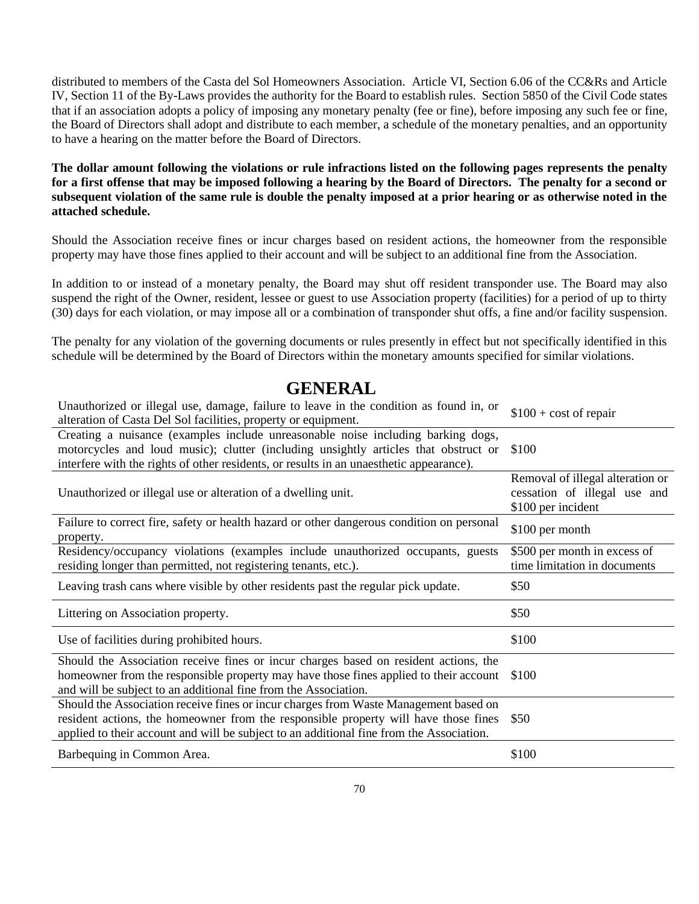distributed to members of the Casta del Sol Homeowners Association. Article VI, Section 6.06 of the CC&Rs and Article IV, Section 11 of the By-Laws provides the authority for the Board to establish rules. Section 5850 of the Civil Code states that if an association adopts a policy of imposing any monetary penalty (fee or fine), before imposing any such fee or fine, the Board of Directors shall adopt and distribute to each member, a schedule of the monetary penalties, and an opportunity to have a hearing on the matter before the Board of Directors.

**The dollar amount following the violations or rule infractions listed on the following pages represents the penalty for a first offense that may be imposed following a hearing by the Board of Directors. The penalty for a second or subsequent violation of the same rule is double the penalty imposed at a prior hearing or as otherwise noted in the attached schedule.**

Should the Association receive fines or incur charges based on resident actions, the homeowner from the responsible property may have those fines applied to their account and will be subject to an additional fine from the Association.

In addition to or instead of a monetary penalty, the Board may shut off resident transponder use. The Board may also suspend the right of the Owner, resident, lessee or guest to use Association property (facilities) for a period of up to thirty (30) days for each violation, or may impose all or a combination of transponder shut offs, a fine and/or facility suspension.

The penalty for any violation of the governing documents or rules presently in effect but not specifically identified in this schedule will be determined by the Board of Directors within the monetary amounts specified for similar violations.

# GENERAL

| | |
|---|---|
| Unauthorized or illegal use, damage, failure to leave in the condition as found in, or alteration of Casta Del Sol facilities, property or equipment. | $100 + cost of repair |
| Creating a nuisance (examples include unreasonable noise including barking dogs, motorcycles and loud music); clutter (including unsightly articles that obstruct or interfere with the rights of other residents, or results in an unaesthetic appearance). | $100 |
| Unauthorized or illegal use or alteration of a dwelling unit. | Removal of illegal alteration or cessation of illegal use and $100 per incident |
| Failure to correct fire, safety or health hazard or other dangerous condition on personal property. | $100 per month |
| Residency/occupancy violations (examples include unauthorized occupants, guests residing longer than permitted, not registering tenants, etc.). | $500 per month in excess of time limitation in documents |
| Leaving trash cans where visible by other residents past the regular pick update. | $50 |
| Littering on Association property. | $50 |
| Use of facilities during prohibited hours. | $100 |
| Should the Association receive fines or incur charges based on resident actions, the homeowner from the responsible property may have those fines applied to their account and will be subject to an additional fine from the Association. | $100 |
| Should the Association receive fines or incur charges from Waste Management based on resident actions, the homeowner from the responsible property will have those fines applied to their account and will be subject to an additional fine from the Association. | $50 |
| Barbequing in Common Area. | $100 |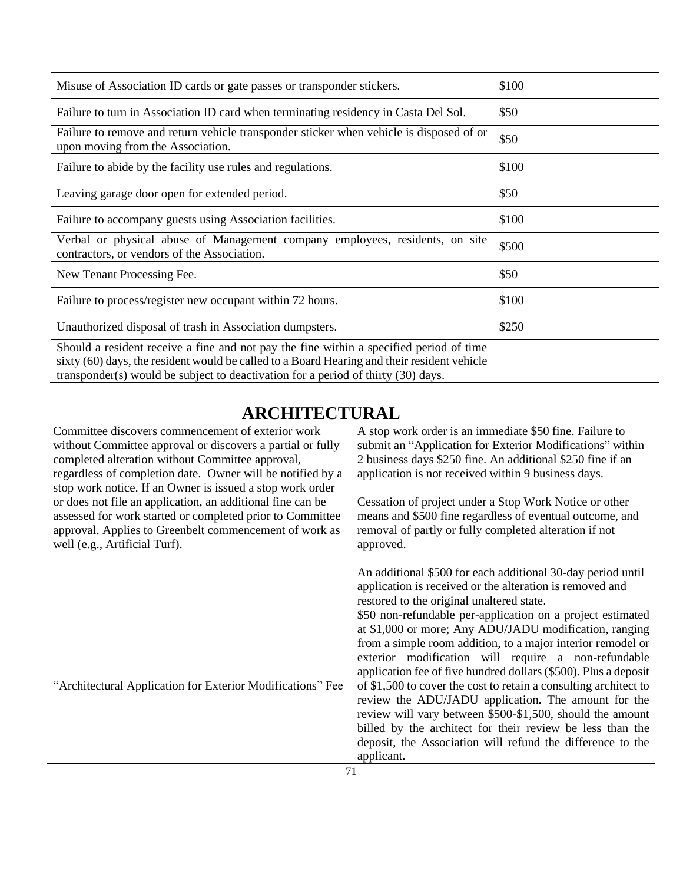| | |
|---|---|
| Misuse of Association ID cards or gate passes or transponder stickers. | \$100 |
| Failure to turn in Association ID card when terminating residency in Casta Del Sol. | \$50 |
| Failure to remove and return vehicle transponder sticker when vehicle is disposed of or upon moving from the Association. | \$50 |
| Failure to abide by the facility use rules and regulations. | \$100 |
| Leaving garage door open for extended period. | \$50 |
| Failure to accompany guests using Association facilities. | \$100 |
| Verbal or physical abuse of Management company employees, residents, on site contractors, or vendors of the Association. | \$500 |
| New Tenant Processing Fee. | \$50 |
| Failure to process/register new occupant within 72 hours. | \$100 |
| Unauthorized disposal of trash in Association dumpsters. | \$250 |
| Should a resident receive a fine and not pay the fine within a specified period of time sixty (60) days, the resident would be called to a Board Hearing and their resident vehicle transponder(s) would be subject to deactivation for a period of thirty (30) days. | |

# ARCHITECTURAL

| | |
|---|---|
| Committee discovers commencement of exterior work without Committee approval or discovers a partial or fully completed alteration without Committee approval, regardless of completion date. Owner will be notified by a stop work notice. If an Owner is issued a stop work order or does not file an application, an additional fine can be assessed for work started or completed prior to Committee approval. Applies to Greenbelt commencement of work as well (e.g., Artificial Turf). | A stop work order is an immediate \$50 fine. Failure to submit an "Application for Exterior Modifications" within 2 business days \$250 fine. An additional \$250 fine if an application is not received within 9 business days.<br><br>Cessation of project under a Stop Work Notice or other means and \$500 fine regardless of eventual outcome, and removal of partly or fully completed alteration if not approved.<br><br>An additional \$500 for each additional 30-day period until application is received or the alteration is removed and restored to the original unaltered state. |
| "Architectural Application for Exterior Modifications" Fee | \$50 non-refundable per-application on a project estimated at \$1,000 or more; Any ADU/JADU modification, ranging from a simple room addition, to a major interior remodel or exterior modification will require a non-refundable application fee of five hundred dollars (\$500). Plus a deposit of \$1,500 to cover the cost to retain a consulting architect to review the ADU/JADU application. The amount for the review will vary between \$500-\$1,500, should the amount billed by the architect for their review be less than the deposit, the Association will refund the difference to the applicant. |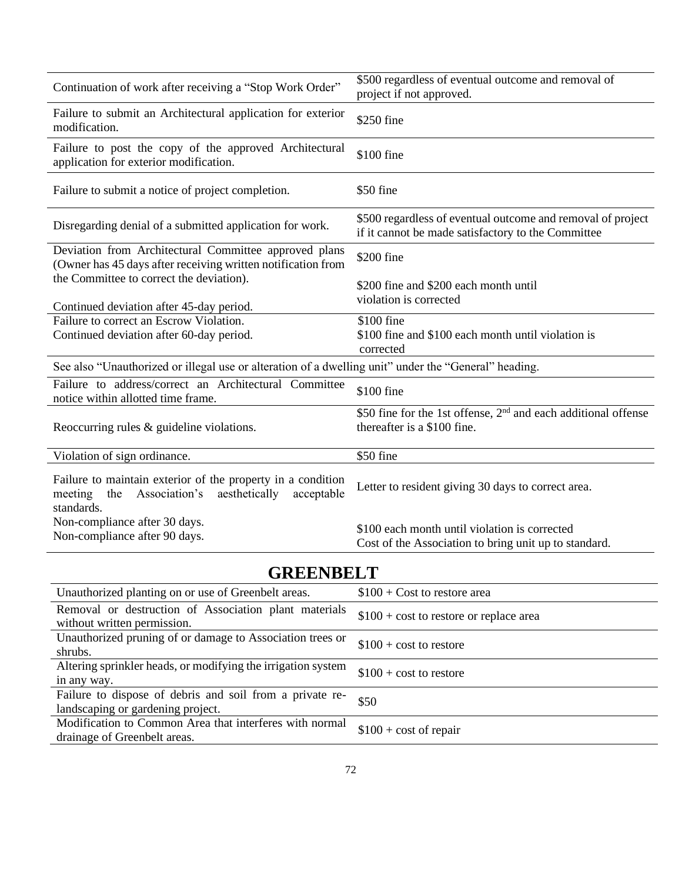| | |
|---|---|
| Continuation of work after receiving a "Stop Work Order" | $500 regardless of eventual outcome and removal of project if not approved. |
| Failure to submit an Architectural application for exterior modification. | $250 fine |
| Failure to post the copy of the approved Architectural application for exterior modification. | $100 fine |
| Failure to submit a notice of project completion. | $50 fine |
| Disregarding denial of a submitted application for work. | $500 regardless of eventual outcome and removal of project if it cannot be made satisfactory to the Committee |
| Deviation from Architectural Committee approved plans (Owner has 45 days after receiving written notification from the Committee to correct the deviation).<br><br>Continued deviation after 45-day period. | $200 fine<br><br>$200 fine and $200 each month until violation is corrected |
| Failure to correct an Escrow Violation.<br>Continued deviation after 60-day period. | $100 fine<br>$100 fine and $100 each month until violation is corrected |
| See also "Unauthorized or illegal use or alteration of a dwelling unit" under the "General" heading. | |
| Failure to address/correct an Architectural Committee notice within allotted time frame. | $100 fine |
| Reoccurring rules & guideline violations. | $50 fine for the 1st offense, 2nd and each additional offense thereafter is a $100 fine. |
| Violation of sign ordinance. | $50 fine |
| Failure to maintain exterior of the property in a condition meeting the Association's aesthetically acceptable standards.<br>Non-compliance after 30 days.<br>Non-compliance after 90 days. | Letter to resident giving 30 days to correct area.<br><br>$100 each month until violation is corrected<br>Cost of the Association to bring unit up to standard. |

## GREENBELT

| | |
|---|---|
| Unauthorized planting on or use of Greenbelt areas. | $100 + Cost to restore area |
| Removal or destruction of Association plant materials without written permission. | $100 + cost to restore or replace area |
| Unauthorized pruning of or damage to Association trees or shrubs. | $100 + cost to restore |
| Altering sprinkler heads, or modifying the irrigation system in any way. | $100 + cost to restore |
| Failure to dispose of debris and soil from a private re-landscaping or gardening project. | $50 |
| Modification to Common Area that interferes with normal drainage of Greenbelt areas. | $100 + cost of repair |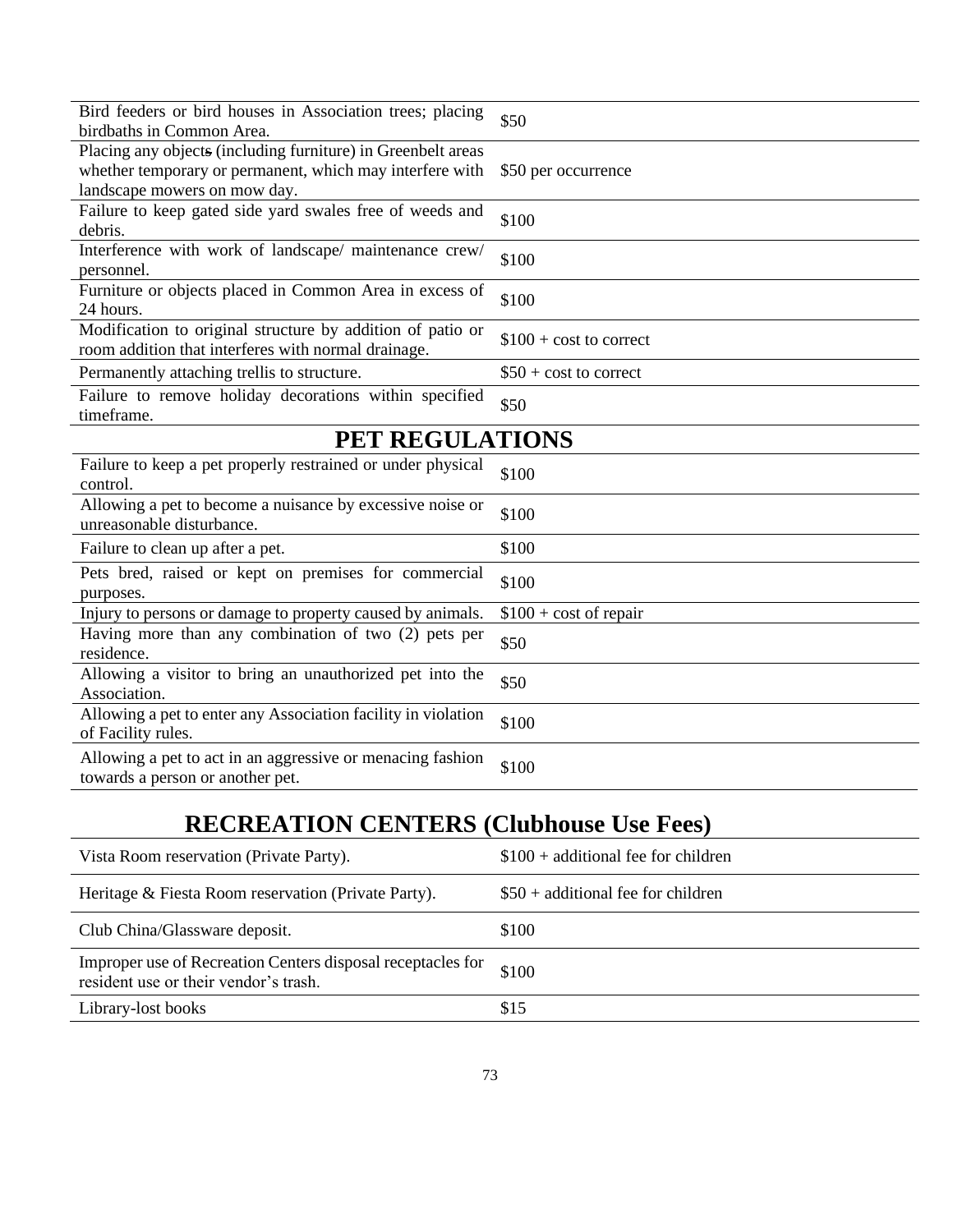| | |
|---|---|
| Bird feeders or bird houses in Association trees; placing birdbaths in Common Area. | $50 |
| Placing any objects (including furniture) in Greenbelt areas whether temporary or permanent, which may interfere with landscape mowers on mow day. | $50 per occurrence |
| Failure to keep gated side yard swales free of weeds and debris. | $100 |
| Interference with work of landscape/ maintenance crew/ personnel. | $100 |
| Furniture or objects placed in Common Area in excess of 24 hours. | $100 |
| Modification to original structure by addition of patio or room addition that interferes with normal drainage. | $100 + cost to correct |
| Permanently attaching trellis to structure. | $50 + cost to correct |
| Failure to remove holiday decorations within specified timeframe. | $50 |

## PET REGULATIONS

| | |
|---|---|
| Failure to keep a pet properly restrained or under physical control. | $100 |
| Allowing a pet to become a nuisance by excessive noise or unreasonable disturbance. | $100 |
| Failure to clean up after a pet. | $100 |
| Pets bred, raised or kept on premises for commercial purposes. | $100 |
| Injury to persons or damage to property caused by animals. | $100 + cost of repair |
| Having more than any combination of two (2) pets per residence. | $50 |
| Allowing a visitor to bring an unauthorized pet into the Association. | $50 |
| Allowing a pet to enter any Association facility in violation of Facility rules. | $100 |
| Allowing a pet to act in an aggressive or menacing fashion towards a person or another pet. | $100 |

## RECREATION CENTERS (Clubhouse Use Fees)

| | |
|---|---|
| Vista Room reservation (Private Party). | $100 + additional fee for children |
| Heritage & Fiesta Room reservation (Private Party). | $50 + additional fee for children |
| Club China/Glassware deposit. | $100 |
| Improper use of Recreation Centers disposal receptacles for resident use or their vendor's trash. | $100 |
| Library-lost books | $15 |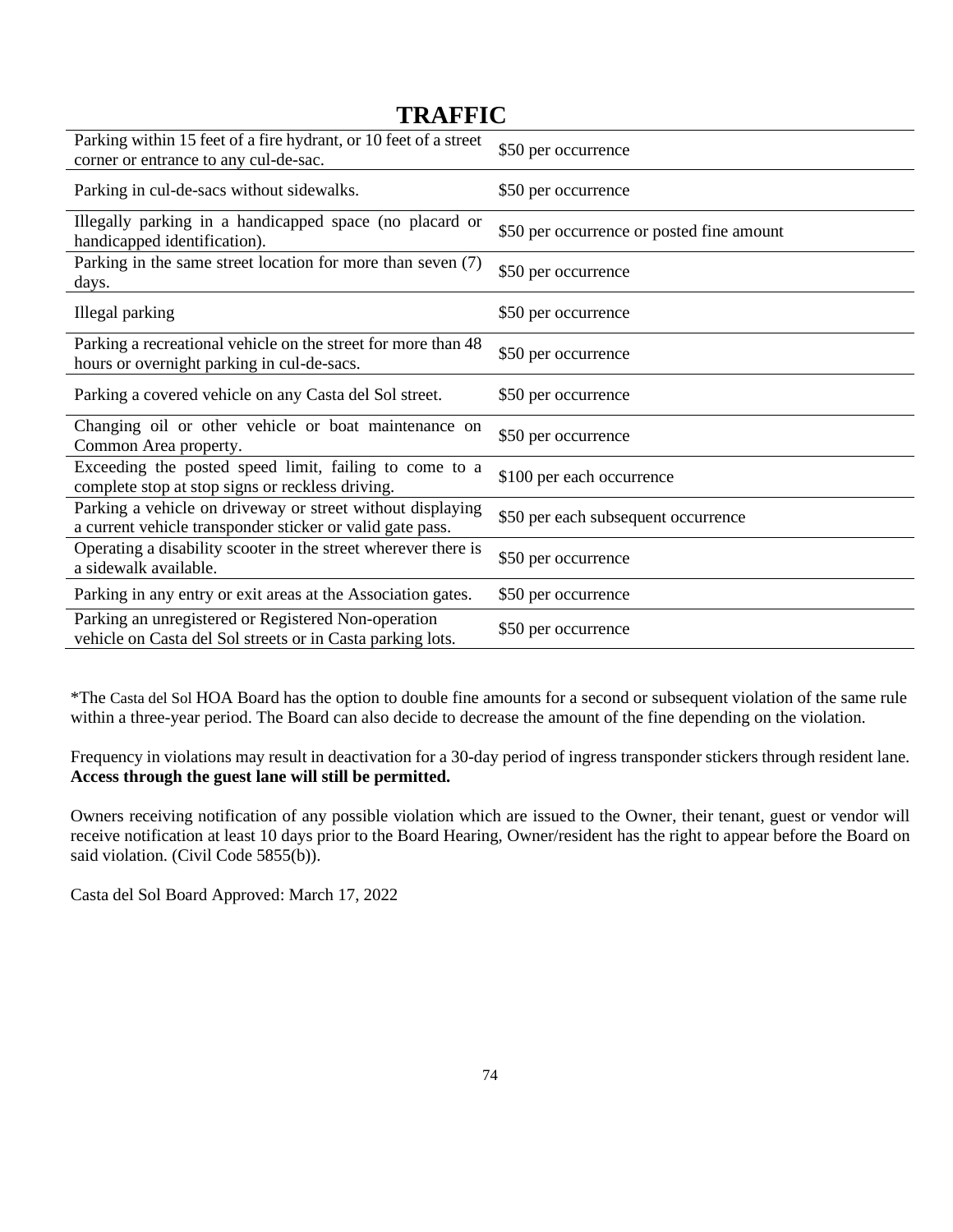# TRAFFIC

| | |
|---|---|
| Parking within 15 feet of a fire hydrant, or 10 feet of a street corner or entrance to any cul-de-sac. | $50 per occurrence |
| Parking in cul-de-sacs without sidewalks. | $50 per occurrence |
| Illegally parking in a handicapped space (no placard or handicapped identification). | $50 per occurrence or posted fine amount |
| Parking in the same street location for more than seven (7) days. | $50 per occurrence |
| Illegal parking | $50 per occurrence |
| Parking a recreational vehicle on the street for more than 48 hours or overnight parking in cul-de-sacs. | $50 per occurrence |
| Parking a covered vehicle on any Casta del Sol street. | $50 per occurrence |
| Changing oil or other vehicle or boat maintenance on Common Area property. | $50 per occurrence |
| Exceeding the posted speed limit, failing to come to a complete stop at stop signs or reckless driving. | $100 per each occurrence |
| Parking a vehicle on driveway or street without displaying a current vehicle transponder sticker or valid gate pass. | $50 per each subsequent occurrence |
| Operating a disability scooter in the street wherever there is a sidewalk available. | $50 per occurrence |
| Parking in any entry or exit areas at the Association gates. | $50 per occurrence |
| Parking an unregistered or Registered Non-operation vehicle on Casta del Sol streets or in Casta parking lots. | $50 per occurrence |

*The Casta del Sol HOA Board has the option to double fine amounts for a second or subsequent violation of the same rule within a three-year period. The Board can also decide to decrease the amount of the fine depending on the violation.

Frequency in violations may result in deactivation for a 30-day period of ingress transponder stickers through resident lane. **Access through the guest lane will still be permitted.**

Owners receiving notification of any possible violation which are issued to the Owner, their tenant, guest or vendor will receive notification at least 10 days prior to the Board Hearing, Owner/resident has the right to appear before the Board on said violation. (Civil Code 5855(b)).

Casta del Sol Board Approved: March 17, 2022